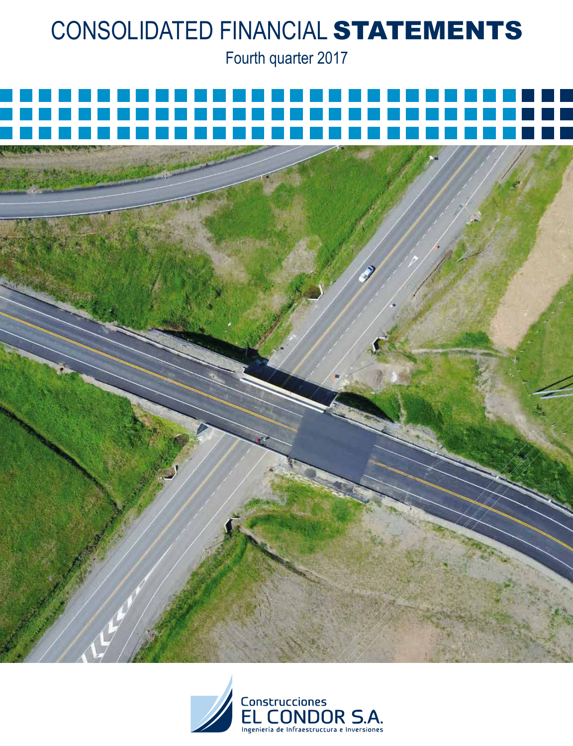# CONSOLIDATED FINANCIAL STATEMENTS

Fourth quarter 2017

Construcciones
EL CONDOR S.A.
Ingeniería de Infraestructura e Inversiones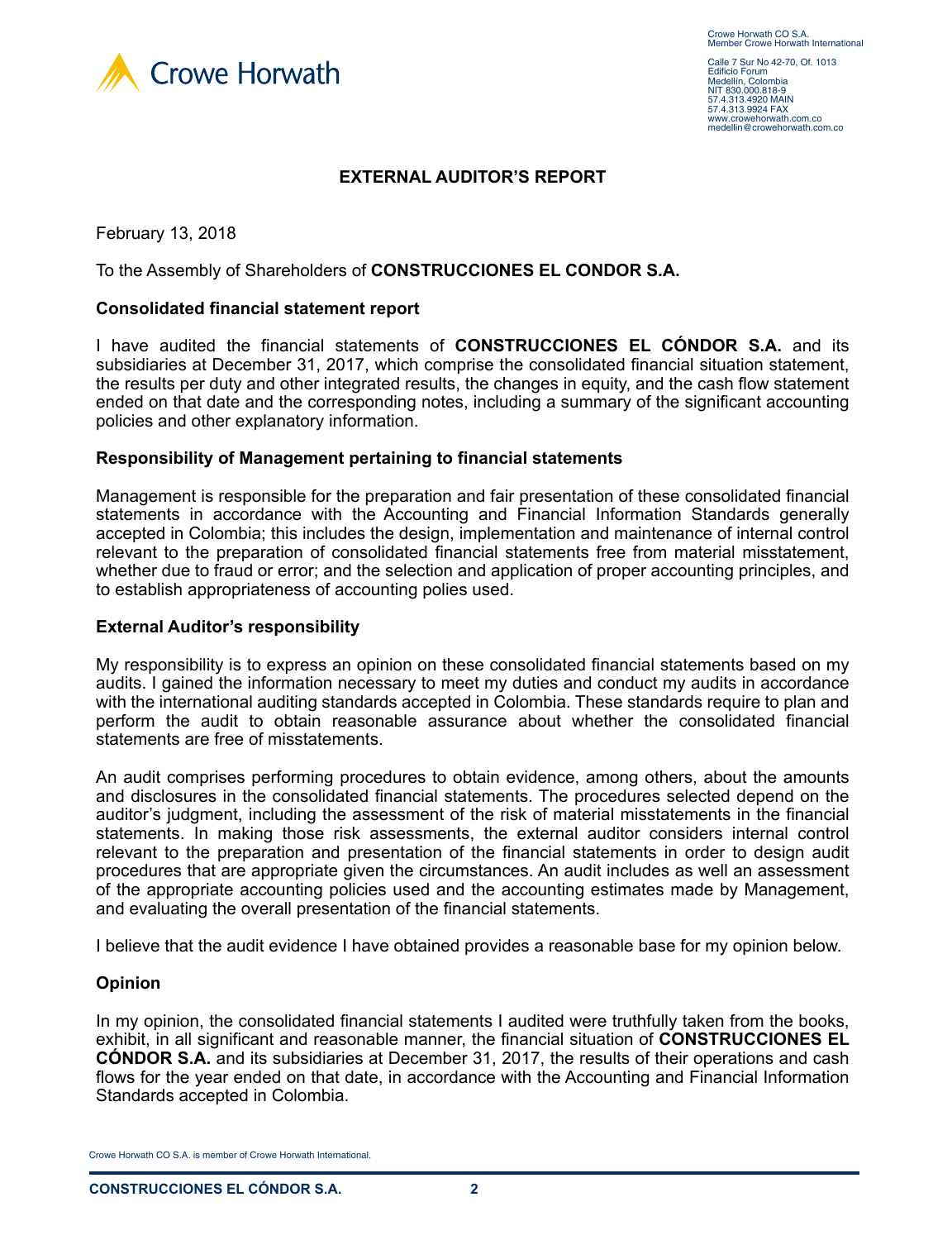Crowe Horwath CO S.A.
Member Crowe Horwath International

Calle 7 Sur No 42-70, Of. 1013
Edificio Forum
Medellín, Colombia
NIT 830.000.818-9
57.4.313.4920 MAIN
57.4.313.9924 FAX
www.crowehorwath.com.co
medellin@crowehorwath.com.co

# EXTERNAL AUDITOR'S REPORT

February 13, 2018

To the Assembly of Shareholders of **CONSTRUCCIONES EL CONDOR S.A.**

## Consolidated financial statement report

I have audited the financial statements of **CONSTRUCCIONES EL CÓNDOR S.A.** and its subsidiaries at December 31, 2017, which comprise the consolidated financial situation statement, the results per duty and other integrated results, the changes in equity, and the cash flow statement ended on that date and the corresponding notes, including a summary of the significant accounting policies and other explanatory information.

## Responsibility of Management pertaining to financial statements

Management is responsible for the preparation and fair presentation of these consolidated financial statements in accordance with the Accounting and Financial Information Standards generally accepted in Colombia; this includes the design, implementation and maintenance of internal control relevant to the preparation of consolidated financial statements free from material misstatement, whether due to fraud or error; and the selection and application of proper accounting principles, and to establish appropriateness of accounting polies used.

## External Auditor's responsibility

My responsibility is to express an opinion on these consolidated financial statements based on my audits. I gained the information necessary to meet my duties and conduct my audits in accordance with the international auditing standards accepted in Colombia. These standards require to plan and perform the audit to obtain reasonable assurance about whether the consolidated financial statements are free of misstatements.

An audit comprises performing procedures to obtain evidence, among others, about the amounts and disclosures in the consolidated financial statements. The procedures selected depend on the auditor's judgment, including the assessment of the risk of material misstatements in the financial statements. In making those risk assessments, the external auditor considers internal control relevant to the preparation and presentation of the financial statements in order to design audit procedures that are appropriate given the circumstances. An audit includes as well an assessment of the appropriate accounting policies used and the accounting estimates made by Management, and evaluating the overall presentation of the financial statements.

I believe that the audit evidence I have obtained provides a reasonable base for my opinion below.

## Opinion

In my opinion, the consolidated financial statements I audited were truthfully taken from the books, exhibit, in all significant and reasonable manner, the financial situation of **CONSTRUCCIONES EL CÓNDOR S.A.** and its subsidiaries at December 31, 2017, the results of their operations and cash flows for the year ended on that date, in accordance with the Accounting and Financial Information Standards accepted in Colombia.

Crowe Horwath CO S.A. is member of Crowe Horwath International.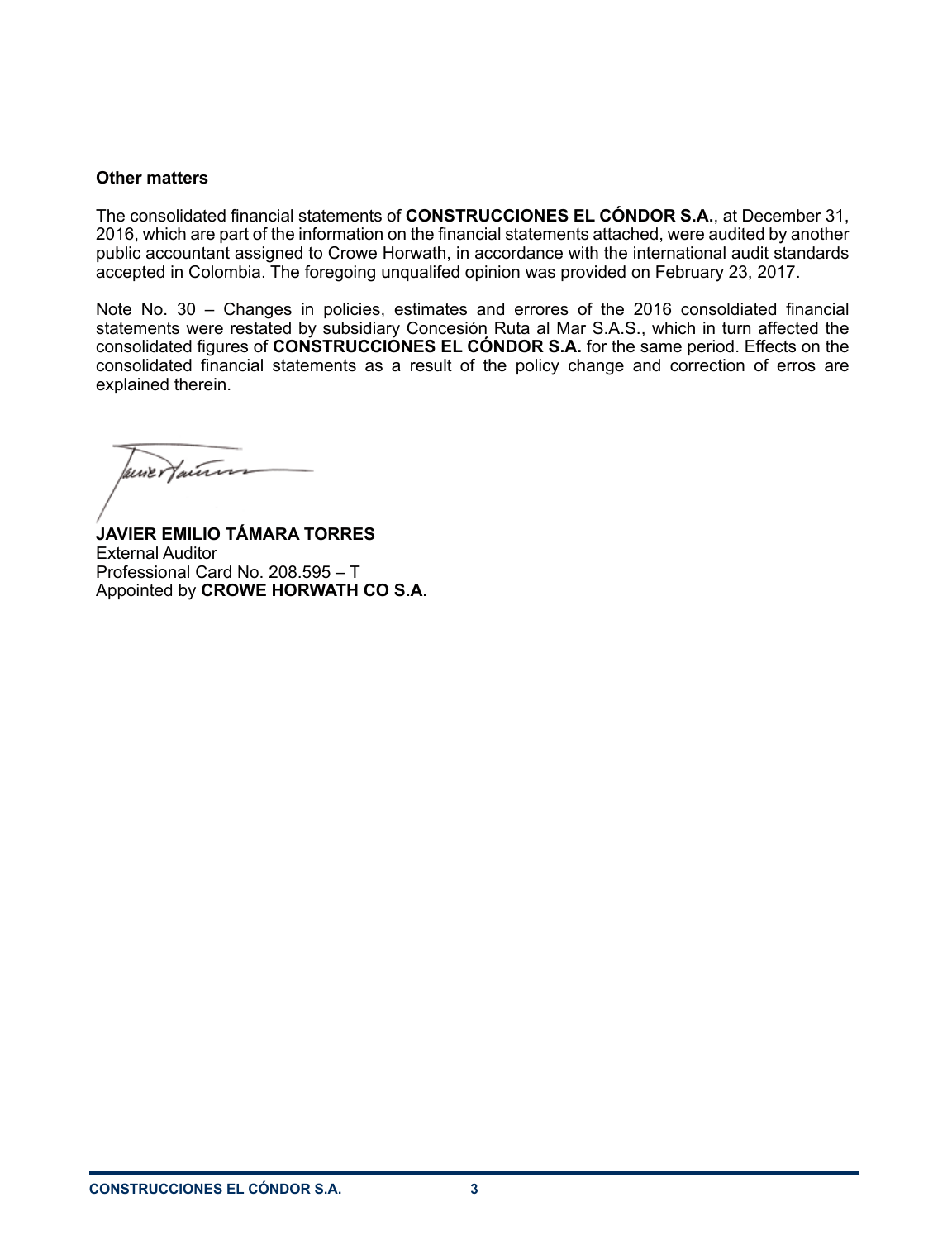**Other matters**

The consolidated financial statements of **CONSTRUCCIONES EL CÓNDOR S.A.**, at December 31, 2016, which are part of the information on the financial statements attached, were audited by another public accountant assigned to Crowe Horwath, in accordance with the international audit standards accepted in Colombia. The foregoing unqualifed opinion was provided on February 23, 2017.

Note No. 30 – Changes in policies, estimates and errores of the 2016 consoldiated financial statements were restated by subsidiary Concesión Ruta al Mar S.A.S., which in turn affected the consolidated figures of **CONSTRUCCIONES EL CÓNDOR S.A.** for the same period. Effects on the consolidated financial statements as a result of the policy change and correction of erros are explained therein.

**JAVIER EMILIO TÁMARA TORRES**
External Auditor
Professional Card No. 208.595 – T
Appointed by **CROWE HORWATH CO S.A.**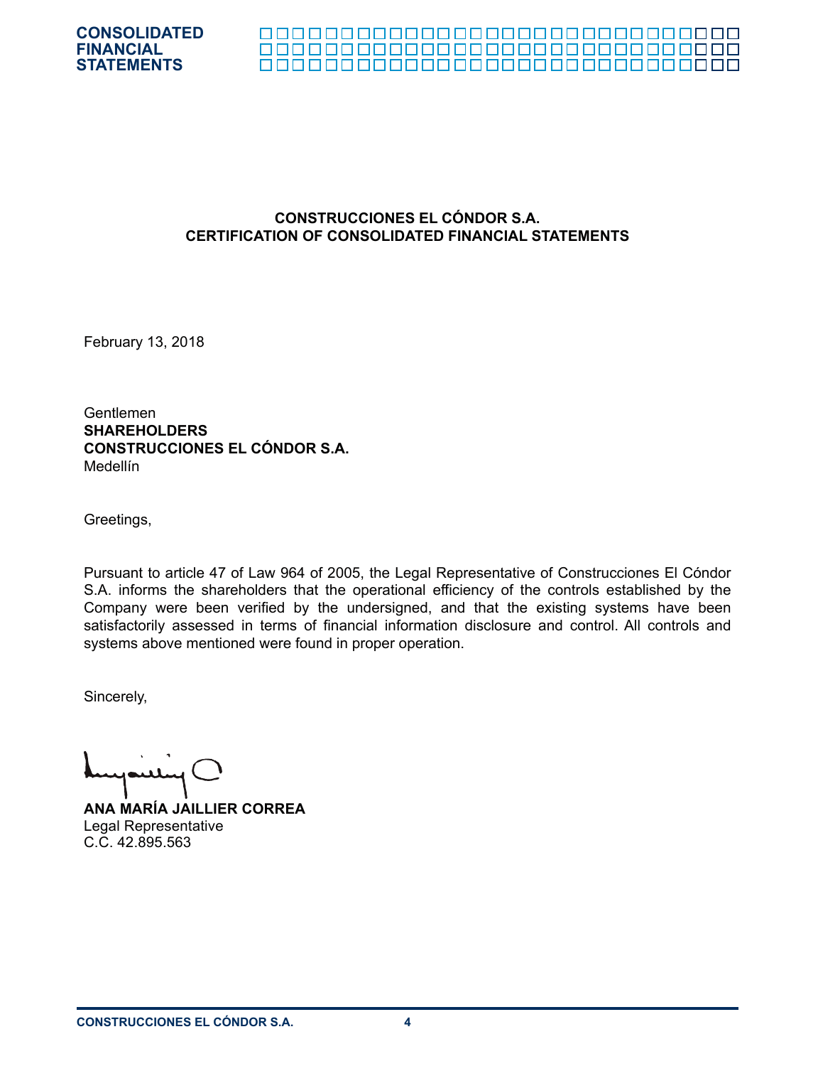## CONSTRUCCIONES EL CÓNDOR S.A.
## CERTIFICATION OF CONSOLIDATED FINANCIAL STATEMENTS

February 13, 2018

Gentlemen
**SHAREHOLDERS**
**CONSTRUCCIONES EL CÓNDOR S.A.**
Medellín

Greetings,

Pursuant to article 47 of Law 964 of 2005, the Legal Representative of Construcciones El Cóndor S.A. informs the shareholders that the operational efficiency of the controls established by the Company were been verified by the undersigned, and that the existing systems have been satisfactorily assessed in terms of financial information disclosure and control. All controls and systems above mentioned were found in proper operation.

Sincerely,

**ANA MARÍA JAILLIER CORREA**
Legal Representative
C.C. 42.895.563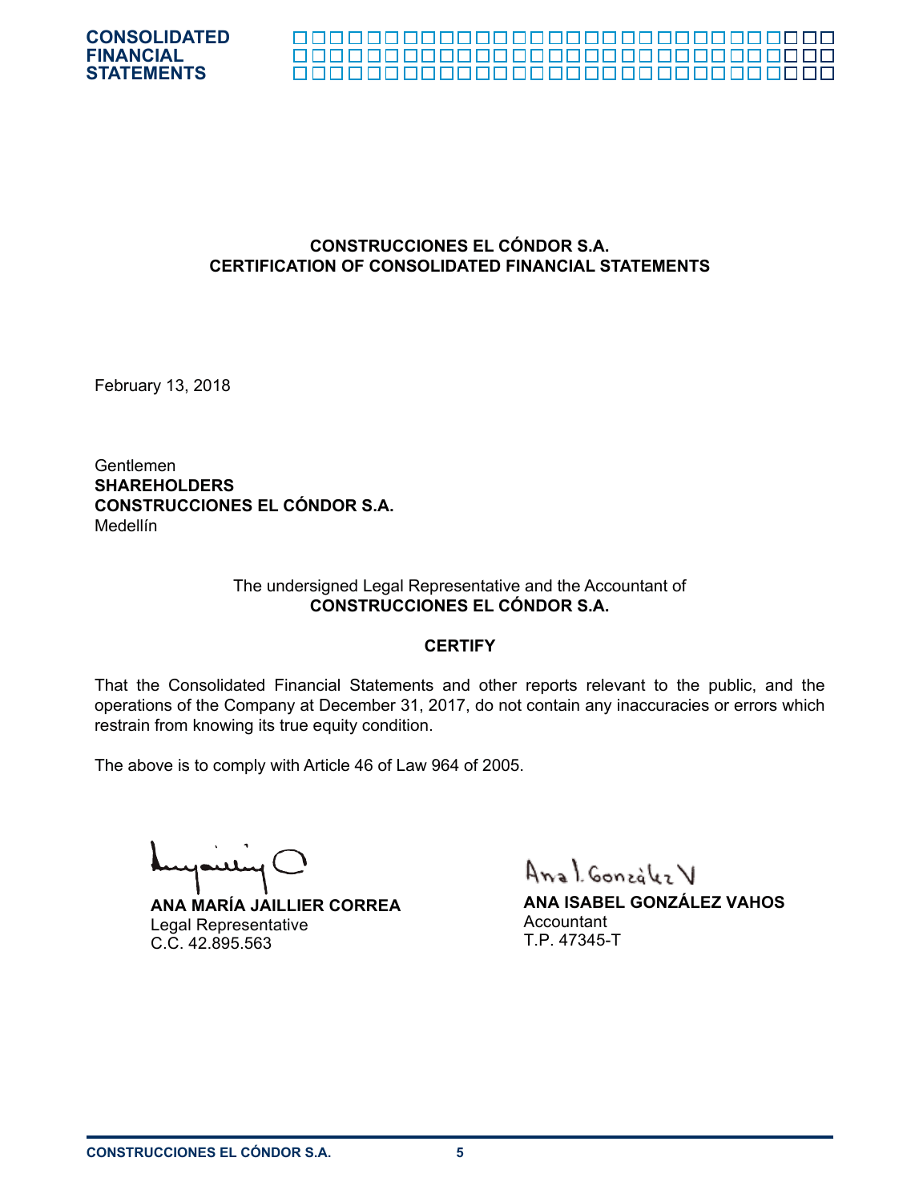## CONSTRUCCIONES EL CÓNDOR S.A.
## CERTIFICATION OF CONSOLIDATED FINANCIAL STATEMENTS

February 13, 2018

Gentlemen
**SHAREHOLDERS**
**CONSTRUCCIONES EL CÓNDOR S.A.**
Medellín

The undersigned Legal Representative and the Accountant of
**CONSTRUCCIONES EL CÓNDOR S.A.**

**CERTIFY**

That the Consolidated Financial Statements and other reports relevant to the public, and the operations of the Company at December 31, 2017, do not contain any inaccuracies or errors which restrain from knowing its true equity condition.

The above is to comply with Article 46 of Law 964 of 2005.

**ANA MARÍA JAILLIER CORREA**
Legal Representative
C.C. 42.895.563

**ANA ISABEL GONZÁLEZ VAHOS**
Accountant
T.P. 47345-T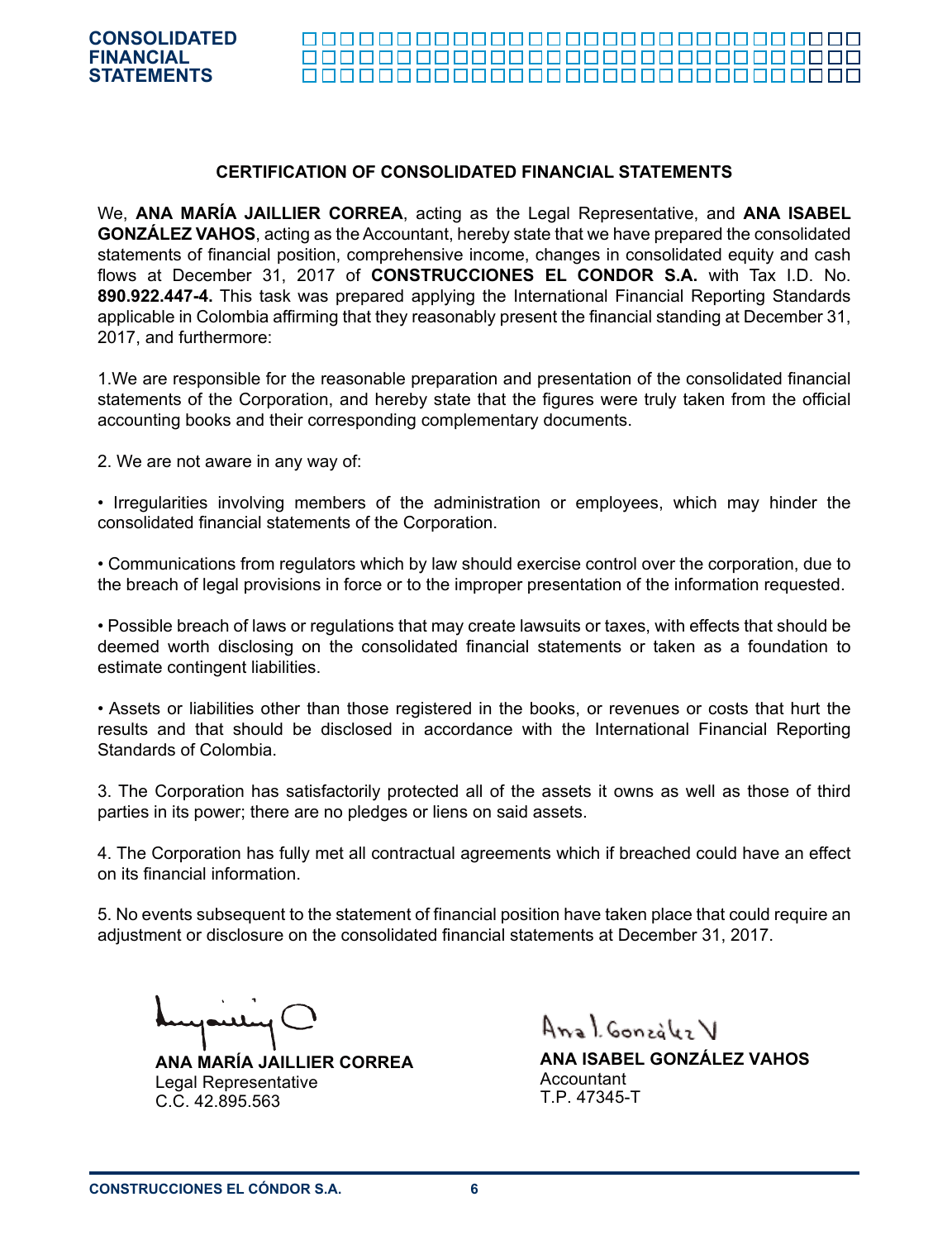## CERTIFICATION OF CONSOLIDATED FINANCIAL STATEMENTS

We, **ANA MARÍA JAILLIER CORREA**, acting as the Legal Representative, and **ANA ISABEL GONZÁLEZ VAHOS**, acting as the Accountant, hereby state that we have prepared the consolidated statements of financial position, comprehensive income, changes in consolidated equity and cash flows at December 31, 2017 of **CONSTRUCCIONES EL CONDOR S.A.** with Tax I.D. No. **890.922.447-4.** This task was prepared applying the International Financial Reporting Standards applicable in Colombia affirming that they reasonably present the financial standing at December 31, 2017, and furthermore:

1.We are responsible for the reasonable preparation and presentation of the consolidated financial statements of the Corporation, and hereby state that the figures were truly taken from the official accounting books and their corresponding complementary documents.

2. We are not aware in any way of:

• Irregularities involving members of the administration or employees, which may hinder the consolidated financial statements of the Corporation.

• Communications from regulators which by law should exercise control over the corporation, due to the breach of legal provisions in force or to the improper presentation of the information requested.

• Possible breach of laws or regulations that may create lawsuits or taxes, with effects that should be deemed worth disclosing on the consolidated financial statements or taken as a foundation to estimate contingent liabilities.

• Assets or liabilities other than those registered in the books, or revenues or costs that hurt the results and that should be disclosed in accordance with the International Financial Reporting Standards of Colombia.

3. The Corporation has satisfactorily protected all of the assets it owns as well as those of third parties in its power; there are no pledges or liens on said assets.

4. The Corporation has fully met all contractual agreements which if breached could have an effect on its financial information.

5. No events subsequent to the statement of financial position have taken place that could require an adjustment or disclosure on the consolidated financial statements at December 31, 2017.

**ANA MARÍA JAILLIER CORREA**
Legal Representative
C.C. 42.895.563

**ANA ISABEL GONZÁLEZ VAHOS**
Accountant
T.P. 47345-T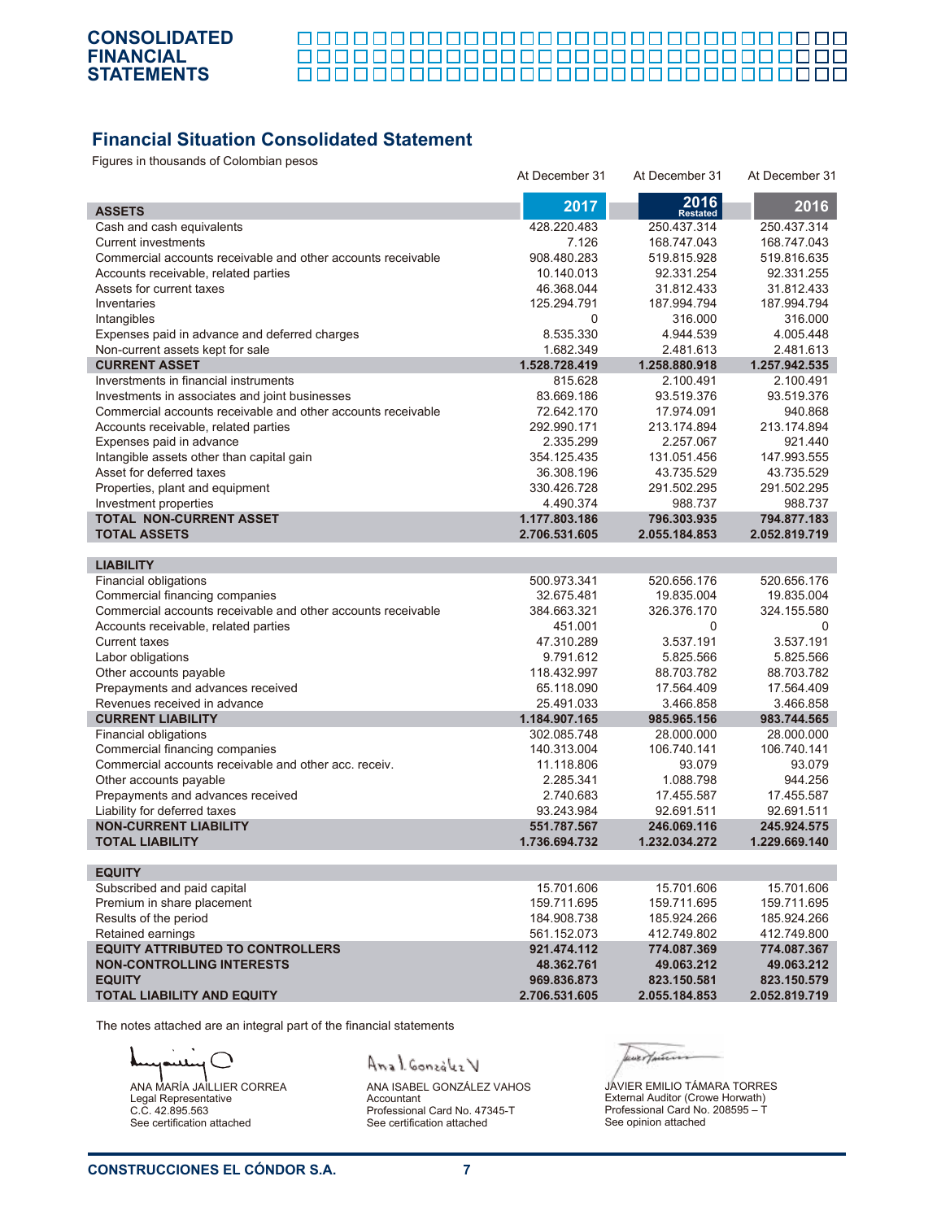# Financial Situation Consolidated Statement

Figures in thousands of Colombian pesos

| | At December 31 2017 | At December 31 2016 Restated | At December 31 2016 |
|---|---|---|---|
| **ASSETS** | | | |
| Cash and cash equivalents | 428.220.483 | 250.437.314 | 250.437.314 |
| Current investments | 7.126 | 168.747.043 | 168.747.043 |
| Commercial accounts receivable and other accounts receivable | 908.480.283 | 519.815.928 | 519.816.635 |
| Accounts receivable, related parties | 10.140.013 | 92.331.254 | 92.331.255 |
| Assets for current taxes | 46.368.044 | 31.812.433 | 31.812.433 |
| Inventaries | 125.294.791 | 187.994.794 | 187.994.794 |
| Intangibles | 0 | 316.000 | 316.000 |
| Expenses paid in advance and deferred charges | 8.535.330 | 4.944.539 | 4.005.448 |
| Non-current assets kept for sale | 1.682.349 | 2.481.613 | 2.481.613 |
| **CURRENT ASSET** | **1.528.728.419** | **1.258.880.918** | **1.257.942.535** |
| Inverstments in financial instruments | 815.628 | 2.100.491 | 2.100.491 |
| Investments in associates and joint businesses | 83.669.186 | 93.519.376 | 93.519.376 |
| Commercial accounts receivable and other accounts receivable | 72.642.170 | 17.974.091 | 940.868 |
| Accounts receivable, related parties | 292.990.171 | 213.174.894 | 213.174.894 |
| Expenses paid in advance | 2.335.299 | 2.257.067 | 921.440 |
| Intangible assets other than capital gain | 354.125.435 | 131.051.456 | 147.993.555 |
| Asset for deferred taxes | 36.308.196 | 43.735.529 | 43.735.529 |
| Properties, plant and equipment | 330.426.728 | 291.502.295 | 291.502.295 |
| Investment properties | 4.490.374 | 988.737 | 988.737 |
| **TOTAL NON-CURRENT ASSET** | **1.177.803.186** | **796.303.935** | **794.877.183** |
| **TOTAL ASSETS** | **2.706.531.605** | **2.055.184.853** | **2.052.819.719** |
| **LIABILITY** | | | |
| Financial obligations | 500.973.341 | 520.656.176 | 520.656.176 |
| Commercial financing companies | 32.675.481 | 19.835.004 | 19.835.004 |
| Commercial accounts receivable and other accounts receivable | 384.663.321 | 326.376.170 | 324.155.580 |
| Accounts receivable, related parties | 451.001 | 0 | 0 |
| Current taxes | 47.310.289 | 3.537.191 | 3.537.191 |
| Labor obligations | 9.791.612 | 5.825.566 | 5.825.566 |
| Other accounts payable | 118.432.997 | 88.703.782 | 88.703.782 |
| Prepayments and advances received | 65.118.090 | 17.564.409 | 17.564.409 |
| Revenues received in advance | 25.491.033 | 3.466.858 | 3.466.858 |
| **CURRENT LIABILITY** | **1.184.907.165** | **985.965.156** | **983.744.565** |
| Financial obligations | 302.085.748 | 28.000.000 | 28.000.000 |
| Commercial financing companies | 140.313.004 | 106.740.141 | 106.740.141 |
| Commercial accounts receivable and other acc. receiv. | 11.118.806 | 93.079 | 93.079 |
| Other accounts payable | 2.285.341 | 1.088.798 | 944.256 |
| Prepayments and advances received | 2.740.683 | 17.455.587 | 17.455.587 |
| Liability for deferred taxes | 93.243.984 | 92.691.511 | 92.691.511 |
| **NON-CURRENT LIABILITY** | **551.787.567** | **246.069.116** | **245.924.575** |
| **TOTAL LIABILITY** | **1.736.694.732** | **1.232.034.272** | **1.229.669.140** |
| **EQUITY** | | | |
| Subscribed and paid capital | 15.701.606 | 15.701.606 | 15.701.606 |
| Premium in share placement | 159.711.695 | 159.711.695 | 159.711.695 |
| Results of the period | 184.908.738 | 185.924.266 | 185.924.266 |
| Retained earnings | 561.152.073 | 412.749.802 | 412.749.800 |
| **EQUITY ATTRIBUTED TO CONTROLLERS** | **921.474.112** | **774.087.369** | **774.087.367** |
| **NON-CONTROLLING INTERESTS** | **48.362.761** | **49.063.212** | **49.063.212** |
| **EQUITY** | **969.836.873** | **823.150.581** | **823.150.579** |
| **TOTAL LIABILITY AND EQUITY** | **2.706.531.605** | **2.055.184.853** | **2.052.819.719** |

The notes attached are an integral part of the financial statements

ANA MARÍA JAILLIER CORREA
Legal Representative
C.C. 42.895.563
See certification attached

ANA ISABEL GONZÁLEZ VAHOS
Accountant
Professional Card No. 47345-T
See certification attached

JAVIER EMILIO TÁMARA TORRES
External Auditor (Crowe Horwath)
Professional Card No. 208595 – T
See opinion attached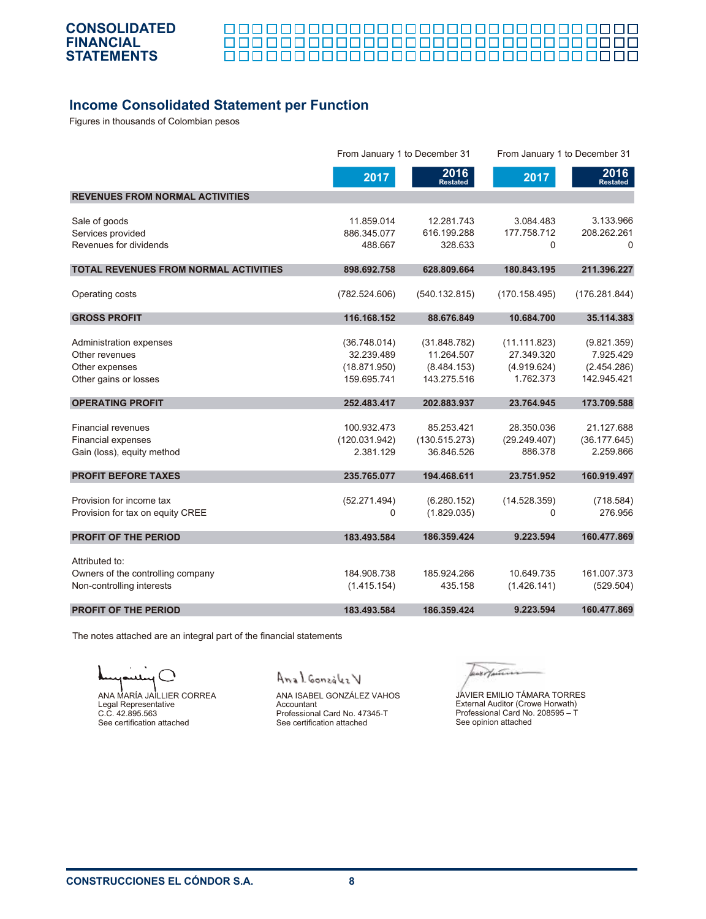CONSOLIDATED FINANCIAL STATEMENTS

## Income Consolidated Statement per Function

Figures in thousands of Colombian pesos

| | From January 1 to December 31 | | From January 1 to December 31 | |
|---|---|---|---|---|
| | 2017 | 2016 Restated | 2017 | 2016 Restated |
| **REVENUES FROM NORMAL ACTIVITIES** | | | | |
| Sale of goods | 11.859.014 | 12.281.743 | 3.084.483 | 3.133.966 |
| Services provided | 886.345.077 | 616.199.288 | 177.758.712 | 208.262.261 |
| Revenues for dividends | 488.667 | 328.633 | 0 | 0 |
| **TOTAL REVENUES FROM NORMAL ACTIVITIES** | **898.692.758** | **628.809.664** | **180.843.195** | **211.396.227** |
| Operating costs | (782.524.606) | (540.132.815) | (170.158.495) | (176.281.844) |
| **GROSS PROFIT** | **116.168.152** | **88.676.849** | **10.684.700** | **35.114.383** |
| Administration expenses | (36.748.014) | (31.848.782) | (11.111.823) | (9.821.359) |
| Other revenues | 32.239.489 | 11.264.507 | 27.349.320 | 7.925.429 |
| Other expenses | (18.871.950) | (8.484.153) | (4.919.624) | (2.454.286) |
| Other gains or losses | 159.695.741 | 143.275.516 | 1.762.373 | 142.945.421 |
| **OPERATING PROFIT** | **252.483.417** | **202.883.937** | **23.764.945** | **173.709.588** |
| Financial revenues | 100.932.473 | 85.253.421 | 28.350.036 | 21.127.688 |
| Financial expenses | (120.031.942) | (130.515.273) | (29.249.407) | (36.177.645) |
| Gain (loss), equity method | 2.381.129 | 36.846.526 | 886.378 | 2.259.866 |
| **PROFIT BEFORE TAXES** | **235.765.077** | **194.468.611** | **23.751.952** | **160.919.497** |
| Provision for income tax | (52.271.494) | (6.280.152) | (14.528.359) | (718.584) |
| Provision for tax on equity CREE | 0 | (1.829.035) | 0 | 276.956 |
| **PROFIT OF THE PERIOD** | **183.493.584** | **186.359.424** | **9.223.594** | **160.477.869** |
| Attributed to: | | | | |
| Owners of the controlling company | 184.908.738 | 185.924.266 | 10.649.735 | 161.007.373 |
| Non-controlling interests | (1.415.154) | 435.158 | (1.426.141) | (529.504) |
| **PROFIT OF THE PERIOD** | **183.493.584** | **186.359.424** | **9.223.594** | **160.477.869** |

The notes attached are an integral part of the financial statements

ANA MARÍA JAILLIER CORREA
Legal Representative
C.C. 42.895.563
See certification attached

ANA ISABEL GONZÁLEZ VAHOS
Accountant
Professional Card No. 47345-T
See certification attached

JAVIER EMILIO TÁMARA TORRES
External Auditor (Crowe Horwath)
Professional Card No. 208595 – T
See opinion attached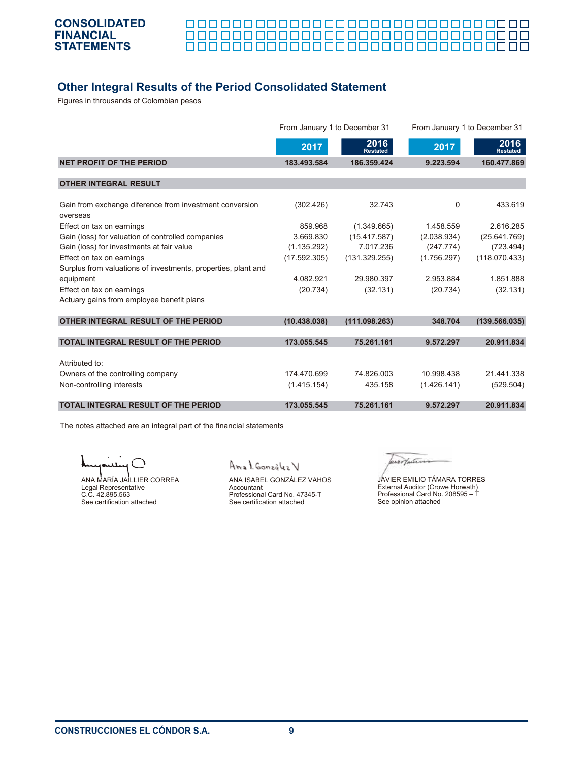## Other Integral Results of the Period Consolidated Statement

Figures in throusands of Colombian pesos

| | From January 1 to December 31 | | From January 1 to December 31 | |
|---|---|---|---|---|
| | 2017 | 2016 Restated | 2017 | 2016 Restated |
| **NET PROFIT OF THE PERIOD** | **183.493.584** | **186.359.424** | **9.223.594** | **160.477.869** |
| **OTHER INTEGRAL RESULT** | | | | |
| Gain from exchange diference from investment conversion overseas | (302.426) | 32.743 | 0 | 433.619 |
| Effect on tax on earnings | 859.968 | (1.349.665) | 1.458.559 | 2.616.285 |
| Gain (loss) for valuation of controlled companies | 3.669.830 | (15.417.587) | (2.038.934) | (25.641.769) |
| Gain (loss) for investments at fair value | (1.135.292) | 7.017.236 | (247.774) | (723.494) |
| Effect on tax on earnings | (17.592.305) | (131.329.255) | (1.756.297) | (118.070.433) |
| Surplus from valuations of investments, properties, plant and equipment | 4.082.921 | 29.980.397 | 2.953.884 | 1.851.888 |
| Effect on tax on earnings | (20.734) | (32.131) | (20.734) | (32.131) |
| Actuary gains from employee benefit plans | | | | |
| **OTHER INTEGRAL RESULT OF THE PERIOD** | **(10.438.038)** | **(111.098.263)** | **348.704** | **(139.566.035)** |
| **TOTAL INTEGRAL RESULT OF THE PERIOD** | **173.055.545** | **75.261.161** | **9.572.297** | **20.911.834** |
| Attributed to: | | | | |
| Owners of the controlling company | 174.470.699 | 74.826.003 | 10.998.438 | 21.441.338 |
| Non-controlling interests | (1.415.154) | 435.158 | (1.426.141) | (529.504) |
| **TOTAL INTEGRAL RESULT OF THE PERIOD** | **173.055.545** | **75.261.161** | **9.572.297** | **20.911.834** |

The notes attached are an integral part of the financial statements

ANA MARÍA JAILLIER CORREA
Legal Representative
C.C. 42.895.563
See certification attached

ANA ISABEL GONZÁLEZ VAHOS
Accountant
Professional Card No. 47345-T
See certification attached

JAVIER EMILIO TÁMARA TORRES
External Auditor (Crowe Horwath)
Professional Card No. 208595 – T
See opinion attached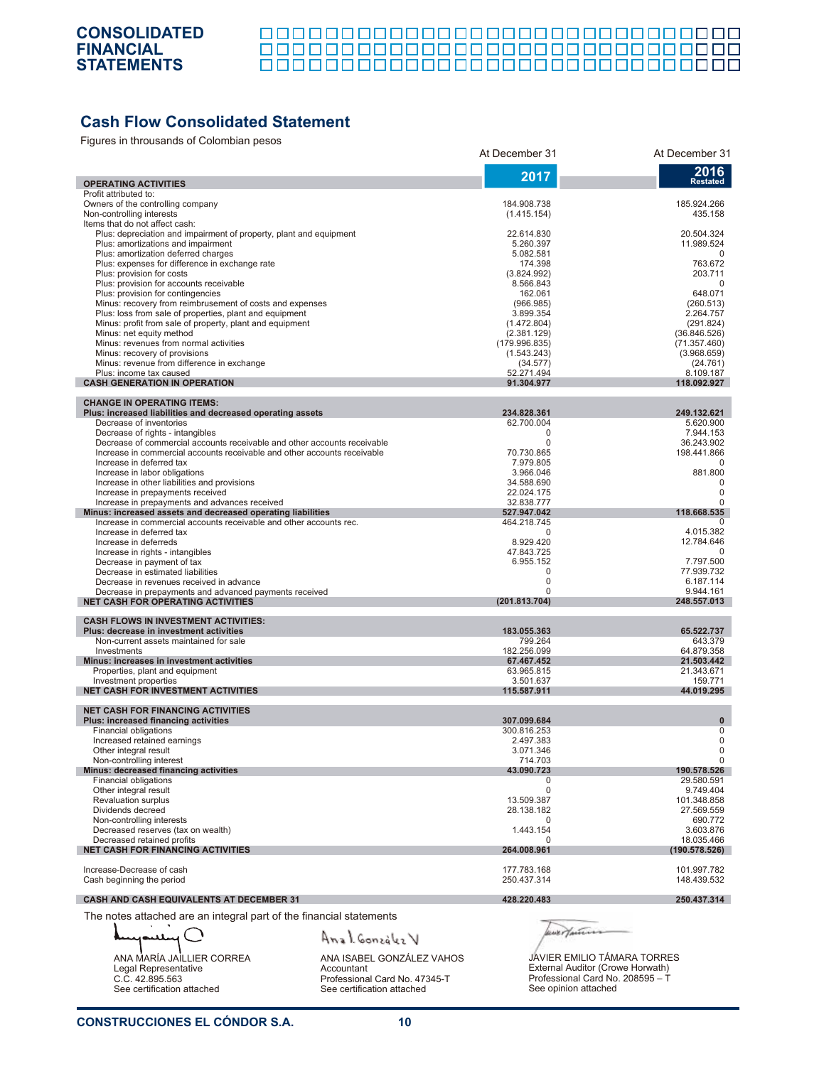## Cash Flow Consolidated Statement

Figures in throusands of Colombian pesos

| | At December 31 2017 | At December 31 2016 Restated |
|---|---|---|
| **OPERATING ACTIVITIES** | | |
| Profit attributed to: | | |
| Owners of the controlling company | 184.908.738 | 185.924.266 |
| Non-controlling interests | (1.415.154) | 435.158 |
| Items that do not affect cash: | | |
| Plus: depreciation and impairment of property, plant and equipment | 22.614.830 | 20.504.324 |
| Plus: amortizations and impairment | 5.260.397 | 11.989.524 |
| Plus: amortization deferred charges | 5.082.581 | 0 |
| Plus: expenses for difference in exchange rate | 174.398 | 763.672 |
| Plus: provision for costs | (3.824.992) | 203.711 |
| Plus: provision for accounts receivable | 8.566.843 | 0 |
| Plus: provision for contingencies | 162.061 | 648.071 |
| Minus: recovery from reimbursement of costs and expenses | (966.985) | (260.513) |
| Plus: loss from sale of properties, plant and equipment | 3.899.354 | 2.264.757 |
| Minus: profit from sale of property, plant and equipment | (1.472.804) | (291.824) |
| Minus: net equity method | (2.381.129) | (36.846.526) |
| Minus: revenues from normal activities | (179.996.835) | (71.357.460) |
| Minus: recovery of provisions | (1.543.243) | (3.968.659) |
| Minus: revenue from difference in exchange | (34.577) | (24.761) |
| Plus: income tax caused | 52.271.494 | 8.109.187 |
| **CASH GENERATION IN OPERATION** | **91.304.977** | **118.092.927** |
| **CHANGE IN OPERATING ITEMS:** | | |
| **Plus: increased liabilities and decreased operating assets** | **234.828.361** | **249.132.621** |
| Decrease of inventories | 62.700.004 | 5.620.900 |
| Decrease of rights - intangibles | 0 | 7.944.153 |
| Decrease of commercial accounts receivable and other accounts receivable | 0 | 36.243.902 |
| Increase in commercial accounts receivable and other accounts receivable | 70.730.865 | 198.441.866 |
| Increase in deferred tax | 7.979.805 | 0 |
| Increase in labor obligations | 3.966.046 | 881.800 |
| Increase in other liabilities and provisions | 34.588.690 | 0 |
| Increase in prepayments received | 22.024.175 | 0 |
| Increase in prepayments and advances received | 32.838.777 | 0 |
| **Minus: increased assets and decreased operating liabilities** | **527.947.042** | **118.668.535** |
| Increase in commercial accounts receivable and other accounts rec. | 464.218.745 | 0 |
| Increase in deferred tax | 0 | 4.015.382 |
| Increase in deferreds | 8.929.420 | 12.784.646 |
| Increase in rights - intangibles | 47.843.725 | 0 |
| Decrease in payment of tax | 6.955.152 | 7.797.500 |
| Decrease in estimated liabilities | 0 | 77.939.732 |
| Decrease in revenues received in advance | 0 | 6.187.114 |
| Decrease in prepayments and advanced payments received | 0 | 9.944.161 |
| **NET CASH FOR OPERATING ACTIVITIES** | **(201.813.704)** | **248.557.013** |
| **CASH FLOWS IN INVESTMENT ACTIVITIES:** | | |
| **Plus: decrease in investment activities** | **183.055.363** | **65.522.737** |
| Non-current assets maintained for sale | 799.264 | 643.379 |
| Investments | 182.256.099 | 64.879.358 |
| **Minus: increases in investment activities** | **67.467.452** | **21.503.442** |
| Properties, plant and equipment | 63.965.815 | 21.343.671 |
| Investment properties | 3.501.637 | 159.771 |
| **NET CASH FOR INVESTMENT ACTIVITIES** | **115.587.911** | **44.019.295** |
| **NET CASH FOR FINANCING ACTIVITIES** | | |
| **Plus: increased financing activities** | **307.099.684** | **0** |
| Financial obligations | 300.816.253 | 0 |
| Increased retained earnings | 2.497.383 | 0 |
| Other integral result | 3.071.346 | 0 |
| Non-controlling interest | 714.703 | 0 |
| **Minus: decreased financing activities** | **43.090.723** | **190.578.526** |
| Financial obligations | 0 | 29.580.591 |
| Other integral result | 0 | 9.749.404 |
| Revaluation surplus | 13.509.387 | 101.348.858 |
| Dividends decreed | 28.138.182 | 27.569.559 |
| Non-controlling interests | 0 | 690.772 |
| Decreased reserves (tax on wealth) | 1.443.154 | 3.603.876 |
| Decreased retained profits | 0 | 18.035.466 |
| **NET CASH FOR FINANCING ACTIVITIES** | **264.008.961** | **(190.578.526)** |
| Increase-Decrease of cash | 177.783.168 | 101.997.782 |
| Cash beginning the period | 250.437.314 | 148.439.532 |
| **CASH AND CASH EQUIVALENTS AT DECEMBER 31** | **428.220.483** | **250.437.314** |

The notes attached are an integral part of the financial statements

ANA MARÍA JAILLIER CORREA
Legal Representative
C.C. 42.895.563
See certification attached

ANA ISABEL GONZÁLEZ VAHOS
Accountant
Professional Card No. 47345-T
See certification attached

JAVIER EMILIO TÁMARA TORRES
External Auditor (Crowe Horwath)
Professional Card No. 208595 – T
See opinion attached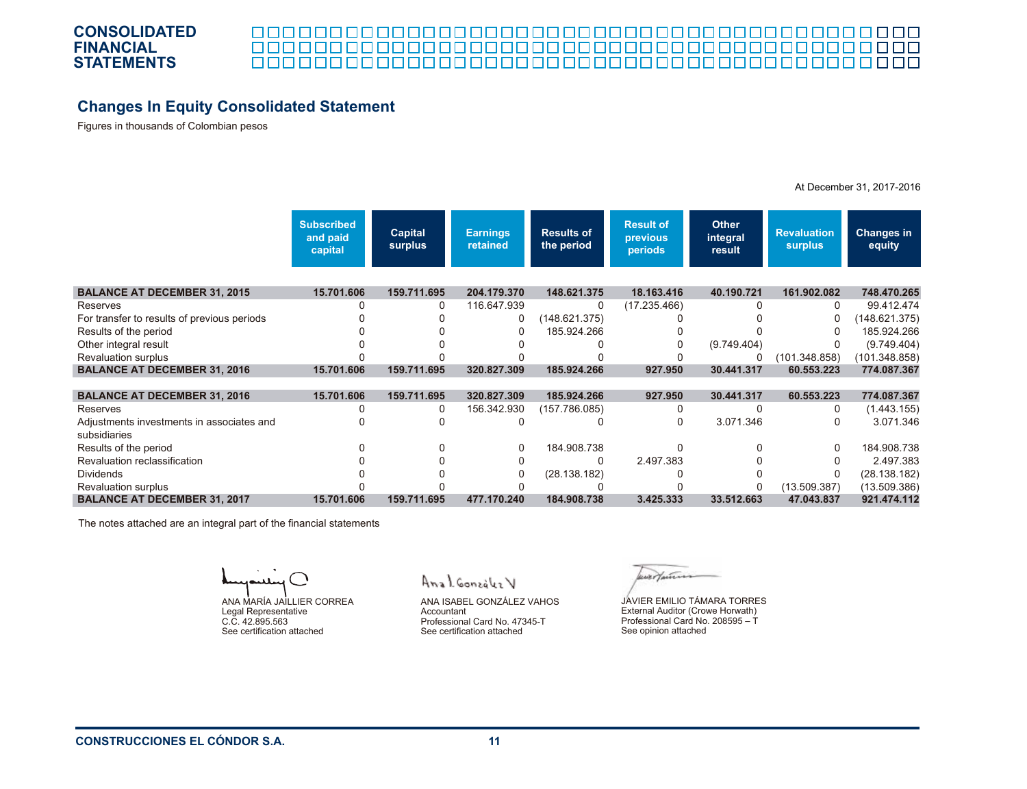# CONSOLIDATED FINANCIAL STATEMENTS

## Changes In Equity Consolidated Statement

Figures in thousands of Colombian pesos

At December 31, 2017-2016

| | Subscribed and paid capital | Capital surplus | Earnings retained | Results of the period | Result of previous periods | Other integral result | Revaluation surplus | Changes in equity |
|---|---|---|---|---|---|---|---|---|
| **BALANCE AT DECEMBER 31, 2015** | **15.701.606** | **159.711.695** | **204.179.370** | **148.621.375** | **18.163.416** | **40.190.721** | **161.902.082** | **748.470.265** |
| Reserves | 0 | 0 | 116.647.939 | 0 | (17.235.466) | 0 | 0 | 99.412.474 |
| For transfer to results of previous periods | 0 | 0 | 0 | (148.621.375) | 0 | 0 | 0 | (148.621.375) |
| Results of the period | 0 | 0 | 0 | 185.924.266 | 0 | 0 | 0 | 185.924.266 |
| Other integral result | 0 | 0 | 0 | 0 | 0 | (9.749.404) | 0 | (9.749.404) |
| Revaluation surplus | 0 | 0 | 0 | 0 | 0 | 0 | (101.348.858) | (101.348.858) |
| **BALANCE AT DECEMBER 31, 2016** | **15.701.606** | **159.711.695** | **320.827.309** | **185.924.266** | **927.950** | **30.441.317** | **60.553.223** | **774.087.367** |
| | | | | | | | | |
| **BALANCE AT DECEMBER 31, 2016** | **15.701.606** | **159.711.695** | **320.827.309** | **185.924.266** | **927.950** | **30.441.317** | **60.553.223** | **774.087.367** |
| Reserves | 0 | 0 | 156.342.930 | (157.786.085) | 0 | 0 | 0 | (1.443.155) |
| Adjustments investments in associates and subsidiaries | 0 | 0 | 0 | 0 | 0 | 3.071.346 | 0 | 3.071.346 |
| Results of the period | 0 | 0 | 0 | 184.908.738 | 0 | 0 | 0 | 184.908.738 |
| Revaluation reclassification | 0 | 0 | 0 | 0 | 2.497.383 | 0 | 0 | 2.497.383 |
| Dividends | 0 | 0 | 0 | (28.138.182) | 0 | 0 | 0 | (28.138.182) |
| Revaluation surplus | 0 | 0 | 0 | 0 | 0 | 0 | (13.509.387) | (13.509.386) |
| **BALANCE AT DECEMBER 31, 2017** | **15.701.606** | **159.711.695** | **477.170.240** | **184.908.738** | **3.425.333** | **33.512.663** | **47.043.837** | **921.474.112** |

The notes attached are an integral part of the financial statements

ANA MARÍA JAILLIER CORREA
Legal Representative
C.C. 42.895.563
See certification attached

ANA ISABEL GONZÁLEZ VAHOS
Accountant
Professional Card No. 47345-T
See certification attached

JAVIER EMILIO TÁMARA TORRES
External Auditor (Crowe Horwath)
Professional Card No. 208595 – T
See opinion attached

CONSTRUCCIONES EL CÓNDOR S.A.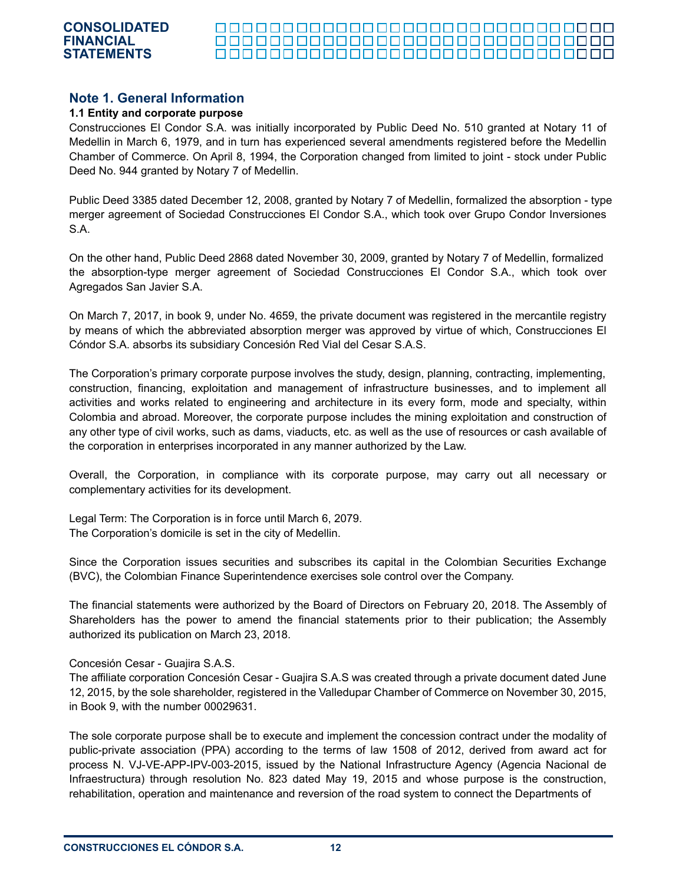## Note 1. General Information

### 1.1 Entity and corporate purpose

Construcciones El Condor S.A. was initially incorporated by Public Deed No. 510 granted at Notary 11 of Medellin in March 6, 1979, and in turn has experienced several amendments registered before the Medellin Chamber of Commerce. On April 8, 1994, the Corporation changed from limited to joint - stock under Public Deed No. 944 granted by Notary 7 of Medellin.

Public Deed 3385 dated December 12, 2008, granted by Notary 7 of Medellin, formalized the absorption - type merger agreement of Sociedad Construcciones El Condor S.A., which took over Grupo Condor Inversiones S.A.

On the other hand, Public Deed 2868 dated November 30, 2009, granted by Notary 7 of Medellin, formalized the absorption-type merger agreement of Sociedad Construcciones El Condor S.A., which took over Agregados San Javier S.A.

On March 7, 2017, in book 9, under No. 4659, the private document was registered in the mercantile registry by means of which the abbreviated absorption merger was approved by virtue of which, Construcciones El Cóndor S.A. absorbs its subsidiary Concesión Red Vial del Cesar S.A.S.

The Corporation's primary corporate purpose involves the study, design, planning, contracting, implementing, construction, financing, exploitation and management of infrastructure businesses, and to implement all activities and works related to engineering and architecture in its every form, mode and specialty, within Colombia and abroad. Moreover, the corporate purpose includes the mining exploitation and construction of any other type of civil works, such as dams, viaducts, etc. as well as the use of resources or cash available of the corporation in enterprises incorporated in any manner authorized by the Law.

Overall, the Corporation, in compliance with its corporate purpose, may carry out all necessary or complementary activities for its development.

Legal Term: The Corporation is in force until March 6, 2079.
The Corporation's domicile is set in the city of Medellin.

Since the Corporation issues securities and subscribes its capital in the Colombian Securities Exchange (BVC), the Colombian Finance Superintendence exercises sole control over the Company.

The financial statements were authorized by the Board of Directors on February 20, 2018. The Assembly of Shareholders has the power to amend the financial statements prior to their publication; the Assembly authorized its publication on March 23, 2018.

Concesión Cesar - Guajira S.A.S.
The affiliate corporation Concesión Cesar - Guajira S.A.S was created through a private document dated June 12, 2015, by the sole shareholder, registered in the Valledupar Chamber of Commerce on November 30, 2015, in Book 9, with the number 00029631.

The sole corporate purpose shall be to execute and implement the concession contract under the modality of public-private association (PPA) according to the terms of law 1508 of 2012, derived from award act for process N. VJ-VE-APP-IPV-003-2015, issued by the National Infrastructure Agency (Agencia Nacional de Infraestructura) through resolution No. 823 dated May 19, 2015 and whose purpose is the construction, rehabilitation, operation and maintenance and reversion of the road system to connect the Departments of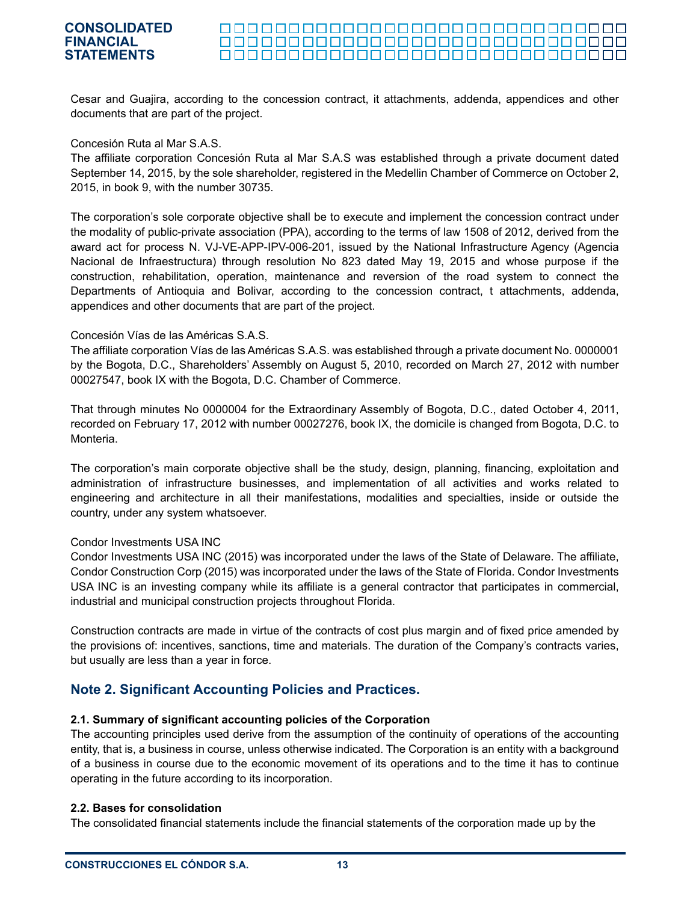Cesar and Guajira, according to the concession contract, it attachments, addenda, appendices and other documents that are part of the project.

Concesión Ruta al Mar S.A.S.

The affiliate corporation Concesión Ruta al Mar S.A.S was established through a private document dated September 14, 2015, by the sole shareholder, registered in the Medellin Chamber of Commerce on October 2, 2015, in book 9, with the number 30735.

The corporation's sole corporate objective shall be to execute and implement the concession contract under the modality of public-private association (PPA), according to the terms of law 1508 of 2012, derived from the award act for process N. VJ-VE-APP-IPV-006-201, issued by the National Infrastructure Agency (Agencia Nacional de Infraestructura) through resolution No 823 dated May 19, 2015 and whose purpose if the construction, rehabilitation, operation, maintenance and reversion of the road system to connect the Departments of Antioquia and Bolivar, according to the concession contract, t attachments, addenda, appendices and other documents that are part of the project.

Concesión Vías de las Américas S.A.S.

The affiliate corporation Vías de las Américas S.A.S. was established through a private document No. 0000001 by the Bogota, D.C., Shareholders' Assembly on August 5, 2010, recorded on March 27, 2012 with number 00027547, book IX with the Bogota, D.C. Chamber of Commerce.

That through minutes No 0000004 for the Extraordinary Assembly of Bogota, D.C., dated October 4, 2011, recorded on February 17, 2012 with number 00027276, book IX, the domicile is changed from Bogota, D.C. to Monteria.

The corporation's main corporate objective shall be the study, design, planning, financing, exploitation and administration of infrastructure businesses, and implementation of all activities and works related to engineering and architecture in all their manifestations, modalities and specialties, inside or outside the country, under any system whatsoever.

Condor Investments USA INC

Condor Investments USA INC (2015) was incorporated under the laws of the State of Delaware. The affiliate, Condor Construction Corp (2015) was incorporated under the laws of the State of Florida. Condor Investments USA INC is an investing company while its affiliate is a general contractor that participates in commercial, industrial and municipal construction projects throughout Florida.

Construction contracts are made in virtue of the contracts of cost plus margin and of fixed price amended by the provisions of: incentives, sanctions, time and materials. The duration of the Company's contracts varies, but usually are less than a year in force.

## Note 2. Significant Accounting Policies and Practices.

### 2.1. Summary of significant accounting policies of the Corporation

The accounting principles used derive from the assumption of the continuity of operations of the accounting entity, that is, a business in course, unless otherwise indicated. The Corporation is an entity with a background of a business in course due to the economic movement of its operations and to the time it has to continue operating in the future according to its incorporation.

### 2.2. Bases for consolidation

The consolidated financial statements include the financial statements of the corporation made up by the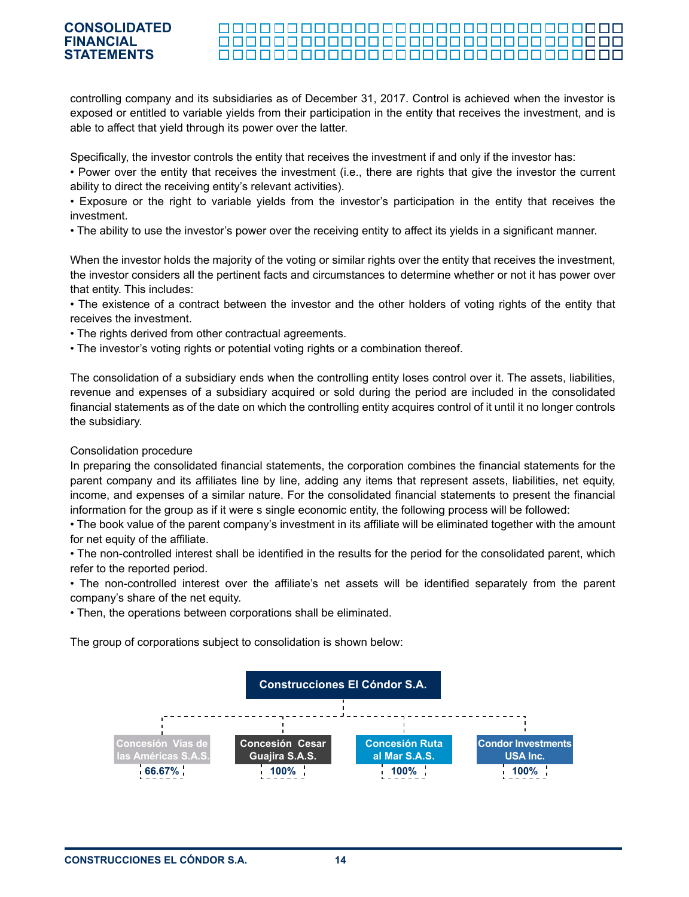controlling company and its subsidiaries as of December 31, 2017. Control is achieved when the investor is exposed or entitled to variable yields from their participation in the entity that receives the investment, and is able to affect that yield through its power over the latter.

Specifically, the investor controls the entity that receives the investment if and only if the investor has:

- Power over the entity that receives the investment (i.e., there are rights that give the investor the current ability to direct the receiving entity's relevant activities).
- Exposure or the right to variable yields from the investor's participation in the entity that receives the investment.
- The ability to use the investor's power over the receiving entity to affect its yields in a significant manner.

When the investor holds the majority of the voting or similar rights over the entity that receives the investment, the investor considers all the pertinent facts and circumstances to determine whether or not it has power over that entity. This includes:

- The existence of a contract between the investor and the other holders of voting rights of the entity that receives the investment.
- The rights derived from other contractual agreements.
- The investor's voting rights or potential voting rights or a combination thereof.

The consolidation of a subsidiary ends when the controlling entity loses control over it. The assets, liabilities, revenue and expenses of a subsidiary acquired or sold during the period are included in the consolidated financial statements as of the date on which the controlling entity acquires control of it until it no longer controls the subsidiary.

Consolidation procedure

In preparing the consolidated financial statements, the corporation combines the financial statements for the parent company and its affiliates line by line, adding any items that represent assets, liabilities, net equity, income, and expenses of a similar nature. For the consolidated financial statements to present the financial information for the group as if it were s single economic entity, the following process will be followed:

- The book value of the parent company's investment in its affiliate will be eliminated together with the amount for net equity of the affiliate.
- The non-controlled interest shall be identified in the results for the period for the consolidated parent, which refer to the reported period.
- The non-controlled interest over the affiliate's net assets will be identified separately from the parent company's share of the net equity.
- Then, the operations between corporations shall be eliminated.

The group of corporations subject to consolidation is shown below:

**Construcciones El Cóndor S.A.**

| Concesión Vías de las Américas S.A.S. | Concesión Cesar Guajira S.A.S. | Concesión Ruta al Mar S.A.S. | Condor Investments USA Inc. |
|---|---|---|---|
| 66.67% | 100% | 100% | 100% |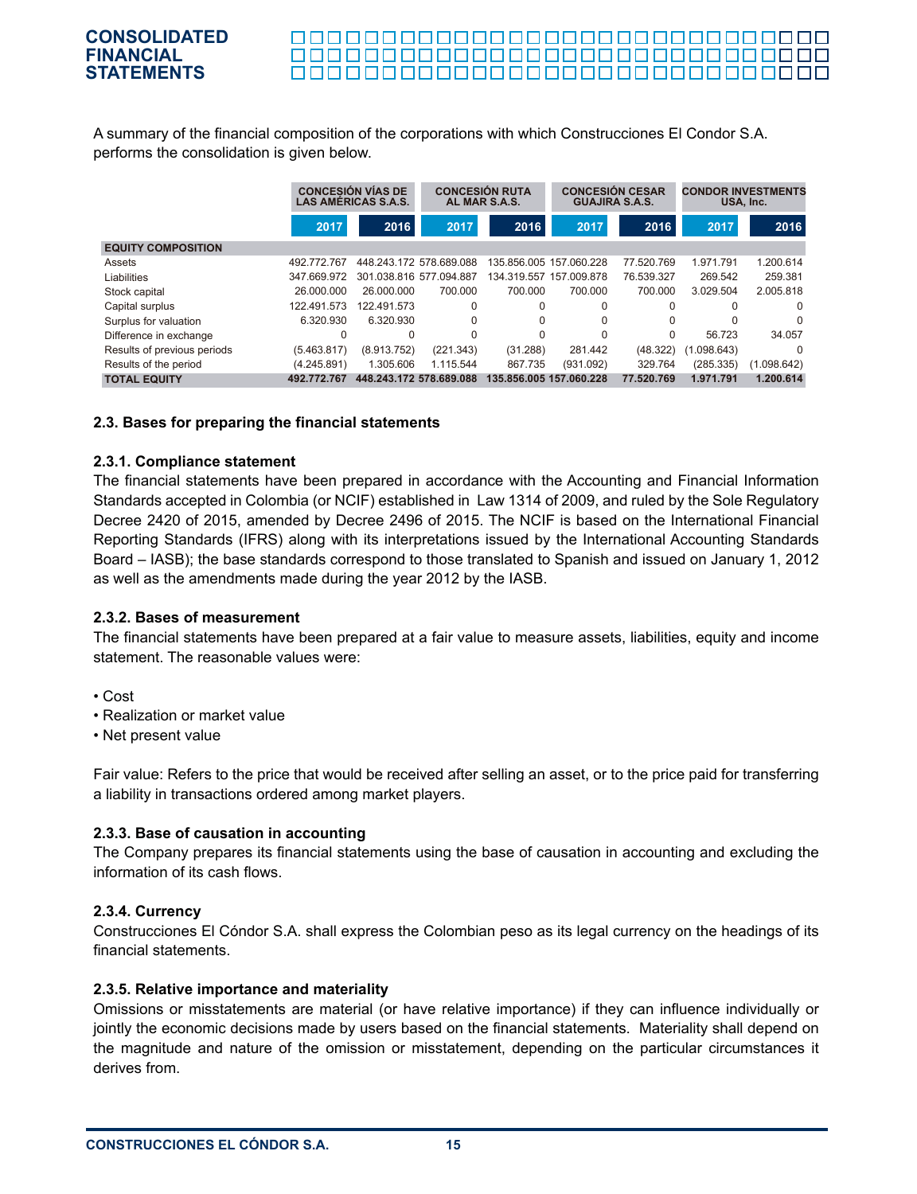A summary of the financial composition of the corporations with which Construcciones El Condor S.A. performs the consolidation is given below.

| | CONCESIÓN VÍAS DE LAS AMÉRICAS S.A.S. | | CONCESIÓN RUTA AL MAR S.A.S. | | CONCESIÓN CESAR GUAJIRA S.A.S. | | CONDOR INVESTMENTS USA, Inc. | |
|---|---|---|---|---|---|---|---|---|
| | 2017 | 2016 | 2017 | 2016 | 2017 | 2016 | 2017 | 2016 |
| **EQUITY COMPOSITION** | | | | | | | | |
| Assets | 492.772.767 | 448.243.172 | 578.689.088 | 135.856.005 | 157.060.228 | 77.520.769 | 1.971.791 | 1.200.614 |
| Liabilities | 347.669.972 | 301.038.816 | 577.094.887 | 134.319.557 | 157.009.878 | 76.539.327 | 269.542 | 259.381 |
| Stock capital | 26.000.000 | 26.000.000 | 700.000 | 700.000 | 700.000 | 700.000 | 3.029.504 | 2.005.818 |
| Capital surplus | 122.491.573 | 122.491.573 | 0 | 0 | 0 | 0 | 0 | 0 |
| Surplus for valuation | 6.320.930 | 6.320.930 | 0 | 0 | 0 | 0 | 0 | 0 |
| Difference in exchange | 0 | 0 | 0 | 0 | 0 | 0 | 56.723 | 34.057 |
| Results of previous periods | (5.463.817) | (8.913.752) | (221.343) | (31.288) | 281.442 | (48.322) | (1.098.643) | 0 |
| Results of the period | (4.245.891) | 1.305.606 | 1.115.544 | 867.735 | (931.092) | 329.764 | (285.335) | (1.098.642) |
| **TOTAL EQUITY** | **492.772.767** | **448.243.172** | **578.689.088** | **135.856.005** | **157.060.228** | **77.520.769** | **1.971.791** | **1.200.614** |

### 2.3. Bases for preparing the financial statements

#### 2.3.1. Compliance statement

The financial statements have been prepared in accordance with the Accounting and Financial Information Standards accepted in Colombia (or NCIF) established in Law 1314 of 2009, and ruled by the Sole Regulatory Decree 2420 of 2015, amended by Decree 2496 of 2015. The NCIF is based on the International Financial Reporting Standards (IFRS) along with its interpretations issued by the International Accounting Standards Board – IASB); the base standards correspond to those translated to Spanish and issued on January 1, 2012 as well as the amendments made during the year 2012 by the IASB.

#### 2.3.2. Bases of measurement

The financial statements have been prepared at a fair value to measure assets, liabilities, equity and income statement. The reasonable values were:

- Cost
- Realization or market value
- Net present value

Fair value: Refers to the price that would be received after selling an asset, or to the price paid for transferring a liability in transactions ordered among market players.

#### 2.3.3. Base of causation in accounting

The Company prepares its financial statements using the base of causation in accounting and excluding the information of its cash flows.

#### 2.3.4. Currency

Construcciones El Cóndor S.A. shall express the Colombian peso as its legal currency on the headings of its financial statements.

#### 2.3.5. Relative importance and materiality

Omissions or misstatements are material (or have relative importance) if they can influence individually or jointly the economic decisions made by users based on the financial statements. Materiality shall depend on the magnitude and nature of the omission or misstatement, depending on the particular circumstances it derives from.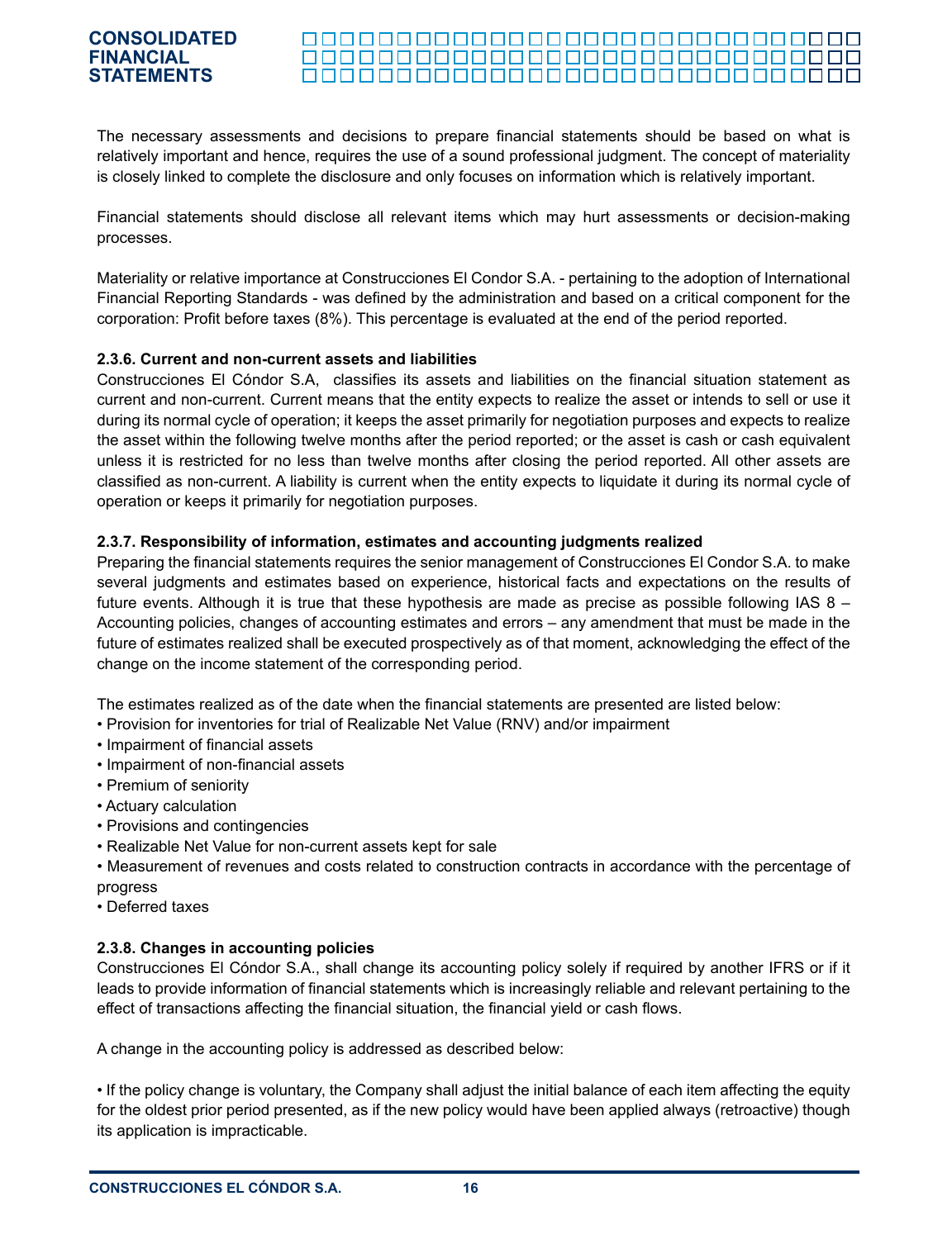The necessary assessments and decisions to prepare financial statements should be based on what is relatively important and hence, requires the use of a sound professional judgment. The concept of materiality is closely linked to complete the disclosure and only focuses on information which is relatively important.

Financial statements should disclose all relevant items which may hurt assessments or decision-making processes.

Materiality or relative importance at Construcciones El Condor S.A. - pertaining to the adoption of International Financial Reporting Standards - was defined by the administration and based on a critical component for the corporation: Profit before taxes (8%). This percentage is evaluated at the end of the period reported.

**2.3.6. Current and non-current assets and liabilities**

Construcciones El Cóndor S.A, classifies its assets and liabilities on the financial situation statement as current and non-current. Current means that the entity expects to realize the asset or intends to sell or use it during its normal cycle of operation; it keeps the asset primarily for negotiation purposes and expects to realize the asset within the following twelve months after the period reported; or the asset is cash or cash equivalent unless it is restricted for no less than twelve months after closing the period reported. All other assets are classified as non-current. A liability is current when the entity expects to liquidate it during its normal cycle of operation or keeps it primarily for negotiation purposes.

**2.3.7. Responsibility of information, estimates and accounting judgments realized**

Preparing the financial statements requires the senior management of Construcciones El Condor S.A. to make several judgments and estimates based on experience, historical facts and expectations on the results of future events. Although it is true that these hypothesis are made as precise as possible following IAS 8 – Accounting policies, changes of accounting estimates and errors – any amendment that must be made in the future of estimates realized shall be executed prospectively as of that moment, acknowledging the effect of the change on the income statement of the corresponding period.

The estimates realized as of the date when the financial statements are presented are listed below:

- Provision for inventories for trial of Realizable Net Value (RNV) and/or impairment
- Impairment of financial assets
- Impairment of non-financial assets
- Premium of seniority
- Actuary calculation
- Provisions and contingencies
- Realizable Net Value for non-current assets kept for sale
- Measurement of revenues and costs related to construction contracts in accordance with the percentage of progress
- Deferred taxes

**2.3.8. Changes in accounting policies**

Construcciones El Cóndor S.A., shall change its accounting policy solely if required by another IFRS or if it leads to provide information of financial statements which is increasingly reliable and relevant pertaining to the effect of transactions affecting the financial situation, the financial yield or cash flows.

A change in the accounting policy is addressed as described below:

- If the policy change is voluntary, the Company shall adjust the initial balance of each item affecting the equity for the oldest prior period presented, as if the new policy would have been applied always (retroactive) though its application is impracticable.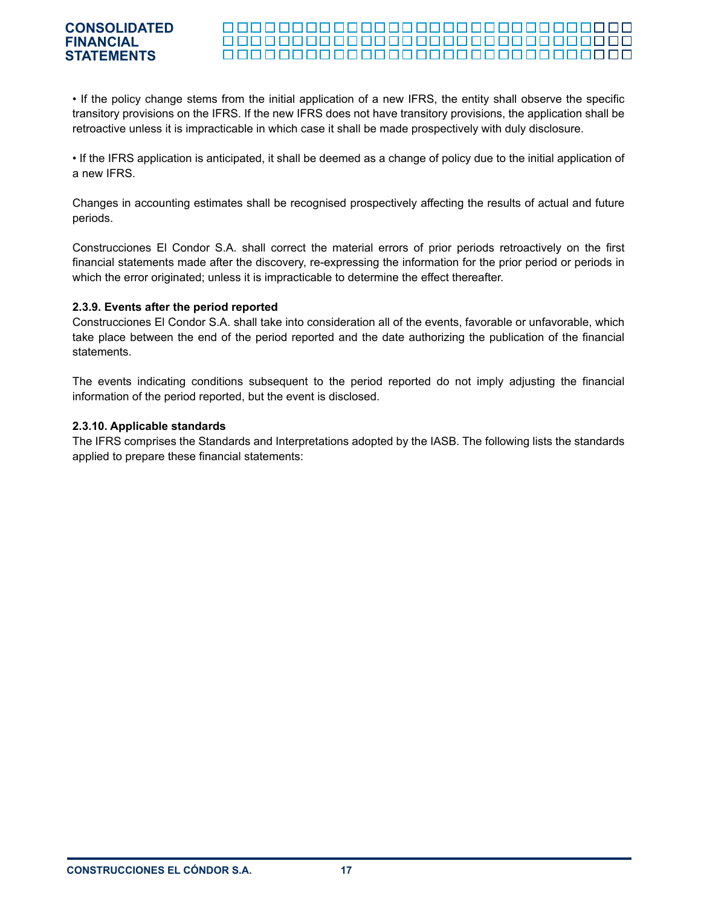- If the policy change stems from the initial application of a new IFRS, the entity shall observe the specific transitory provisions on the IFRS. If the new IFRS does not have transitory provisions, the application shall be retroactive unless it is impracticable in which case it shall be made prospectively with duly disclosure.

- If the IFRS application is anticipated, it shall be deemed as a change of policy due to the initial application of a new IFRS.

Changes in accounting estimates shall be recognised prospectively affecting the results of actual and future periods.

Construcciones El Condor S.A. shall correct the material errors of prior periods retroactively on the first financial statements made after the discovery, re-expressing the information for the prior period or periods in which the error originated; unless it is impracticable to determine the effect thereafter.

**2.3.9. Events after the period reported**

Construcciones El Condor S.A. shall take into consideration all of the events, favorable or unfavorable, which take place between the end of the period reported and the date authorizing the publication of the financial statements.

The events indicating conditions subsequent to the period reported do not imply adjusting the financial information of the period reported, but the event is disclosed.

**2.3.10. Applicable standards**

The IFRS comprises the Standards and Interpretations adopted by the IASB. The following lists the standards applied to prepare these financial statements: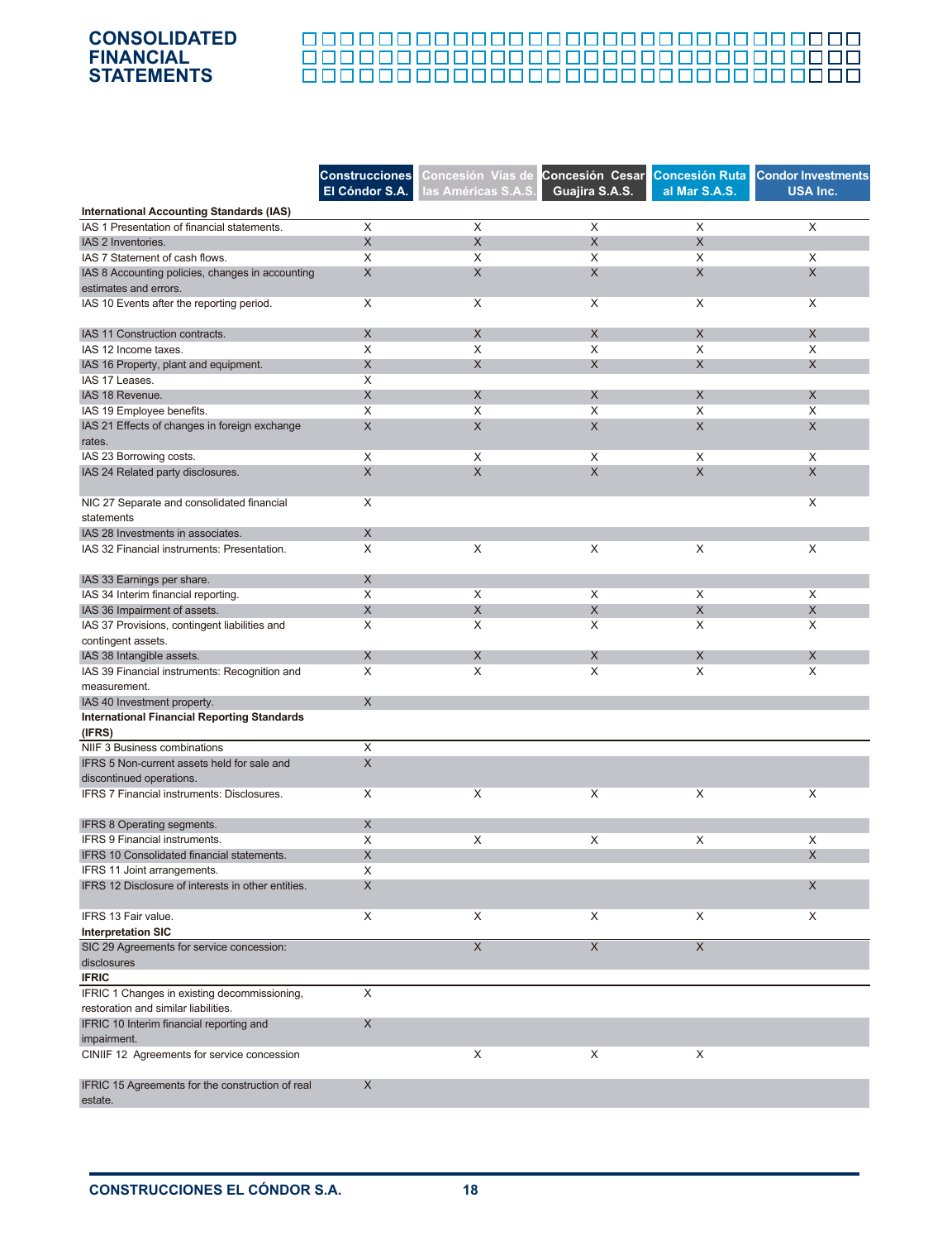| | Construcciones El Cóndor S.A. | Concesión Vías de las Américas S.A.S. | Concesión Cesar Guajira S.A.S. | Concesión Ruta al Mar S.A.S. | Condor Investments USA Inc. |
|---|---|---|---|---|---|
| **International Accounting Standards (IAS)** | | | | | |
| IAS 1 Presentation of financial statements. | X | X | X | X | X |
| IAS 2 Inventories. | X | X | X | X | |
| IAS 7 Statement of cash flows. | X | X | X | X | X |
| IAS 8 Accounting policies, changes in accounting estimates and errors. | X | X | X | X | X |
| IAS 10 Events after the reporting period. | X | X | X | X | X |
| IAS 11 Construction contracts. | X | X | X | X | X |
| IAS 12 Income taxes. | X | X | X | X | X |
| IAS 16 Property, plant and equipment. | X | X | X | X | X |
| IAS 17 Leases. | X | | | | |
| IAS 18 Revenue. | X | X | X | X | X |
| IAS 19 Employee benefits. | X | X | X | X | X |
| IAS 21 Effects of changes in foreign exchange rates. | X | X | X | X | X |
| IAS 23 Borrowing costs. | X | X | X | X | X |
| IAS 24 Related party disclosures. | X | X | X | X | X |
| NIC 27 Separate and consolidated financial statements | X | | | | X |
| IAS 28 Investments in associates. | X | | | | |
| IAS 32 Financial instruments: Presentation. | X | X | X | X | X |
| IAS 33 Earnings per share. | X | | | | |
| IAS 34 Interim financial reporting. | X | X | X | X | X |
| IAS 36 Impairment of assets. | X | X | X | X | X |
| IAS 37 Provisions, contingent liabilities and contingent assets. | X | X | X | X | X |
| IAS 38 Intangible assets. | X | X | X | X | X |
| IAS 39 Financial instruments: Recognition and measurement. | X | X | X | X | X |
| IAS 40 Investment property. | X | | | | |
| **International Financial Reporting Standards (IFRS)** | | | | | |
| NIIF 3 Business combinations | X | | | | |
| IFRS 5 Non-current assets held for sale and discontinued operations. | X | | | | |
| IFRS 7 Financial instruments: Disclosures. | X | X | X | X | X |
| IFRS 8 Operating segments. | X | | | | |
| IFRS 9 Financial instruments. | X | X | X | X | X |
| IFRS 10 Consolidated financial statements. | X | | | | X |
| IFRS 11 Joint arrangements. | X | | | | |
| IFRS 12 Disclosure of interests in other entities. | X | | | | X |
| IFRS 13 Fair value. | X | X | X | X | X |
| **Interpretation SIC** | | | | | |
| SIC 29 Agreements for service concession: disclosures | | X | X | X | |
| **IFRIC** | | | | | |
| IFRIC 1 Changes in existing decommissioning, restoration and similar liabilities. | X | | | | |
| IFRIC 10 Interim financial reporting and impairment. | X | | | | |
| CINIIF 12 Agreements for service concession | | X | X | X | |
| IFRIC 15 Agreements for the construction of real estate. | X | | | | |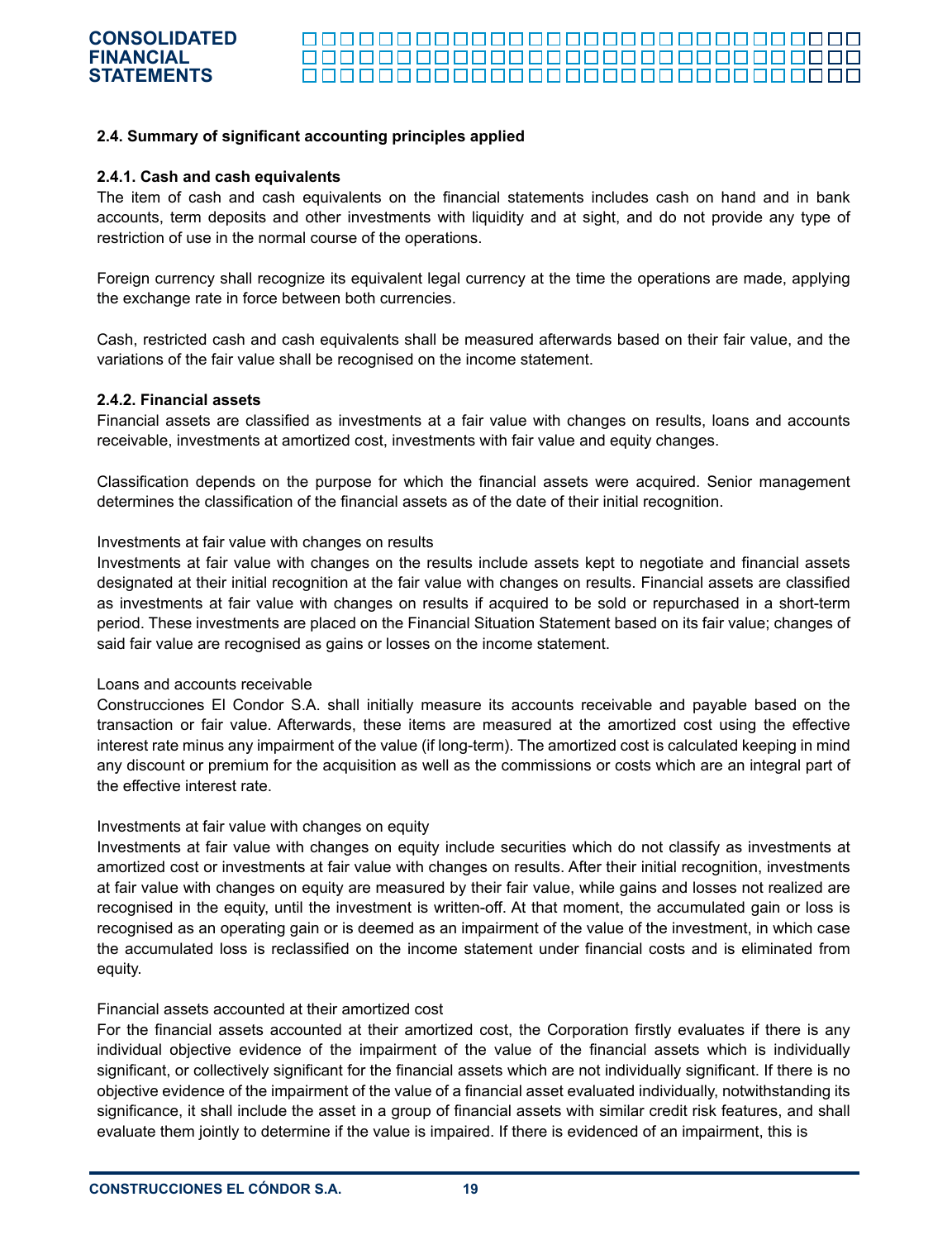### 2.4. Summary of significant accounting principles applied

#### 2.4.1. Cash and cash equivalents

The item of cash and cash equivalents on the financial statements includes cash on hand and in bank accounts, term deposits and other investments with liquidity and at sight, and do not provide any type of restriction of use in the normal course of the operations.

Foreign currency shall recognize its equivalent legal currency at the time the operations are made, applying the exchange rate in force between both currencies.

Cash, restricted cash and cash equivalents shall be measured afterwards based on their fair value, and the variations of the fair value shall be recognised on the income statement.

#### 2.4.2. Financial assets

Financial assets are classified as investments at a fair value with changes on results, loans and accounts receivable, investments at amortized cost, investments with fair value and equity changes.

Classification depends on the purpose for which the financial assets were acquired. Senior management determines the classification of the financial assets as of the date of their initial recognition.

Investments at fair value with changes on results

Investments at fair value with changes on the results include assets kept to negotiate and financial assets designated at their initial recognition at the fair value with changes on results. Financial assets are classified as investments at fair value with changes on results if acquired to be sold or repurchased in a short-term period. These investments are placed on the Financial Situation Statement based on its fair value; changes of said fair value are recognised as gains or losses on the income statement.

Loans and accounts receivable

Construcciones El Condor S.A. shall initially measure its accounts receivable and payable based on the transaction or fair value. Afterwards, these items are measured at the amortized cost using the effective interest rate minus any impairment of the value (if long-term). The amortized cost is calculated keeping in mind any discount or premium for the acquisition as well as the commissions or costs which are an integral part of the effective interest rate.

Investments at fair value with changes on equity

Investments at fair value with changes on equity include securities which do not classify as investments at amortized cost or investments at fair value with changes on results. After their initial recognition, investments at fair value with changes on equity are measured by their fair value, while gains and losses not realized are recognised in the equity, until the investment is written-off. At that moment, the accumulated gain or loss is recognised as an operating gain or is deemed as an impairment of the value of the investment, in which case the accumulated loss is reclassified on the income statement under financial costs and is eliminated from equity.

Financial assets accounted at their amortized cost

For the financial assets accounted at their amortized cost, the Corporation firstly evaluates if there is any individual objective evidence of the impairment of the value of the financial assets which is individually significant, or collectively significant for the financial assets which are not individually significant. If there is no objective evidence of the impairment of the value of a financial asset evaluated individually, notwithstanding its significance, it shall include the asset in a group of financial assets with similar credit risk features, and shall evaluate them jointly to determine if the value is impaired. If there is evidenced of an impairment, this is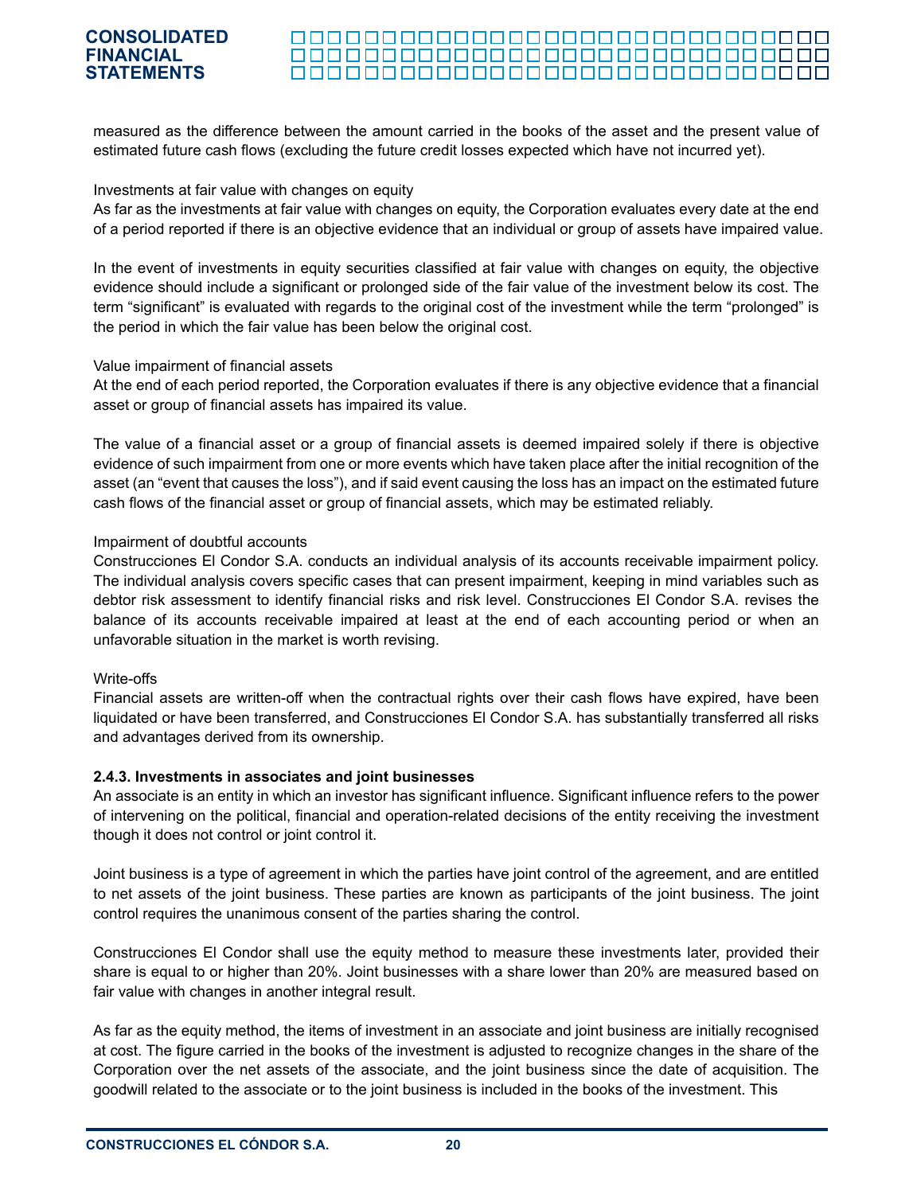measured as the difference between the amount carried in the books of the asset and the present value of estimated future cash flows (excluding the future credit losses expected which have not incurred yet).

Investments at fair value with changes on equity

As far as the investments at fair value with changes on equity, the Corporation evaluates every date at the end of a period reported if there is an objective evidence that an individual or group of assets have impaired value.

In the event of investments in equity securities classified at fair value with changes on equity, the objective evidence should include a significant or prolonged side of the fair value of the investment below its cost. The term "significant" is evaluated with regards to the original cost of the investment while the term "prolonged" is the period in which the fair value has been below the original cost.

Value impairment of financial assets

At the end of each period reported, the Corporation evaluates if there is any objective evidence that a financial asset or group of financial assets has impaired its value.

The value of a financial asset or a group of financial assets is deemed impaired solely if there is objective evidence of such impairment from one or more events which have taken place after the initial recognition of the asset (an "event that causes the loss"), and if said event causing the loss has an impact on the estimated future cash flows of the financial asset or group of financial assets, which may be estimated reliably.

Impairment of doubtful accounts

Construcciones El Condor S.A. conducts an individual analysis of its accounts receivable impairment policy. The individual analysis covers specific cases that can present impairment, keeping in mind variables such as debtor risk assessment to identify financial risks and risk level. Construcciones El Condor S.A. revises the balance of its accounts receivable impaired at least at the end of each accounting period or when an unfavorable situation in the market is worth revising.

Write-offs

Financial assets are written-off when the contractual rights over their cash flows have expired, have been liquidated or have been transferred, and Construcciones El Condor S.A. has substantially transferred all risks and advantages derived from its ownership.

**2.4.3. Investments in associates and joint businesses**

An associate is an entity in which an investor has significant influence. Significant influence refers to the power of intervening on the political, financial and operation-related decisions of the entity receiving the investment though it does not control or joint control it.

Joint business is a type of agreement in which the parties have joint control of the agreement, and are entitled to net assets of the joint business. These parties are known as participants of the joint business. The joint control requires the unanimous consent of the parties sharing the control.

Construcciones El Condor shall use the equity method to measure these investments later, provided their share is equal to or higher than 20%. Joint businesses with a share lower than 20% are measured based on fair value with changes in another integral result.

As far as the equity method, the items of investment in an associate and joint business are initially recognised at cost. The figure carried in the books of the investment is adjusted to recognize changes in the share of the Corporation over the net assets of the associate, and the joint business since the date of acquisition. The goodwill related to the associate or to the joint business is included in the books of the investment. This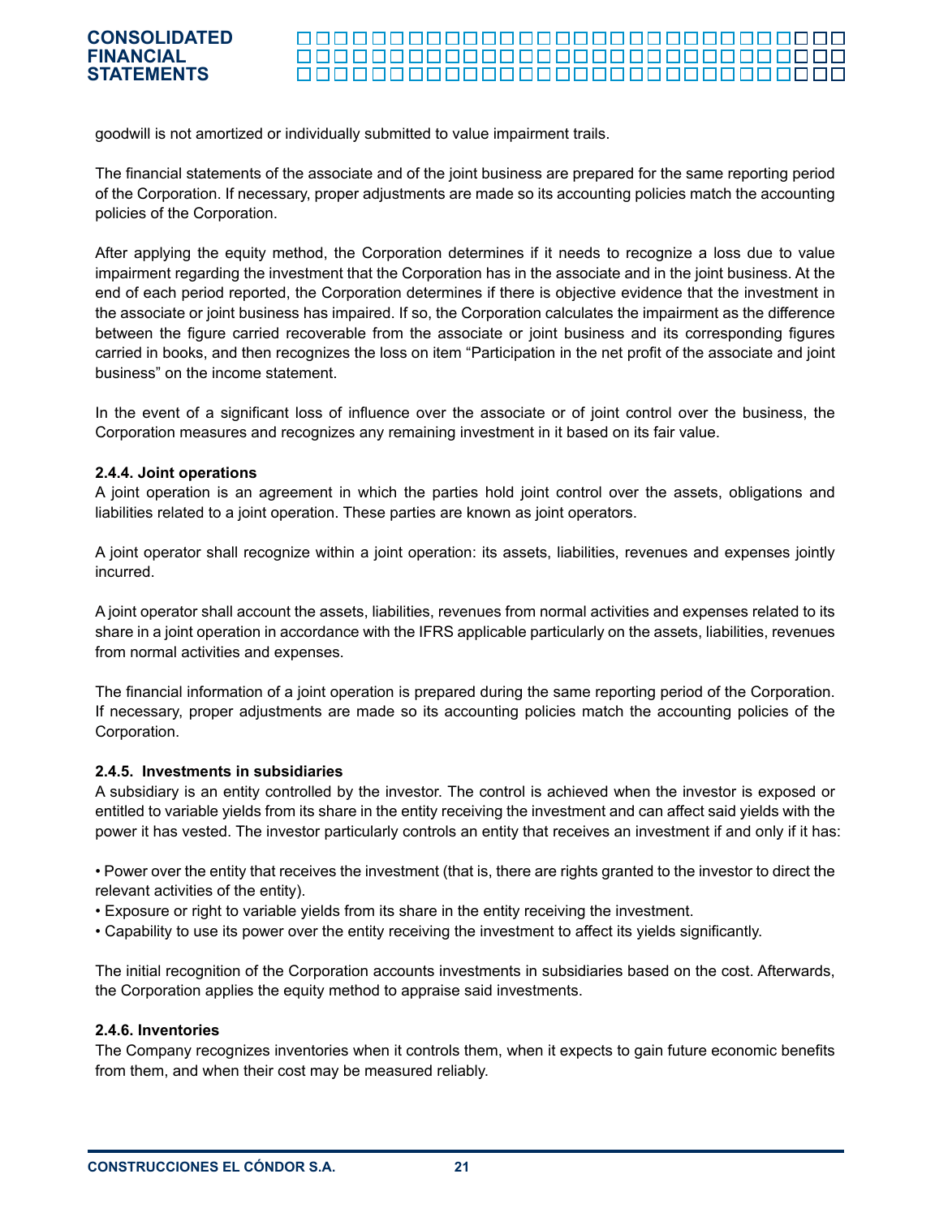goodwill is not amortized or individually submitted to value impairment trails.

The financial statements of the associate and of the joint business are prepared for the same reporting period of the Corporation. If necessary, proper adjustments are made so its accounting policies match the accounting policies of the Corporation.

After applying the equity method, the Corporation determines if it needs to recognize a loss due to value impairment regarding the investment that the Corporation has in the associate and in the joint business. At the end of each period reported, the Corporation determines if there is objective evidence that the investment in the associate or joint business has impaired. If so, the Corporation calculates the impairment as the difference between the figure carried recoverable from the associate or joint business and its corresponding figures carried in books, and then recognizes the loss on item “Participation in the net profit of the associate and joint business” on the income statement.

In the event of a significant loss of influence over the associate or of joint control over the business, the Corporation measures and recognizes any remaining investment in it based on its fair value.

#### 2.4.4. Joint operations

A joint operation is an agreement in which the parties hold joint control over the assets, obligations and liabilities related to a joint operation. These parties are known as joint operators.

A joint operator shall recognize within a joint operation: its assets, liabilities, revenues and expenses jointly incurred.

A joint operator shall account the assets, liabilities, revenues from normal activities and expenses related to its share in a joint operation in accordance with the IFRS applicable particularly on the assets, liabilities, revenues from normal activities and expenses.

The financial information of a joint operation is prepared during the same reporting period of the Corporation. If necessary, proper adjustments are made so its accounting policies match the accounting policies of the Corporation.

#### 2.4.5. Investments in subsidiaries

A subsidiary is an entity controlled by the investor. The control is achieved when the investor is exposed or entitled to variable yields from its share in the entity receiving the investment and can affect said yields with the power it has vested. The investor particularly controls an entity that receives an investment if and only if it has:

- Power over the entity that receives the investment (that is, there are rights granted to the investor to direct the relevant activities of the entity).
- Exposure or right to variable yields from its share in the entity receiving the investment.
- Capability to use its power over the entity receiving the investment to affect its yields significantly.

The initial recognition of the Corporation accounts investments in subsidiaries based on the cost. Afterwards, the Corporation applies the equity method to appraise said investments.

#### 2.4.6. Inventories

The Company recognizes inventories when it controls them, when it expects to gain future economic benefits from them, and when their cost may be measured reliably.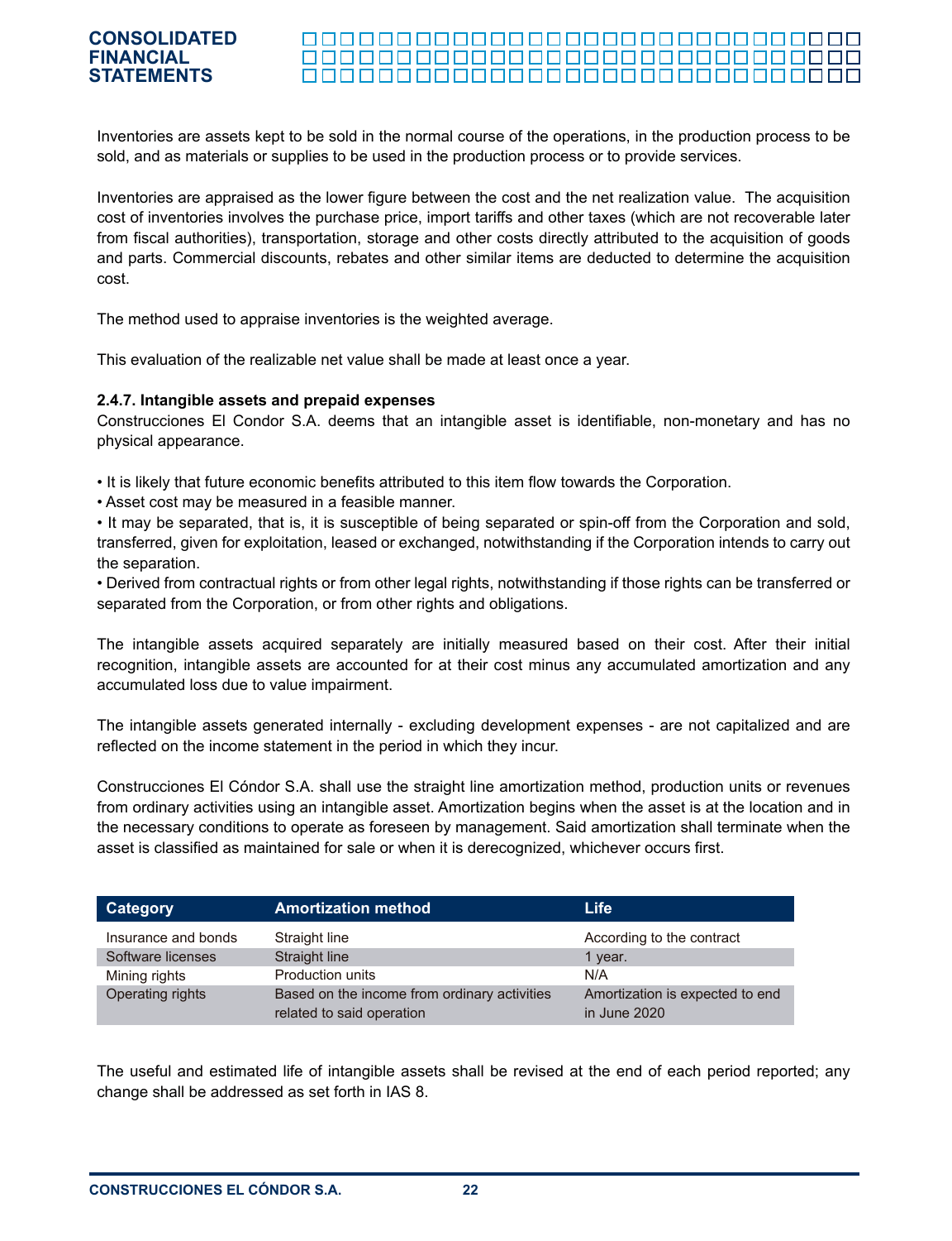Inventories are assets kept to be sold in the normal course of the operations, in the production process to be sold, and as materials or supplies to be used in the production process or to provide services.

Inventories are appraised as the lower figure between the cost and the net realization value. The acquisition cost of inventories involves the purchase price, import tariffs and other taxes (which are not recoverable later from fiscal authorities), transportation, storage and other costs directly attributed to the acquisition of goods and parts. Commercial discounts, rebates and other similar items are deducted to determine the acquisition cost.

The method used to appraise inventories is the weighted average.

This evaluation of the realizable net value shall be made at least once a year.

#### 2.4.7. Intangible assets and prepaid expenses

Construcciones El Condor S.A. deems that an intangible asset is identifiable, non-monetary and has no physical appearance.

- It is likely that future economic benefits attributed to this item flow towards the Corporation.
- Asset cost may be measured in a feasible manner.
- It may be separated, that is, it is susceptible of being separated or spin-off from the Corporation and sold, transferred, given for exploitation, leased or exchanged, notwithstanding if the Corporation intends to carry out the separation.
- Derived from contractual rights or from other legal rights, notwithstanding if those rights can be transferred or separated from the Corporation, or from other rights and obligations.

The intangible assets acquired separately are initially measured based on their cost. After their initial recognition, intangible assets are accounted for at their cost minus any accumulated amortization and any accumulated loss due to value impairment.

The intangible assets generated internally - excluding development expenses - are not capitalized and are reflected on the income statement in the period in which they incur.

Construcciones El Cóndor S.A. shall use the straight line amortization method, production units or revenues from ordinary activities using an intangible asset. Amortization begins when the asset is at the location and in the necessary conditions to operate as foreseen by management. Said amortization shall terminate when the asset is classified as maintained for sale or when it is derecognized, whichever occurs first.

| Category | Amortization method | Life |
|---|---|---|
| Insurance and bonds | Straight line | According to the contract |
| Software licenses | Straight line | 1 year. |
| Mining rights | Production units | N/A |
| Operating rights | Based on the income from ordinary activities related to said operation | Amortization is expected to end in June 2020 |

The useful and estimated life of intangible assets shall be revised at the end of each period reported; any change shall be addressed as set forth in IAS 8.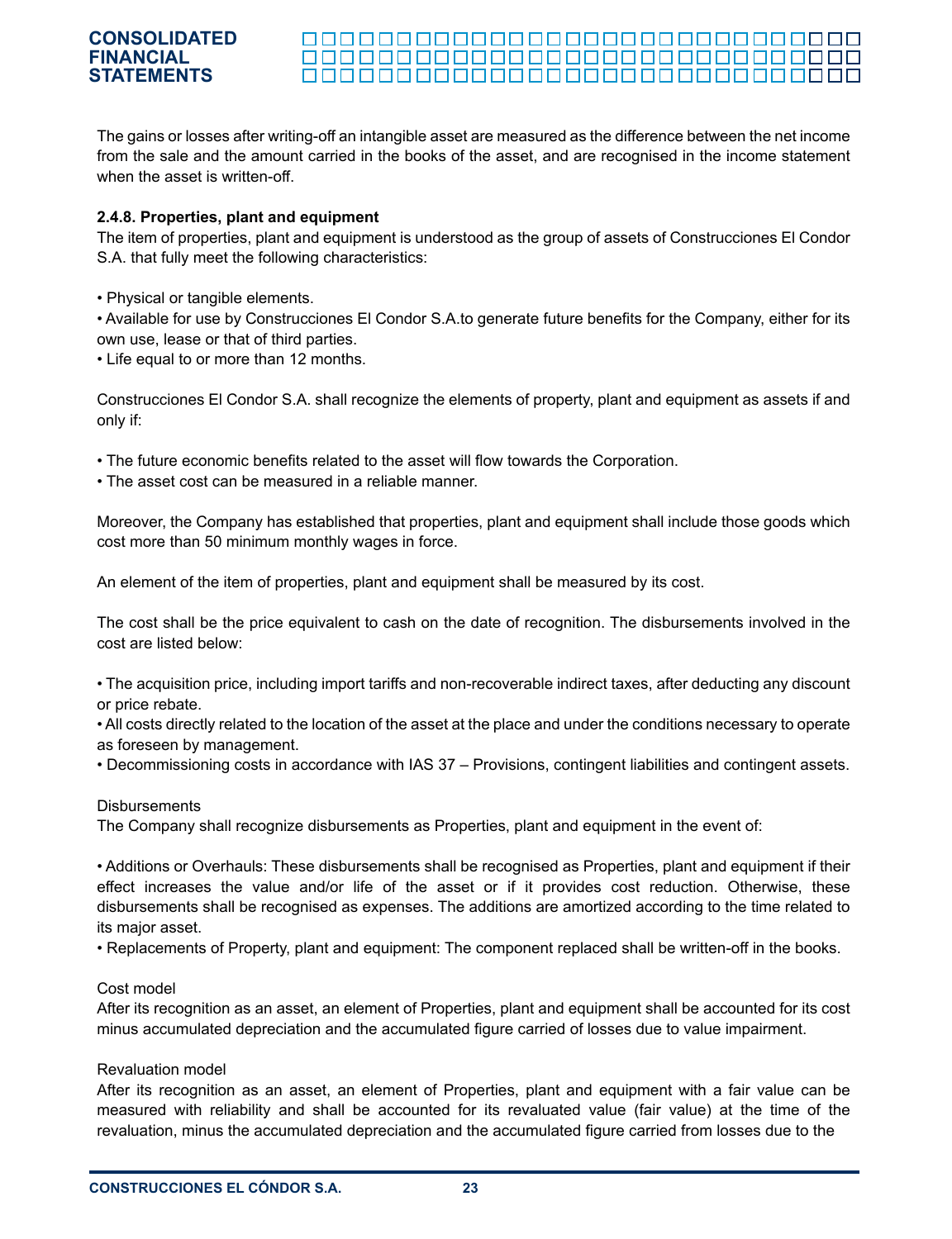The gains or losses after writing-off an intangible asset are measured as the difference between the net income from the sale and the amount carried in the books of the asset, and are recognised in the income statement when the asset is written-off.

**2.4.8. Properties, plant and equipment**

The item of properties, plant and equipment is understood as the group of assets of Construcciones El Condor S.A. that fully meet the following characteristics:

- Physical or tangible elements.
- Available for use by Construcciones El Condor S.A.to generate future benefits for the Company, either for its own use, lease or that of third parties.
- Life equal to or more than 12 months.

Construcciones El Condor S.A. shall recognize the elements of property, plant and equipment as assets if and only if:

- The future economic benefits related to the asset will flow towards the Corporation.
- The asset cost can be measured in a reliable manner.

Moreover, the Company has established that properties, plant and equipment shall include those goods which cost more than 50 minimum monthly wages in force.

An element of the item of properties, plant and equipment shall be measured by its cost.

The cost shall be the price equivalent to cash on the date of recognition. The disbursements involved in the cost are listed below:

- The acquisition price, including import tariffs and non-recoverable indirect taxes, after deducting any discount or price rebate.
- All costs directly related to the location of the asset at the place and under the conditions necessary to operate as foreseen by management.
- Decommissioning costs in accordance with IAS 37 – Provisions, contingent liabilities and contingent assets.

Disbursements

The Company shall recognize disbursements as Properties, plant and equipment in the event of:

- Additions or Overhauls: These disbursements shall be recognised as Properties, plant and equipment if their effect increases the value and/or life of the asset or if it provides cost reduction. Otherwise, these disbursements shall be recognised as expenses. The additions are amortized according to the time related to its major asset.
- Replacements of Property, plant and equipment: The component replaced shall be written-off in the books.

Cost model

After its recognition as an asset, an element of Properties, plant and equipment shall be accounted for its cost minus accumulated depreciation and the accumulated figure carried of losses due to value impairment.

Revaluation model

After its recognition as an asset, an element of Properties, plant and equipment with a fair value can be measured with reliability and shall be accounted for its revaluated value (fair value) at the time of the revaluation, minus the accumulated depreciation and the accumulated figure carried from losses due to the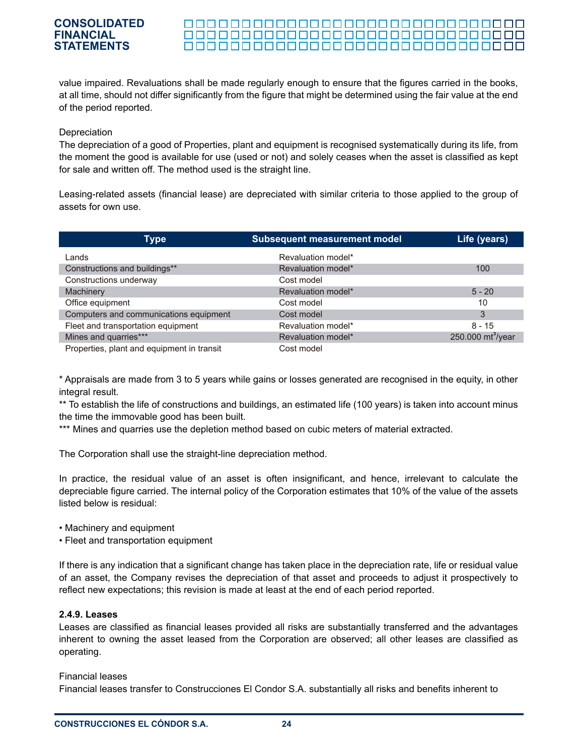value impaired. Revaluations shall be made regularly enough to ensure that the figures carried in the books, at all time, should not differ significantly from the figure that might be determined using the fair value at the end of the period reported.

Depreciation

The depreciation of a good of Properties, plant and equipment is recognised systematically during its life, from the moment the good is available for use (used or not) and solely ceases when the asset is classified as kept for sale and written off. The method used is the straight line.

Leasing-related assets (financial lease) are depreciated with similar criteria to those applied to the group of assets for own use.

| Type | Subsequent measurement model | Life (years) |
|---|---|---|
| Lands | Revaluation model* | |
| Constructions and buildings** | Revaluation model* | 100 |
| Constructions underway | Cost model | |
| Machinery | Revaluation model* | 5 - 20 |
| Office equipment | Cost model | 10 |
| Computers and communications equipment | Cost model | 3 |
| Fleet and transportation equipment | Revaluation model* | 8 - 15 |
| Mines and quarries*** | Revaluation model* | 250.000 $mt^3$/year |
| Properties, plant and equipment in transit | Cost model | |

* Appraisals are made from 3 to 5 years while gains or losses generated are recognised in the equity, in other integral result.

** To establish the life of constructions and buildings, an estimated life (100 years) is taken into account minus the time the immovable good has been built.

*** Mines and quarries use the depletion method based on cubic meters of material extracted.

The Corporation shall use the straight-line depreciation method.

In practice, the residual value of an asset is often insignificant, and hence, irrelevant to calculate the depreciable figure carried. The internal policy of the Corporation estimates that 10% of the value of the assets listed below is residual:

- Machinery and equipment
- Fleet and transportation equipment

If there is any indication that a significant change has taken place in the depreciation rate, life or residual value of an asset, the Company revises the depreciation of that asset and proceeds to adjust it prospectively to reflect new expectations; this revision is made at least at the end of each period reported.

**2.4.9. Leases**

Leases are classified as financial leases provided all risks are substantially transferred and the advantages inherent to owning the asset leased from the Corporation are observed; all other leases are classified as operating.

Financial leases

Financial leases transfer to Construcciones El Condor S.A. substantially all risks and benefits inherent to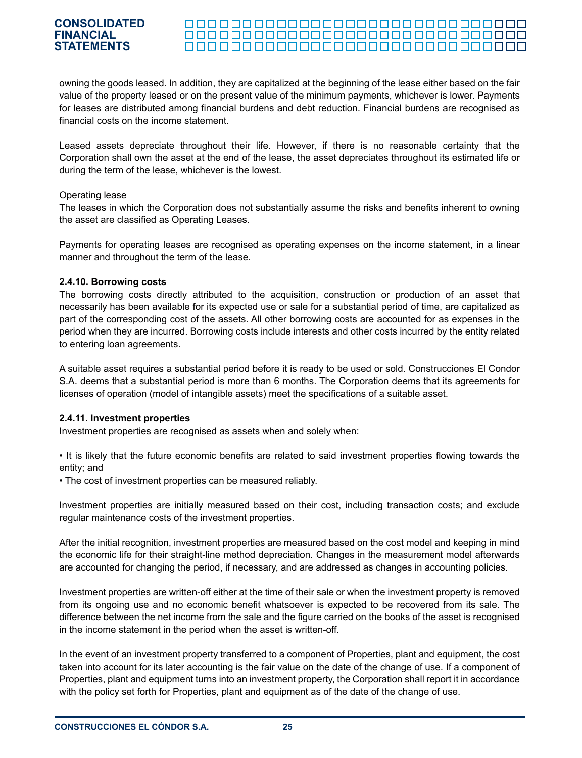owning the goods leased. In addition, they are capitalized at the beginning of the lease either based on the fair value of the property leased or on the present value of the minimum payments, whichever is lower. Payments for leases are distributed among financial burdens and debt reduction. Financial burdens are recognised as financial costs on the income statement.

Leased assets depreciate throughout their life. However, if there is no reasonable certainty that the Corporation shall own the asset at the end of the lease, the asset depreciates throughout its estimated life or during the term of the lease, whichever is the lowest.

Operating lease
The leases in which the Corporation does not substantially assume the risks and benefits inherent to owning the asset are classified as Operating Leases.

Payments for operating leases are recognised as operating expenses on the income statement, in a linear manner and throughout the term of the lease.

**2.4.10. Borrowing costs**
The borrowing costs directly attributed to the acquisition, construction or production of an asset that necessarily has been available for its expected use or sale for a substantial period of time, are capitalized as part of the corresponding cost of the assets. All other borrowing costs are accounted for as expenses in the period when they are incurred. Borrowing costs include interests and other costs incurred by the entity related to entering loan agreements.

A suitable asset requires a substantial period before it is ready to be used or sold. Construcciones El Condor S.A. deems that a substantial period is more than 6 months. The Corporation deems that its agreements for licenses of operation (model of intangible assets) meet the specifications of a suitable asset.

**2.4.11. Investment properties**
Investment properties are recognised as assets when and solely when:

• It is likely that the future economic benefits are related to said investment properties flowing towards the entity; and
• The cost of investment properties can be measured reliably.

Investment properties are initially measured based on their cost, including transaction costs; and exclude regular maintenance costs of the investment properties.

After the initial recognition, investment properties are measured based on the cost model and keeping in mind the economic life for their straight-line method depreciation. Changes in the measurement model afterwards are accounted for changing the period, if necessary, and are addressed as changes in accounting policies.

Investment properties are written-off either at the time of their sale or when the investment property is removed from its ongoing use and no economic benefit whatsoever is expected to be recovered from its sale. The difference between the net income from the sale and the figure carried on the books of the asset is recognised in the income statement in the period when the asset is written-off.

In the event of an investment property transferred to a component of Properties, plant and equipment, the cost taken into account for its later accounting is the fair value on the date of the change of use. If a component of Properties, plant and equipment turns into an investment property, the Corporation shall report it in accordance with the policy set forth for Properties, plant and equipment as of the date of the change of use.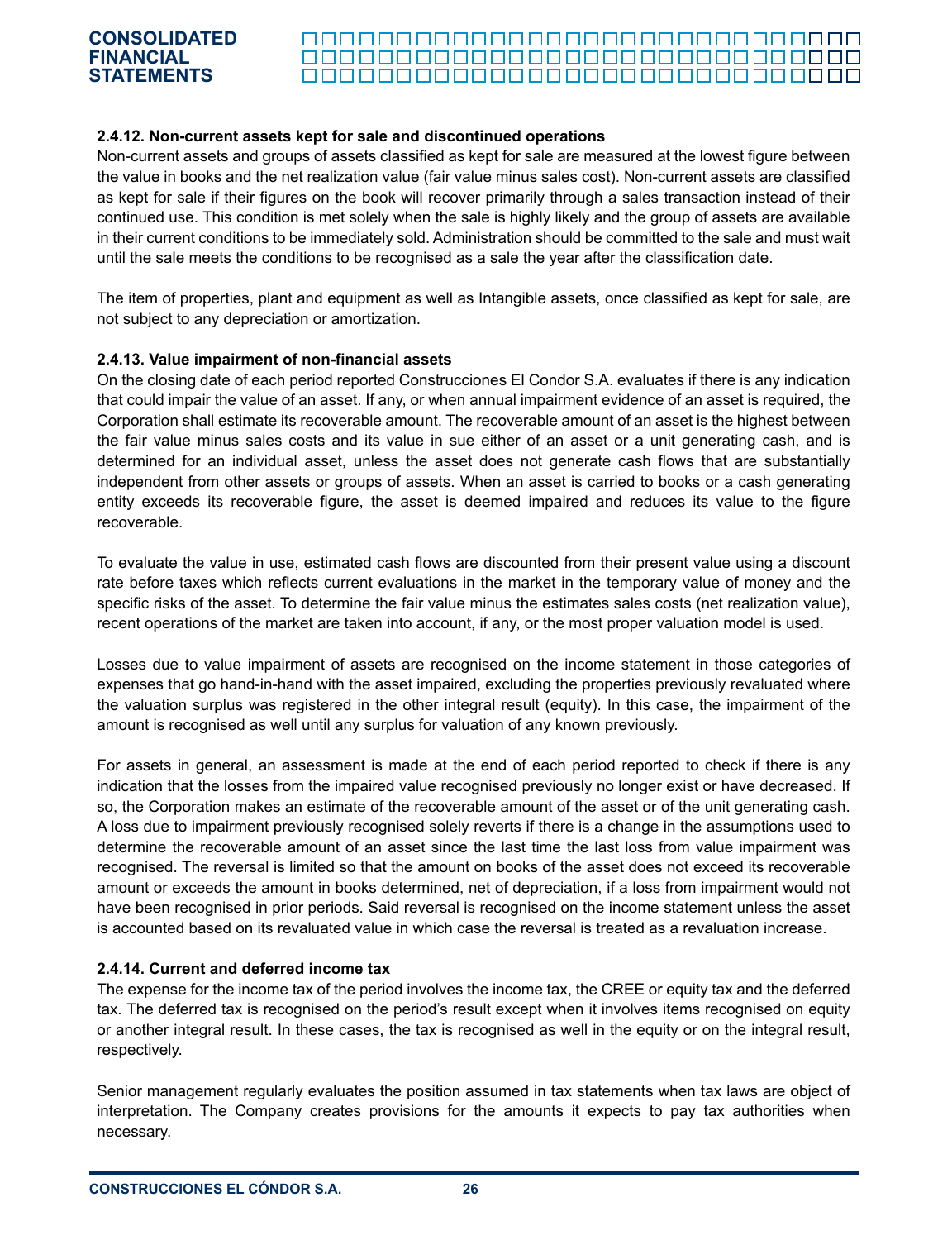#### 2.4.12. Non-current assets kept for sale and discontinued operations

Non-current assets and groups of assets classified as kept for sale are measured at the lowest figure between the value in books and the net realization value (fair value minus sales cost). Non-current assets are classified as kept for sale if their figures on the book will recover primarily through a sales transaction instead of their continued use. This condition is met solely when the sale is highly likely and the group of assets are available in their current conditions to be immediately sold. Administration should be committed to the sale and must wait until the sale meets the conditions to be recognised as a sale the year after the classification date.

The item of properties, plant and equipment as well as Intangible assets, once classified as kept for sale, are not subject to any depreciation or amortization.

#### 2.4.13. Value impairment of non-financial assets

On the closing date of each period reported Construcciones El Condor S.A. evaluates if there is any indication that could impair the value of an asset. If any, or when annual impairment evidence of an asset is required, the Corporation shall estimate its recoverable amount. The recoverable amount of an asset is the highest between the fair value minus sales costs and its value in sue either of an asset or a unit generating cash, and is determined for an individual asset, unless the asset does not generate cash flows that are substantially independent from other assets or groups of assets. When an asset is carried to books or a cash generating entity exceeds its recoverable figure, the asset is deemed impaired and reduces its value to the figure recoverable.

To evaluate the value in use, estimated cash flows are discounted from their present value using a discount rate before taxes which reflects current evaluations in the market in the temporary value of money and the specific risks of the asset. To determine the fair value minus the estimates sales costs (net realization value), recent operations of the market are taken into account, if any, or the most proper valuation model is used.

Losses due to value impairment of assets are recognised on the income statement in those categories of expenses that go hand-in-hand with the asset impaired, excluding the properties previously revaluated where the valuation surplus was registered in the other integral result (equity). In this case, the impairment of the amount is recognised as well until any surplus for valuation of any known previously.

For assets in general, an assessment is made at the end of each period reported to check if there is any indication that the losses from the impaired value recognised previously no longer exist or have decreased. If so, the Corporation makes an estimate of the recoverable amount of the asset or of the unit generating cash. A loss due to impairment previously recognised solely reverts if there is a change in the assumptions used to determine the recoverable amount of an asset since the last time the last loss from value impairment was recognised. The reversal is limited so that the amount on books of the asset does not exceed its recoverable amount or exceeds the amount in books determined, net of depreciation, if a loss from impairment would not have been recognised in prior periods. Said reversal is recognised on the income statement unless the asset is accounted based on its revaluated value in which case the reversal is treated as a revaluation increase.

#### 2.4.14. Current and deferred income tax

The expense for the income tax of the period involves the income tax, the CREE or equity tax and the deferred tax. The deferred tax is recognised on the period's result except when it involves items recognised on equity or another integral result. In these cases, the tax is recognised as well in the equity or on the integral result, respectively.

Senior management regularly evaluates the position assumed in tax statements when tax laws are object of interpretation. The Company creates provisions for the amounts it expects to pay tax authorities when necessary.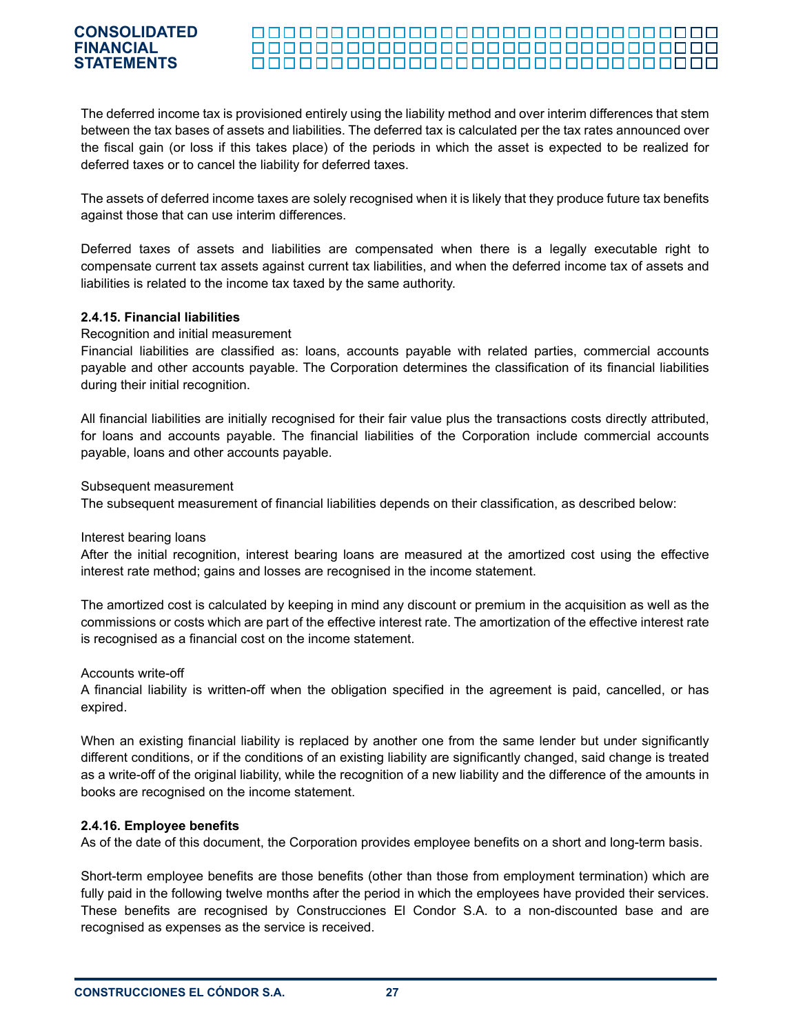The deferred income tax is provisioned entirely using the liability method and over interim differences that stem between the tax bases of assets and liabilities. The deferred tax is calculated per the tax rates announced over the fiscal gain (or loss if this takes place) of the periods in which the asset is expected to be realized for deferred taxes or to cancel the liability for deferred taxes.

The assets of deferred income taxes are solely recognised when it is likely that they produce future tax benefits against those that can use interim differences.

Deferred taxes of assets and liabilities are compensated when there is a legally executable right to compensate current tax assets against current tax liabilities, and when the deferred income tax of assets and liabilities is related to the income tax taxed by the same authority.

**2.4.15. Financial liabilities**

Recognition and initial measurement

Financial liabilities are classified as: loans, accounts payable with related parties, commercial accounts payable and other accounts payable. The Corporation determines the classification of its financial liabilities during their initial recognition.

All financial liabilities are initially recognised for their fair value plus the transactions costs directly attributed, for loans and accounts payable. The financial liabilities of the Corporation include commercial accounts payable, loans and other accounts payable.

Subsequent measurement

The subsequent measurement of financial liabilities depends on their classification, as described below:

Interest bearing loans

After the initial recognition, interest bearing loans are measured at the amortized cost using the effective interest rate method; gains and losses are recognised in the income statement.

The amortized cost is calculated by keeping in mind any discount or premium in the acquisition as well as the commissions or costs which are part of the effective interest rate. The amortization of the effective interest rate is recognised as a financial cost on the income statement.

Accounts write-off

A financial liability is written-off when the obligation specified in the agreement is paid, cancelled, or has expired.

When an existing financial liability is replaced by another one from the same lender but under significantly different conditions, or if the conditions of an existing liability are significantly changed, said change is treated as a write-off of the original liability, while the recognition of a new liability and the difference of the amounts in books are recognised on the income statement.

**2.4.16. Employee benefits**

As of the date of this document, the Corporation provides employee benefits on a short and long-term basis.

Short-term employee benefits are those benefits (other than those from employment termination) which are fully paid in the following twelve months after the period in which the employees have provided their services. These benefits are recognised by Construcciones El Condor S.A. to a non-discounted base and are recognised as expenses as the service is received.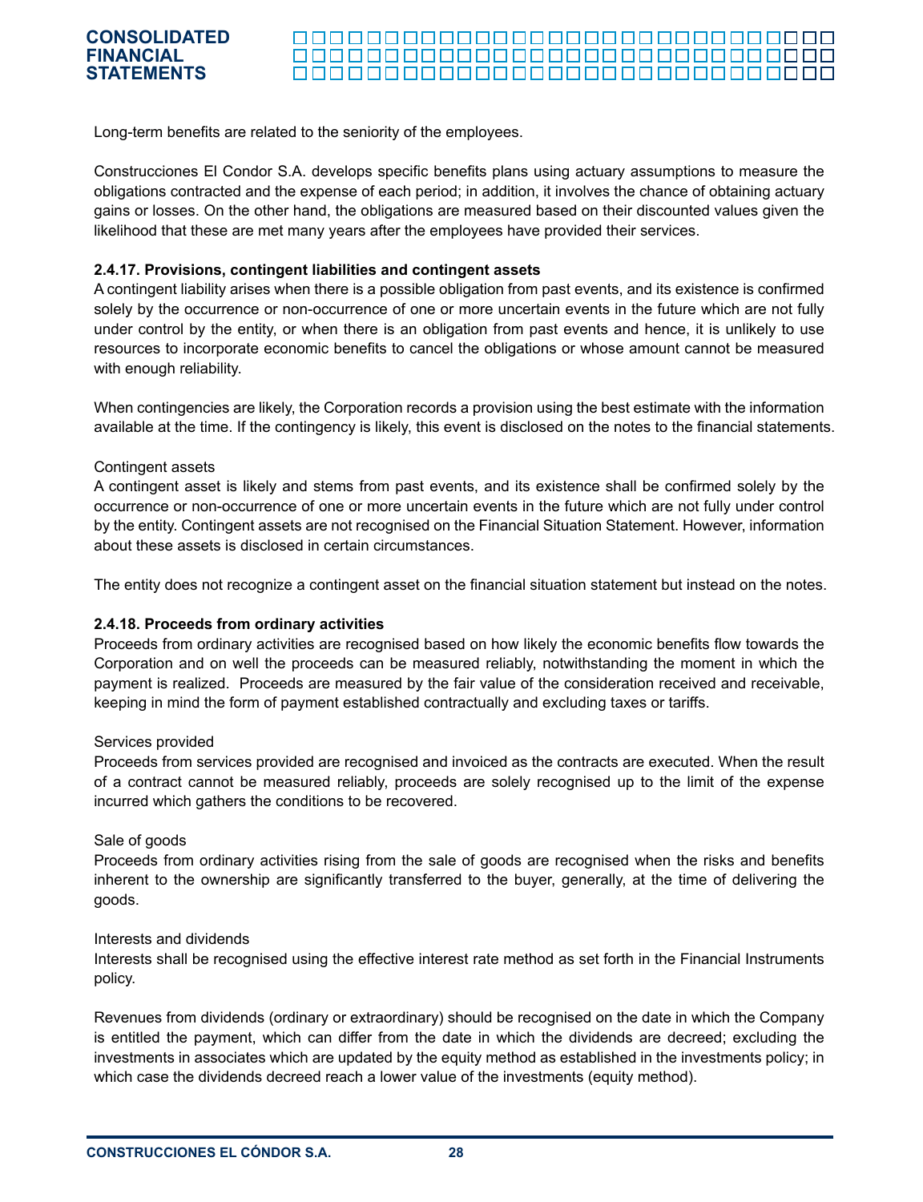Long-term benefits are related to the seniority of the employees.

Construcciones El Condor S.A. develops specific benefits plans using actuary assumptions to measure the obligations contracted and the expense of each period; in addition, it involves the chance of obtaining actuary gains or losses. On the other hand, the obligations are measured based on their discounted values given the likelihood that these are met many years after the employees have provided their services.

**2.4.17. Provisions, contingent liabilities and contingent assets**

A contingent liability arises when there is a possible obligation from past events, and its existence is confirmed solely by the occurrence or non-occurrence of one or more uncertain events in the future which are not fully under control by the entity, or when there is an obligation from past events and hence, it is unlikely to use resources to incorporate economic benefits to cancel the obligations or whose amount cannot be measured with enough reliability.

When contingencies are likely, the Corporation records a provision using the best estimate with the information available at the time. If the contingency is likely, this event is disclosed on the notes to the financial statements.

Contingent assets

A contingent asset is likely and stems from past events, and its existence shall be confirmed solely by the occurrence or non-occurrence of one or more uncertain events in the future which are not fully under control by the entity. Contingent assets are not recognised on the Financial Situation Statement. However, information about these assets is disclosed in certain circumstances.

The entity does not recognize a contingent asset on the financial situation statement but instead on the notes.

**2.4.18. Proceeds from ordinary activities**

Proceeds from ordinary activities are recognised based on how likely the economic benefits flow towards the Corporation and on well the proceeds can be measured reliably, notwithstanding the moment in which the payment is realized. Proceeds are measured by the fair value of the consideration received and receivable, keeping in mind the form of payment established contractually and excluding taxes or tariffs.

Services provided

Proceeds from services provided are recognised and invoiced as the contracts are executed. When the result of a contract cannot be measured reliably, proceeds are solely recognised up to the limit of the expense incurred which gathers the conditions to be recovered.

Sale of goods

Proceeds from ordinary activities rising from the sale of goods are recognised when the risks and benefits inherent to the ownership are significantly transferred to the buyer, generally, at the time of delivering the goods.

Interests and dividends

Interests shall be recognised using the effective interest rate method as set forth in the Financial Instruments policy.

Revenues from dividends (ordinary or extraordinary) should be recognised on the date in which the Company is entitled the payment, which can differ from the date in which the dividends are decreed; excluding the investments in associates which are updated by the equity method as established in the investments policy; in which case the dividends decreed reach a lower value of the investments (equity method).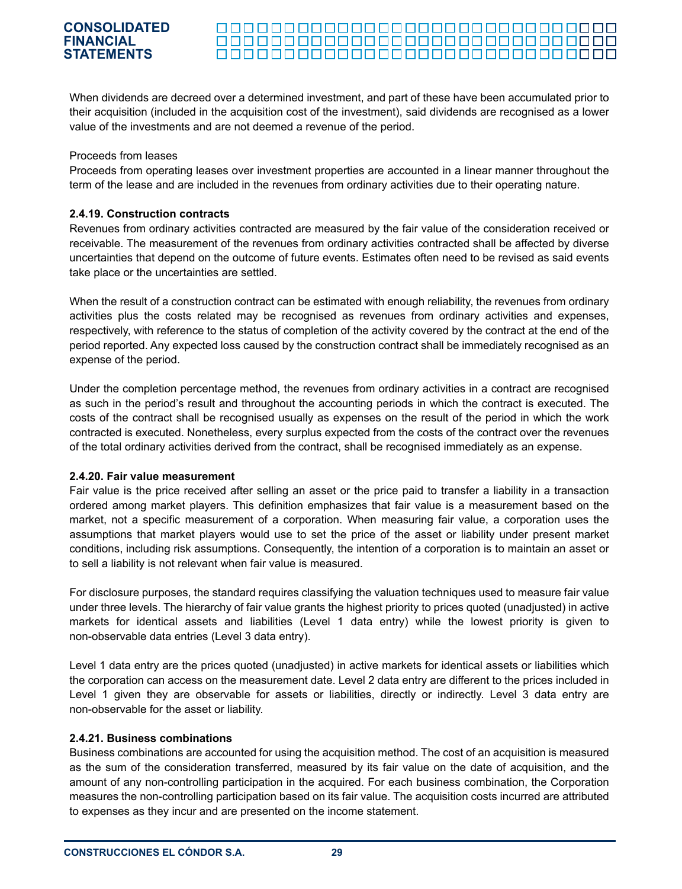When dividends are decreed over a determined investment, and part of these have been accumulated prior to their acquisition (included in the acquisition cost of the investment), said dividends are recognised as a lower value of the investments and are not deemed a revenue of the period.

Proceeds from leases

Proceeds from operating leases over investment properties are accounted in a linear manner throughout the term of the lease and are included in the revenues from ordinary activities due to their operating nature.

**2.4.19. Construction contracts**

Revenues from ordinary activities contracted are measured by the fair value of the consideration received or receivable. The measurement of the revenues from ordinary activities contracted shall be affected by diverse uncertainties that depend on the outcome of future events. Estimates often need to be revised as said events take place or the uncertainties are settled.

When the result of a construction contract can be estimated with enough reliability, the revenues from ordinary activities plus the costs related may be recognised as revenues from ordinary activities and expenses, respectively, with reference to the status of completion of the activity covered by the contract at the end of the period reported. Any expected loss caused by the construction contract shall be immediately recognised as an expense of the period.

Under the completion percentage method, the revenues from ordinary activities in a contract are recognised as such in the period's result and throughout the accounting periods in which the contract is executed. The costs of the contract shall be recognised usually as expenses on the result of the period in which the work contracted is executed. Nonetheless, every surplus expected from the costs of the contract over the revenues of the total ordinary activities derived from the contract, shall be recognised immediately as an expense.

**2.4.20. Fair value measurement**

Fair value is the price received after selling an asset or the price paid to transfer a liability in a transaction ordered among market players. This definition emphasizes that fair value is a measurement based on the market, not a specific measurement of a corporation. When measuring fair value, a corporation uses the assumptions that market players would use to set the price of the asset or liability under present market conditions, including risk assumptions. Consequently, the intention of a corporation is to maintain an asset or to sell a liability is not relevant when fair value is measured.

For disclosure purposes, the standard requires classifying the valuation techniques used to measure fair value under three levels. The hierarchy of fair value grants the highest priority to prices quoted (unadjusted) in active markets for identical assets and liabilities (Level 1 data entry) while the lowest priority is given to non-observable data entries (Level 3 data entry).

Level 1 data entry are the prices quoted (unadjusted) in active markets for identical assets or liabilities which the corporation can access on the measurement date. Level 2 data entry are different to the prices included in Level 1 given they are observable for assets or liabilities, directly or indirectly. Level 3 data entry are non-observable for the asset or liability.

**2.4.21. Business combinations**

Business combinations are accounted for using the acquisition method. The cost of an acquisition is measured as the sum of the consideration transferred, measured by its fair value on the date of acquisition, and the amount of any non-controlling participation in the acquired. For each business combination, the Corporation measures the non-controlling participation based on its fair value. The acquisition costs incurred are attributed to expenses as they incur and are presented on the income statement.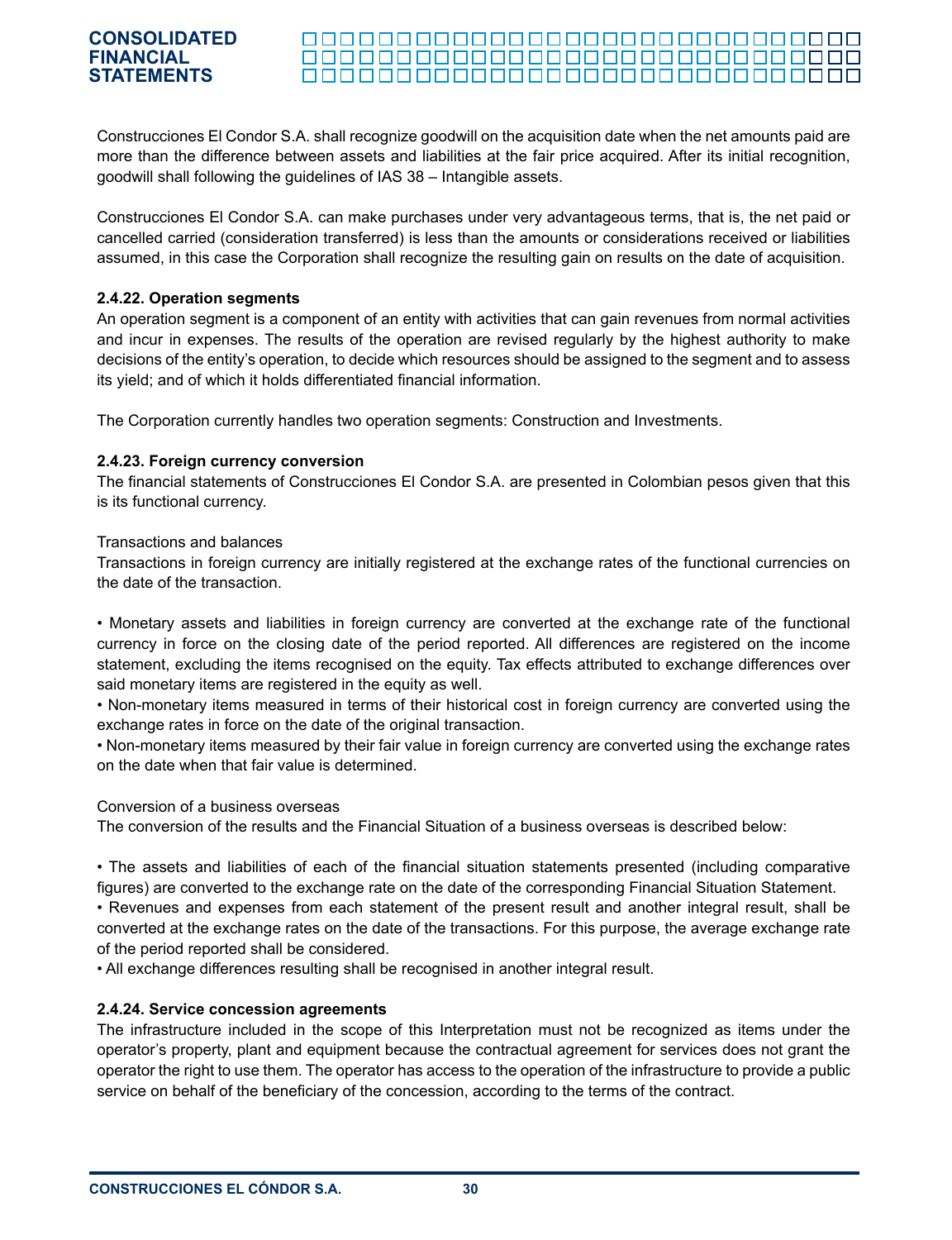Construcciones El Condor S.A. shall recognize goodwill on the acquisition date when the net amounts paid are more than the difference between assets and liabilities at the fair price acquired. After its initial recognition, goodwill shall following the guidelines of IAS 38 – Intangible assets.

Construcciones El Condor S.A. can make purchases under very advantageous terms, that is, the net paid or cancelled carried (consideration transferred) is less than the amounts or considerations received or liabilities assumed, in this case the Corporation shall recognize the resulting gain on results on the date of acquisition.

**2.4.22. Operation segments**

An operation segment is a component of an entity with activities that can gain revenues from normal activities and incur in expenses. The results of the operation are revised regularly by the highest authority to make decisions of the entity's operation, to decide which resources should be assigned to the segment and to assess its yield; and of which it holds differentiated financial information.

The Corporation currently handles two operation segments: Construction and Investments.

**2.4.23. Foreign currency conversion**

The financial statements of Construcciones El Condor S.A. are presented in Colombian pesos given that this is its functional currency.

Transactions and balances

Transactions in foreign currency are initially registered at the exchange rates of the functional currencies on the date of the transaction.

- Monetary assets and liabilities in foreign currency are converted at the exchange rate of the functional currency in force on the closing date of the period reported. All differences are registered on the income statement, excluding the items recognised on the equity. Tax effects attributed to exchange differences over said monetary items are registered in the equity as well.
- Non-monetary items measured in terms of their historical cost in foreign currency are converted using the exchange rates in force on the date of the original transaction.
- Non-monetary items measured by their fair value in foreign currency are converted using the exchange rates on the date when that fair value is determined.

Conversion of a business overseas

The conversion of the results and the Financial Situation of a business overseas is described below:

- The assets and liabilities of each of the financial situation statements presented (including comparative figures) are converted to the exchange rate on the date of the corresponding Financial Situation Statement.
- Revenues and expenses from each statement of the present result and another integral result, shall be converted at the exchange rates on the date of the transactions. For this purpose, the average exchange rate of the period reported shall be considered.
- All exchange differences resulting shall be recognised in another integral result.

**2.4.24. Service concession agreements**

The infrastructure included in the scope of this Interpretation must not be recognized as items under the operator's property, plant and equipment because the contractual agreement for services does not grant the operator the right to use them. The operator has access to the operation of the infrastructure to provide a public service on behalf of the beneficiary of the concession, according to the terms of the contract.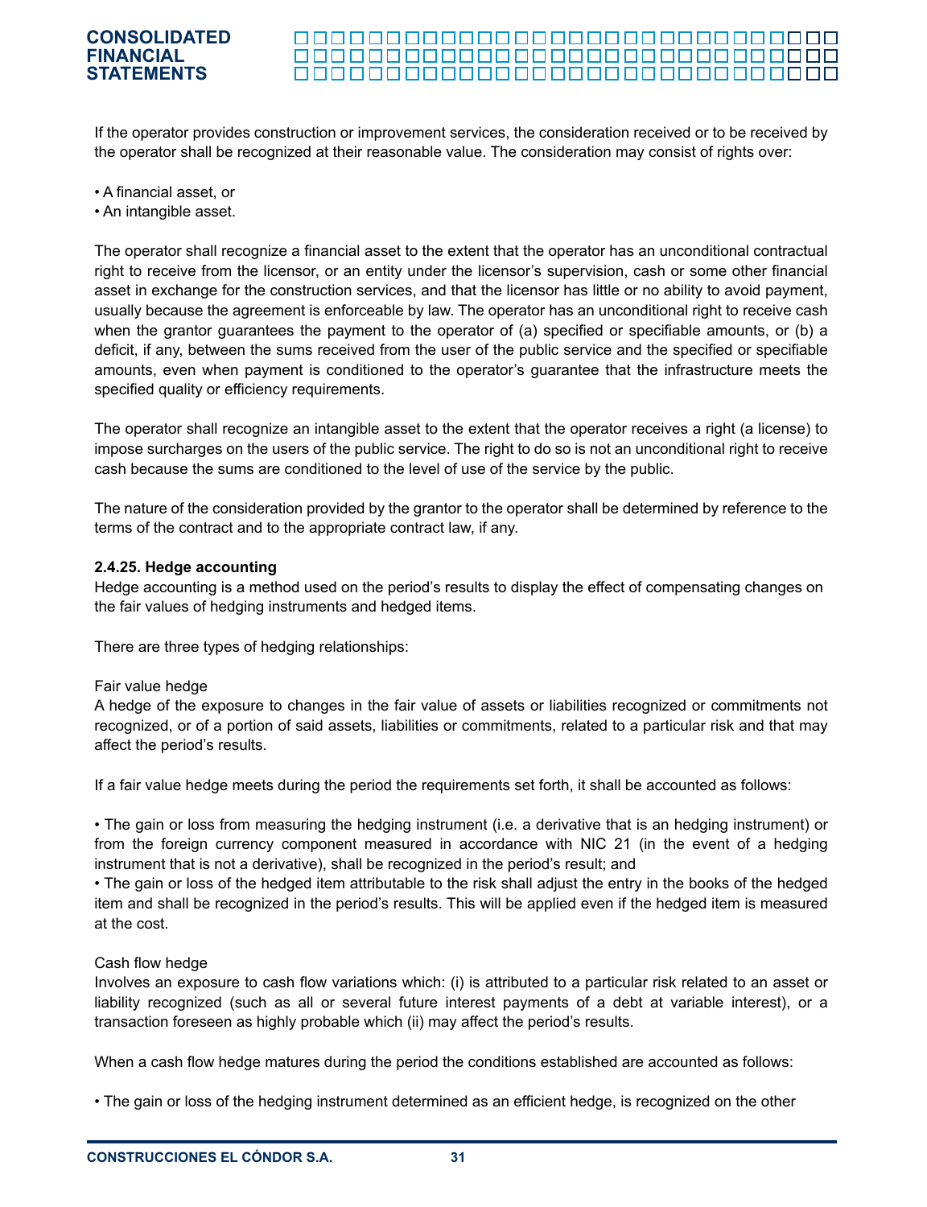If the operator provides construction or improvement services, the consideration received or to be received by the operator shall be recognized at their reasonable value. The consideration may consist of rights over:

- A financial asset, or
- An intangible asset.

The operator shall recognize a financial asset to the extent that the operator has an unconditional contractual right to receive from the licensor, or an entity under the licensor's supervision, cash or some other financial asset in exchange for the construction services, and that the licensor has little or no ability to avoid payment, usually because the agreement is enforceable by law. The operator has an unconditional right to receive cash when the grantor guarantees the payment to the operator of (a) specified or specifiable amounts, or (b) a deficit, if any, between the sums received from the user of the public service and the specified or specifiable amounts, even when payment is conditioned to the operator's guarantee that the infrastructure meets the specified quality or efficiency requirements.

The operator shall recognize an intangible asset to the extent that the operator receives a right (a license) to impose surcharges on the users of the public service. The right to do so is not an unconditional right to receive cash because the sums are conditioned to the level of use of the service by the public.

The nature of the consideration provided by the grantor to the operator shall be determined by reference to the terms of the contract and to the appropriate contract law, if any.

**2.4.25. Hedge accounting**

Hedge accounting is a method used on the period's results to display the effect of compensating changes on the fair values of hedging instruments and hedged items.

There are three types of hedging relationships:

Fair value hedge

A hedge of the exposure to changes in the fair value of assets or liabilities recognized or commitments not recognized, or of a portion of said assets, liabilities or commitments, related to a particular risk and that may affect the period's results.

If a fair value hedge meets during the period the requirements set forth, it shall be accounted as follows:

- The gain or loss from measuring the hedging instrument (i.e. a derivative that is an hedging instrument) or from the foreign currency component measured in accordance with NIC 21 (in the event of a hedging instrument that is not a derivative), shall be recognized in the period's result; and
- The gain or loss of the hedged item attributable to the risk shall adjust the entry in the books of the hedged item and shall be recognized in the period's results. This will be applied even if the hedged item is measured at the cost.

Cash flow hedge

Involves an exposure to cash flow variations which: (i) is attributed to a particular risk related to an asset or liability recognized (such as all or several future interest payments of a debt at variable interest), or a transaction foreseen as highly probable which (ii) may affect the period's results.

When a cash flow hedge matures during the period the conditions established are accounted as follows:

- The gain or loss of the hedging instrument determined as an efficient hedge, is recognized on the other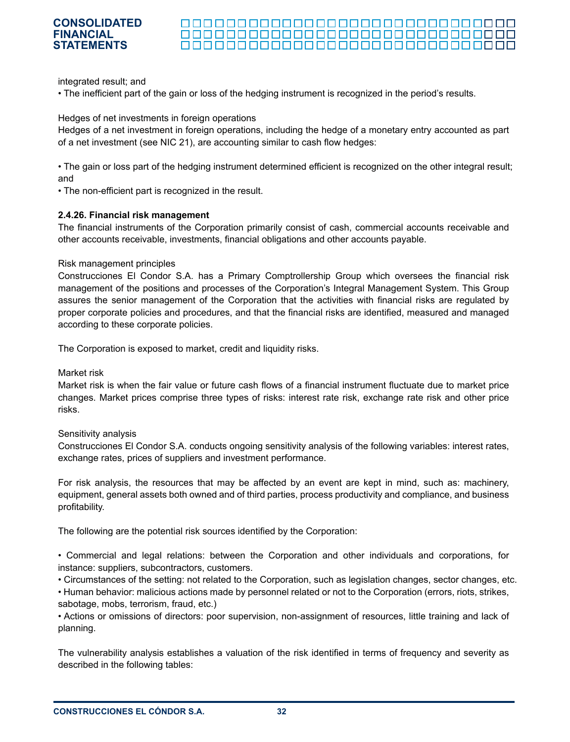integrated result; and

• The inefficient part of the gain or loss of the hedging instrument is recognized in the period's results.

Hedges of net investments in foreign operations

Hedges of a net investment in foreign operations, including the hedge of a monetary entry accounted as part of a net investment (see NIC 21), are accounting similar to cash flow hedges:

• The gain or loss part of the hedging instrument determined efficient is recognized on the other integral result; and

• The non-efficient part is recognized in the result.

**2.4.26. Financial risk management**

The financial instruments of the Corporation primarily consist of cash, commercial accounts receivable and other accounts receivable, investments, financial obligations and other accounts payable.

Risk management principles

Construcciones El Condor S.A. has a Primary Comptrollership Group which oversees the financial risk management of the positions and processes of the Corporation's Integral Management System. This Group assures the senior management of the Corporation that the activities with financial risks are regulated by proper corporate policies and procedures, and that the financial risks are identified, measured and managed according to these corporate policies.

The Corporation is exposed to market, credit and liquidity risks.

Market risk

Market risk is when the fair value or future cash flows of a financial instrument fluctuate due to market price changes. Market prices comprise three types of risks: interest rate risk, exchange rate risk and other price risks.

Sensitivity analysis

Construcciones El Condor S.A. conducts ongoing sensitivity analysis of the following variables: interest rates, exchange rates, prices of suppliers and investment performance.

For risk analysis, the resources that may be affected by an event are kept in mind, such as: machinery, equipment, general assets both owned and of third parties, process productivity and compliance, and business profitability.

The following are the potential risk sources identified by the Corporation:

• Commercial and legal relations: between the Corporation and other individuals and corporations, for instance: suppliers, subcontractors, customers.
• Circumstances of the setting: not related to the Corporation, such as legislation changes, sector changes, etc.
• Human behavior: malicious actions made by personnel related or not to the Corporation (errors, riots, strikes, sabotage, mobs, terrorism, fraud, etc.)
• Actions or omissions of directors: poor supervision, non-assignment of resources, little training and lack of planning.

The vulnerability analysis establishes a valuation of the risk identified in terms of frequency and severity as described in the following tables: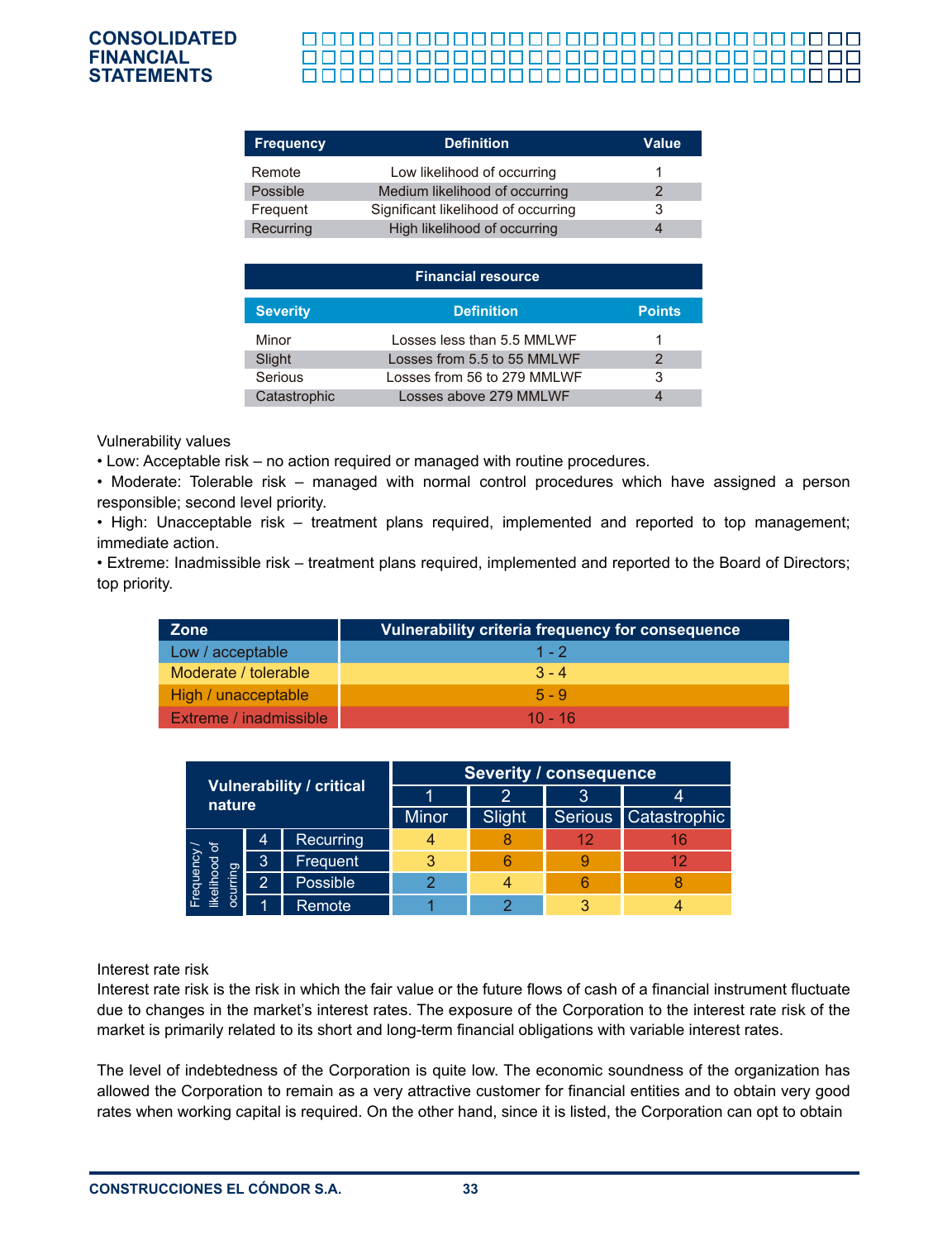| Frequency | Definition | Value |
|---|---|---|
| Remote | Low likelihood of occurring | 1 |
| Possible | Medium likelihood of occurring | 2 |
| Frequent | Significant likelihood of occurring | 3 |
| Recurring | High likelihood of occurring | 4 |

| Financial resource | | |
|---|---|---|
| **Severity** | **Definition** | **Points** |
| Minor | Losses less than 5.5 MMLWF | 1 |
| Slight | Losses from 5.5 to 55 MMLWF | 2 |
| Serious | Losses from 56 to 279 MMLWF | 3 |
| Catastrophic | Losses above 279 MMLWF | 4 |

Vulnerability values

- Low: Acceptable risk – no action required or managed with routine procedures.
- Moderate: Tolerable risk – managed with normal control procedures which have assigned a person responsible; second level priority.
- High: Unacceptable risk – treatment plans required, implemented and reported to top management; immediate action.
- Extreme: Inadmissible risk – treatment plans required, implemented and reported to the Board of Directors; top priority.

| Zone | Vulnerability criteria frequency for consequence |
|---|---|
| Low / acceptable | 1 - 2 |
| Moderate / tolerable | 3 - 4 |
| High / unacceptable | 5 - 9 |
| Extreme / inadmissible | 10 - 16 |

| Vulnerability / critical nature | | | Severity / consequence | | | |
|---|---|---|---|---|---|---|
| | | | 1 | 2 | 3 | 4 |
| | | | Minor | Slight | Serious | Catastrophic |
| Frequency / likelihood of ocurring | 4 | Recurring | 4 | 8 | 12 | 16 |
| | 3 | Frequent | 3 | 6 | 9 | 12 |
| | 2 | Possible | 2 | 4 | 6 | 8 |
| | 1 | Remote | 1 | 2 | 3 | 4 |

Interest rate risk

Interest rate risk is the risk in which the fair value or the future flows of cash of a financial instrument fluctuate due to changes in the market's interest rates. The exposure of the Corporation to the interest rate risk of the market is primarily related to its short and long-term financial obligations with variable interest rates.

The level of indebtedness of the Corporation is quite low. The economic soundness of the organization has allowed the Corporation to remain as a very attractive customer for financial entities and to obtain very good rates when working capital is required. On the other hand, since it is listed, the Corporation can opt to obtain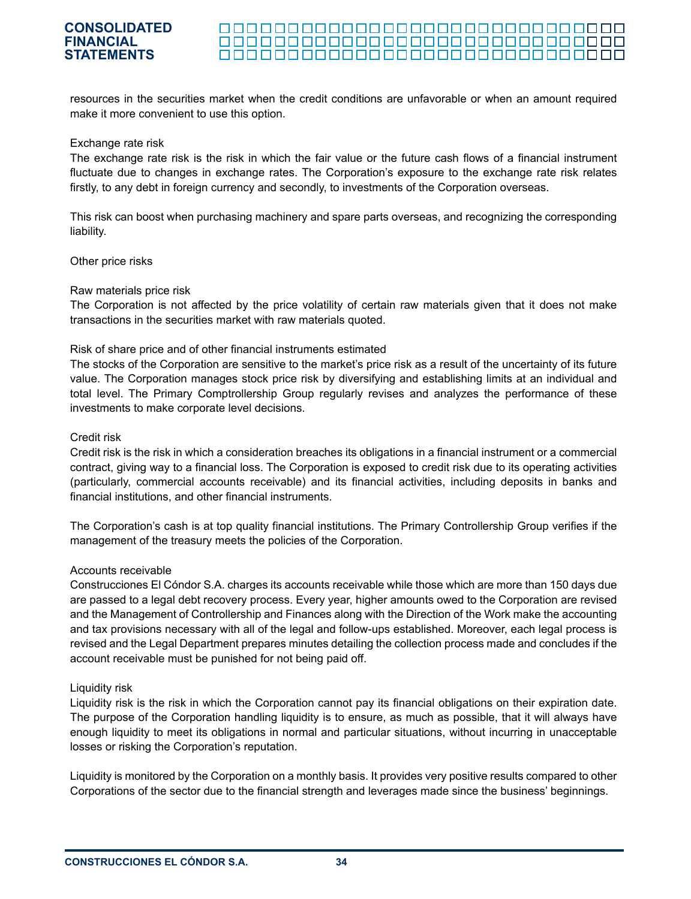resources in the securities market when the credit conditions are unfavorable or when an amount required make it more convenient to use this option.

Exchange rate risk

The exchange rate risk is the risk in which the fair value or the future cash flows of a financial instrument fluctuate due to changes in exchange rates. The Corporation's exposure to the exchange rate risk relates firstly, to any debt in foreign currency and secondly, to investments of the Corporation overseas.

This risk can boost when purchasing machinery and spare parts overseas, and recognizing the corresponding liability.

Other price risks

Raw materials price risk

The Corporation is not affected by the price volatility of certain raw materials given that it does not make transactions in the securities market with raw materials quoted.

Risk of share price and of other financial instruments estimated

The stocks of the Corporation are sensitive to the market's price risk as a result of the uncertainty of its future value. The Corporation manages stock price risk by diversifying and establishing limits at an individual and total level. The Primary Comptrollership Group regularly revises and analyzes the performance of these investments to make corporate level decisions.

Credit risk

Credit risk is the risk in which a consideration breaches its obligations in a financial instrument or a commercial contract, giving way to a financial loss. The Corporation is exposed to credit risk due to its operating activities (particularly, commercial accounts receivable) and its financial activities, including deposits in banks and financial institutions, and other financial instruments.

The Corporation's cash is at top quality financial institutions. The Primary Controllership Group verifies if the management of the treasury meets the policies of the Corporation.

Accounts receivable

Construcciones El Cóndor S.A. charges its accounts receivable while those which are more than 150 days due are passed to a legal debt recovery process. Every year, higher amounts owed to the Corporation are revised and the Management of Controllership and Finances along with the Direction of the Work make the accounting and tax provisions necessary with all of the legal and follow-ups established. Moreover, each legal process is revised and the Legal Department prepares minutes detailing the collection process made and concludes if the account receivable must be punished for not being paid off.

Liquidity risk

Liquidity risk is the risk in which the Corporation cannot pay its financial obligations on their expiration date. The purpose of the Corporation handling liquidity is to ensure, as much as possible, that it will always have enough liquidity to meet its obligations in normal and particular situations, without incurring in unacceptable losses or risking the Corporation's reputation.

Liquidity is monitored by the Corporation on a monthly basis. It provides very positive results compared to other Corporations of the sector due to the financial strength and leverages made since the business' beginnings.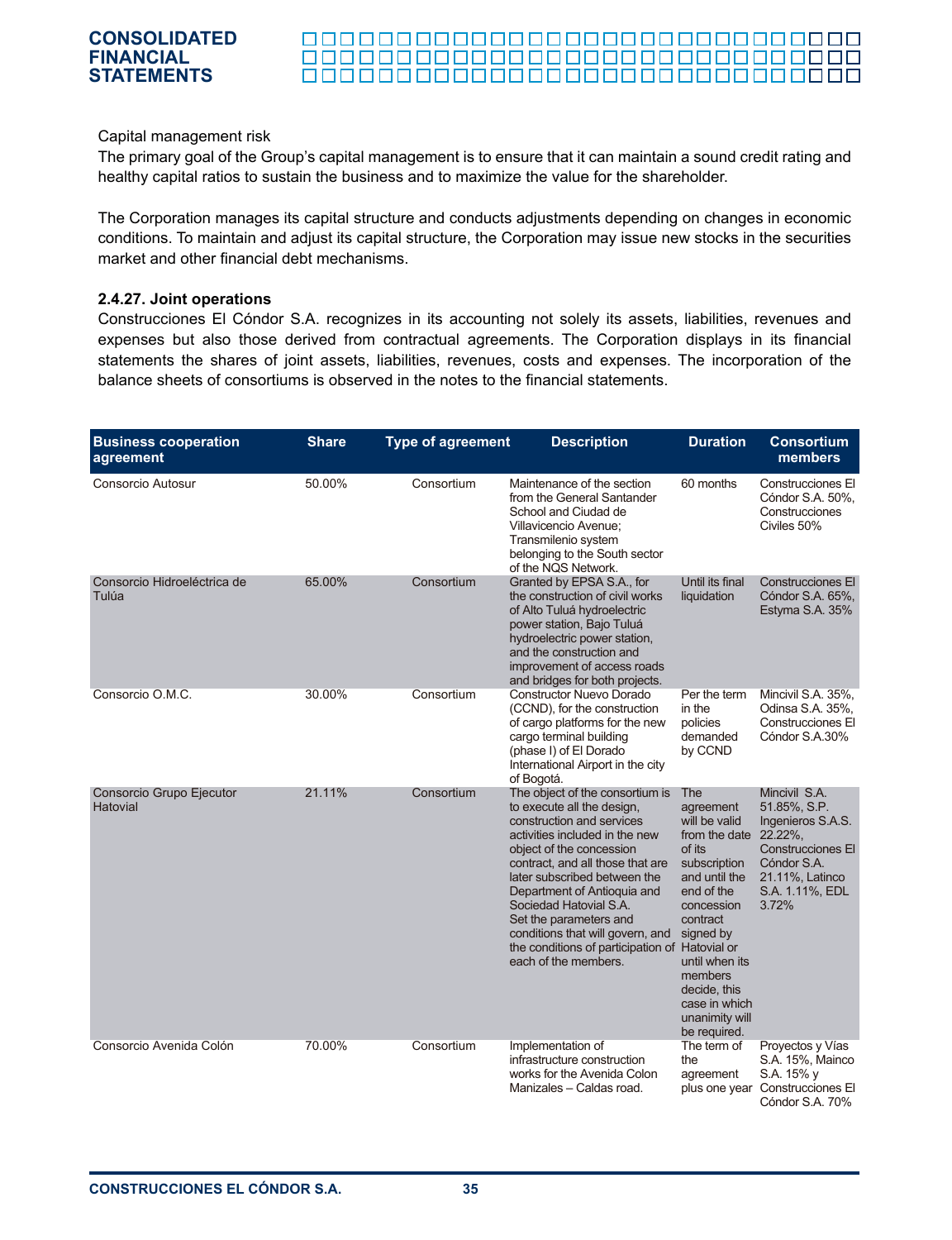Capital management risk

The primary goal of the Group's capital management is to ensure that it can maintain a sound credit rating and healthy capital ratios to sustain the business and to maximize the value for the shareholder.

The Corporation manages its capital structure and conducts adjustments depending on changes in economic conditions. To maintain and adjust its capital structure, the Corporation may issue new stocks in the securities market and other financial debt mechanisms.

### 2.4.27. Joint operations

Construcciones El Cóndor S.A. recognizes in its accounting not solely its assets, liabilities, revenues and expenses but also those derived from contractual agreements. The Corporation displays in its financial statements the shares of joint assets, liabilities, revenues, costs and expenses. The incorporation of the balance sheets of consortiums is observed in the notes to the financial statements.

| Business cooperation agreement | Share | Type of agreement | Description | Duration | Consortium members |
|---|---|---|---|---|---|
| Consorcio Autosur | 50.00% | Consortium | Maintenance of the section from the General Santander School and Ciudad de Villavicencio Avenue; Transmilenio system belonging to the South sector of the NQS Network. | 60 months | Construcciones El Cóndor S.A. 50%, Construcciones Civiles 50% |
| Consorcio Hidroeléctrica de Tulúa | 65.00% | Consortium | Granted by EPSA S.A., for the construction of civil works of Alto Tuluá hydroelectric power station, Bajo Tuluá hydroelectric power station, and the construction and improvement of access roads and bridges for both projects. | Until its final liquidation | Construcciones El Cóndor S.A. 65%, Estyma S.A. 35% |
| Consorcio O.M.C. | 30.00% | Consortium | Constructor Nuevo Dorado (CCND), for the construction of cargo platforms for the new cargo terminal building (phase I) of El Dorado International Airport in the city of Bogotá. | Per the term in the policies demanded by CCND | Mincivil S.A. 35%, Odinsa S.A. 35%, Construcciones El Cóndor S.A.30% |
| Consorcio Grupo Ejecutor Hatovial | 21.11% | Consortium | The object of the consortium is to execute all the design, construction and services activities included in the new object of the concession contract, and all those that are later subscribed between the Department of Antioquia and Sociedad Hatovial S.A. Set the parameters and conditions that will govern, and the conditions of participation of each of the members. | The agreement will be valid from the date of its subscription and until the end of the concession contract signed by Hatovial or until when its members decide, this case in which unanimity will be required. | Mincivil S.A. 51.85%, S.P. Ingenieros S.A.S. 22.22%, Construcciones El Cóndor S.A. 21.11%, Latinco S.A. 1.11%, EDL 3.72% |
| Consorcio Avenida Colón | 70.00% | Consortium | Implementation of infrastructure construction works for the Avenida Colon Manizales – Caldas road. | The term of the agreement plus one year | Proyectos y Vías S.A. 15%, Mainco S.A. 15% y Construcciones El Cóndor S.A. 70% |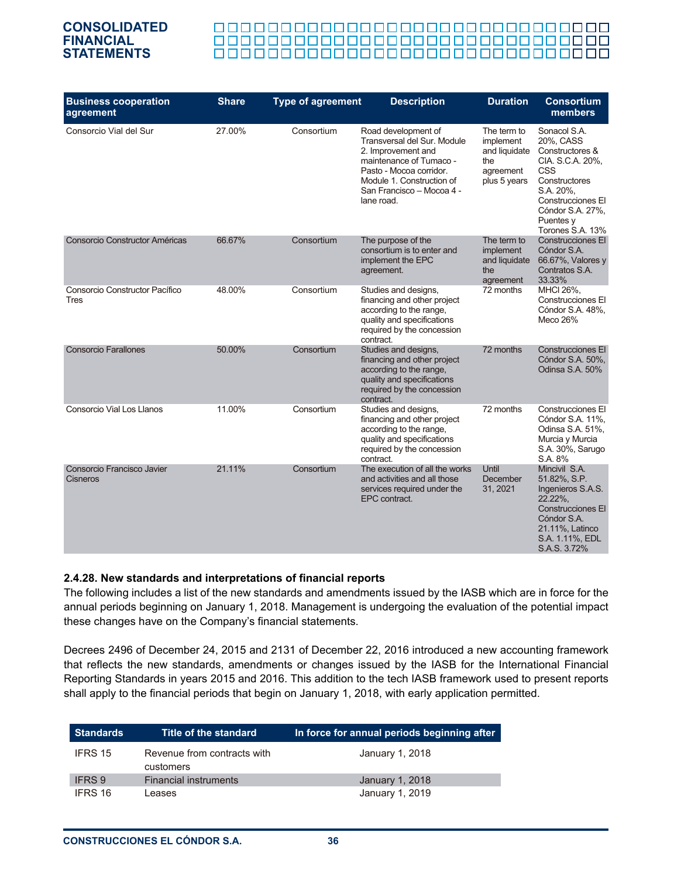| Business cooperation agreement | Share | Type of agreement | Description | Duration | Consortium members |
|---|---|---|---|---|---|
| Consorcio Vial del Sur | 27.00% | Consortium | Road development of Transversal del Sur. Module 2. Improvement and maintenance of Tumaco - Pasto - Mocoa corridor. Module 1. Construction of San Francisco – Mocoa 4 - lane road. | The term to implement and liquidate the agreement plus 5 years | Sonacol S.A. 20%, CASS Constructores & CIA. S.C.A. 20%, CSS Constructores S.A. 20%, Construcciones El Cóndor S.A. 27%, Puentes y Torones S.A. 13% |
| Consorcio Constructor Américas | 66.67% | Consortium | The purpose of the consortium is to enter and implement the EPC agreement. | The term to implement and liquidate the agreement | Construcciones El Cóndor S.A. 66.67%, Valores y Contratos S.A. 33.33% |
| Consorcio Constructor Pacífico Tres | 48.00% | Consortium | Studies and designs, financing and other project according to the range, quality and specifications required by the concession contract. | 72 months | MHCI 26%, Construcciones El Cóndor S.A. 48%, Meco 26% |
| Consorcio Farallones | 50.00% | Consortium | Studies and designs, financing and other project according to the range, quality and specifications required by the concession contract. | 72 months | Construcciones El Cóndor S.A. 50%, Odinsa S.A. 50% |
| Consorcio Vial Los Llanos | 11.00% | Consortium | Studies and designs, financing and other project according to the range, quality and specifications required by the concession contract. | 72 months | Construcciones El Cóndor S.A. 11%, Odinsa S.A. 51%, Murcia y Murcia S.A. 30%, Sarugo S.A. 8% |
| Consorcio Francisco Javier Cisneros | 21.11% | Consortium | The execution of all the works and activities and all those services required under the EPC contract. | Until December 31, 2021 | Mincivil S.A. 51.82%, S.P. Ingenieros S.A.S. 22.22%, Construcciones El Cóndor S.A. 21.11%, Latinco S.A. 1.11%, EDL S.A.S. 3.72% |

### 2.4.28. New standards and interpretations of financial reports

The following includes a list of the new standards and amendments issued by the IASB which are in force for the annual periods beginning on January 1, 2018. Management is undergoing the evaluation of the potential impact these changes have on the Company's financial statements.

Decrees 2496 of December 24, 2015 and 2131 of December 22, 2016 introduced a new accounting framework that reflects the new standards, amendments or changes issued by the IASB for the International Financial Reporting Standards in years 2015 and 2016. This addition to the tech IASB framework used to present reports shall apply to the financial periods that begin on January 1, 2018, with early application permitted.

| Standards | Title of the standard | In force for annual periods beginning after |
|---|---|---|
| IFRS 15 | Revenue from contracts with customers | January 1, 2018 |
| IFRS 9 | Financial instruments | January 1, 2018 |
| IFRS 16 | Leases | January 1, 2019 |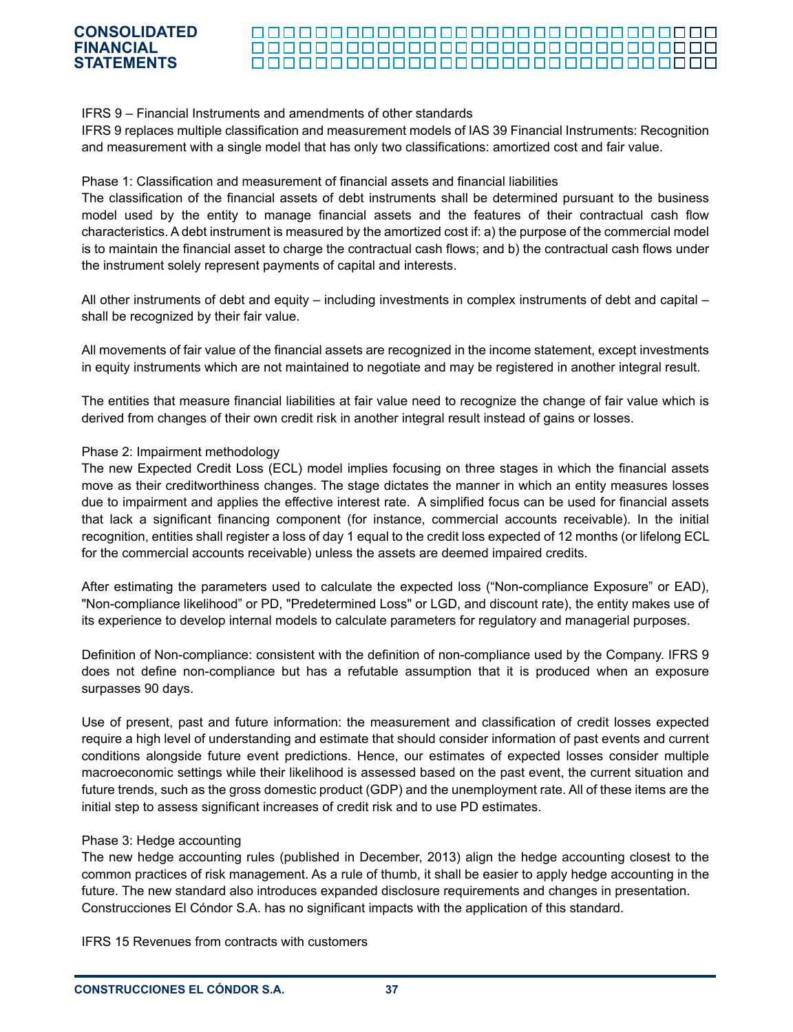IFRS 9 – Financial Instruments and amendments of other standards

IFRS 9 replaces multiple classification and measurement models of IAS 39 Financial Instruments: Recognition and measurement with a single model that has only two classifications: amortized cost and fair value.

Phase 1: Classification and measurement of financial assets and financial liabilities

The classification of the financial assets of debt instruments shall be determined pursuant to the business model used by the entity to manage financial assets and the features of their contractual cash flow characteristics. A debt instrument is measured by the amortized cost if: a) the purpose of the commercial model is to maintain the financial asset to charge the contractual cash flows; and b) the contractual cash flows under the instrument solely represent payments of capital and interests.

All other instruments of debt and equity – including investments in complex instruments of debt and capital – shall be recognized by their fair value.

All movements of fair value of the financial assets are recognized in the income statement, except investments in equity instruments which are not maintained to negotiate and may be registered in another integral result.

The entities that measure financial liabilities at fair value need to recognize the change of fair value which is derived from changes of their own credit risk in another integral result instead of gains or losses.

Phase 2: Impairment methodology

The new Expected Credit Loss (ECL) model implies focusing on three stages in which the financial assets move as their creditworthiness changes. The stage dictates the manner in which an entity measures losses due to impairment and applies the effective interest rate. A simplified focus can be used for financial assets that lack a significant financing component (for instance, commercial accounts receivable). In the initial recognition, entities shall register a loss of day 1 equal to the credit loss expected of 12 months (or lifelong ECL for the commercial accounts receivable) unless the assets are deemed impaired credits.

After estimating the parameters used to calculate the expected loss ("Non-compliance Exposure" or EAD), "Non-compliance likelihood" or PD, "Predetermined Loss" or LGD, and discount rate), the entity makes use of its experience to develop internal models to calculate parameters for regulatory and managerial purposes.

Definition of Non-compliance: consistent with the definition of non-compliance used by the Company. IFRS 9 does not define non-compliance but has a refutable assumption that it is produced when an exposure surpasses 90 days.

Use of present, past and future information: the measurement and classification of credit losses expected require a high level of understanding and estimate that should consider information of past events and current conditions alongside future event predictions. Hence, our estimates of expected losses consider multiple macroeconomic settings while their likelihood is assessed based on the past event, the current situation and future trends, such as the gross domestic product (GDP) and the unemployment rate. All of these items are the initial step to assess significant increases of credit risk and to use PD estimates.

Phase 3: Hedge accounting

The new hedge accounting rules (published in December, 2013) align the hedge accounting closest to the common practices of risk management. As a rule of thumb, it shall be easier to apply hedge accounting in the future. The new standard also introduces expanded disclosure requirements and changes in presentation. Construcciones El Cóndor S.A. has no significant impacts with the application of this standard.

IFRS 15 Revenues from contracts with customers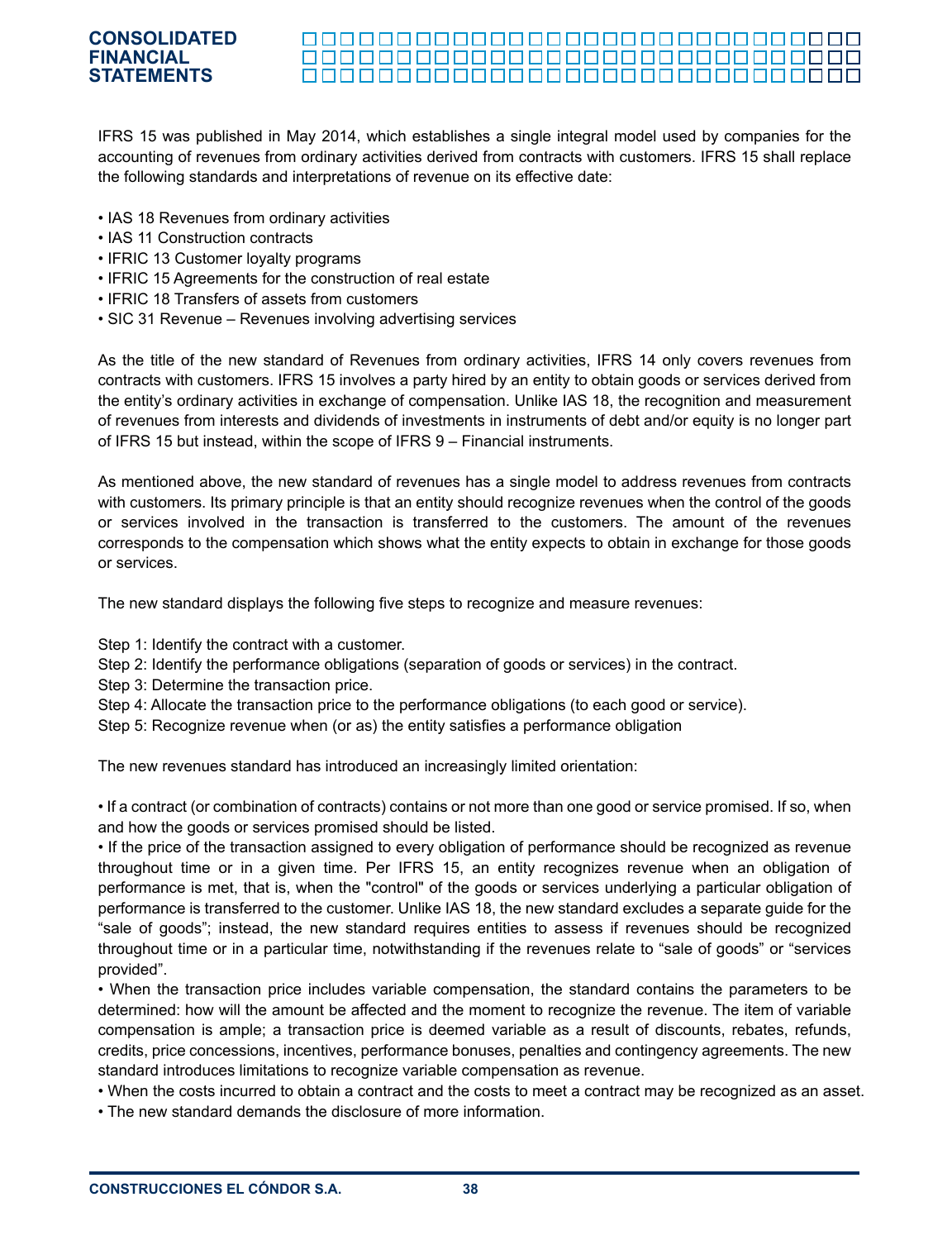IFRS 15 was published in May 2014, which establishes a single integral model used by companies for the accounting of revenues from ordinary activities derived from contracts with customers. IFRS 15 shall replace the following standards and interpretations of revenue on its effective date:

- IAS 18 Revenues from ordinary activities
- IAS 11 Construction contracts
- IFRIC 13 Customer loyalty programs
- IFRIC 15 Agreements for the construction of real estate
- IFRIC 18 Transfers of assets from customers
- SIC 31 Revenue – Revenues involving advertising services

As the title of the new standard of Revenues from ordinary activities, IFRS 14 only covers revenues from contracts with customers. IFRS 15 involves a party hired by an entity to obtain goods or services derived from the entity's ordinary activities in exchange of compensation. Unlike IAS 18, the recognition and measurement of revenues from interests and dividends of investments in instruments of debt and/or equity is no longer part of IFRS 15 but instead, within the scope of IFRS 9 – Financial instruments.

As mentioned above, the new standard of revenues has a single model to address revenues from contracts with customers. Its primary principle is that an entity should recognize revenues when the control of the goods or services involved in the transaction is transferred to the customers. The amount of the revenues corresponds to the compensation which shows what the entity expects to obtain in exchange for those goods or services.

The new standard displays the following five steps to recognize and measure revenues:

Step 1: Identify the contract with a customer.
Step 2: Identify the performance obligations (separation of goods or services) in the contract.
Step 3: Determine the transaction price.
Step 4: Allocate the transaction price to the performance obligations (to each good or service).
Step 5: Recognize revenue when (or as) the entity satisfies a performance obligation

The new revenues standard has introduced an increasingly limited orientation:

- If a contract (or combination of contracts) contains or not more than one good or service promised. If so, when and how the goods or services promised should be listed.
- If the price of the transaction assigned to every obligation of performance should be recognized as revenue throughout time or in a given time. Per IFRS 15, an entity recognizes revenue when an obligation of performance is met, that is, when the "control" of the goods or services underlying a particular obligation of performance is transferred to the customer. Unlike IAS 18, the new standard excludes a separate guide for the "sale of goods"; instead, the new standard requires entities to assess if revenues should be recognized throughout time or in a particular time, notwithstanding if the revenues relate to "sale of goods" or "services provided".
- When the transaction price includes variable compensation, the standard contains the parameters to be determined: how will the amount be affected and the moment to recognize the revenue. The item of variable compensation is ample; a transaction price is deemed variable as a result of discounts, rebates, refunds, credits, price concessions, incentives, performance bonuses, penalties and contingency agreements. The new standard introduces limitations to recognize variable compensation as revenue.
- When the costs incurred to obtain a contract and the costs to meet a contract may be recognized as an asset.
- The new standard demands the disclosure of more information.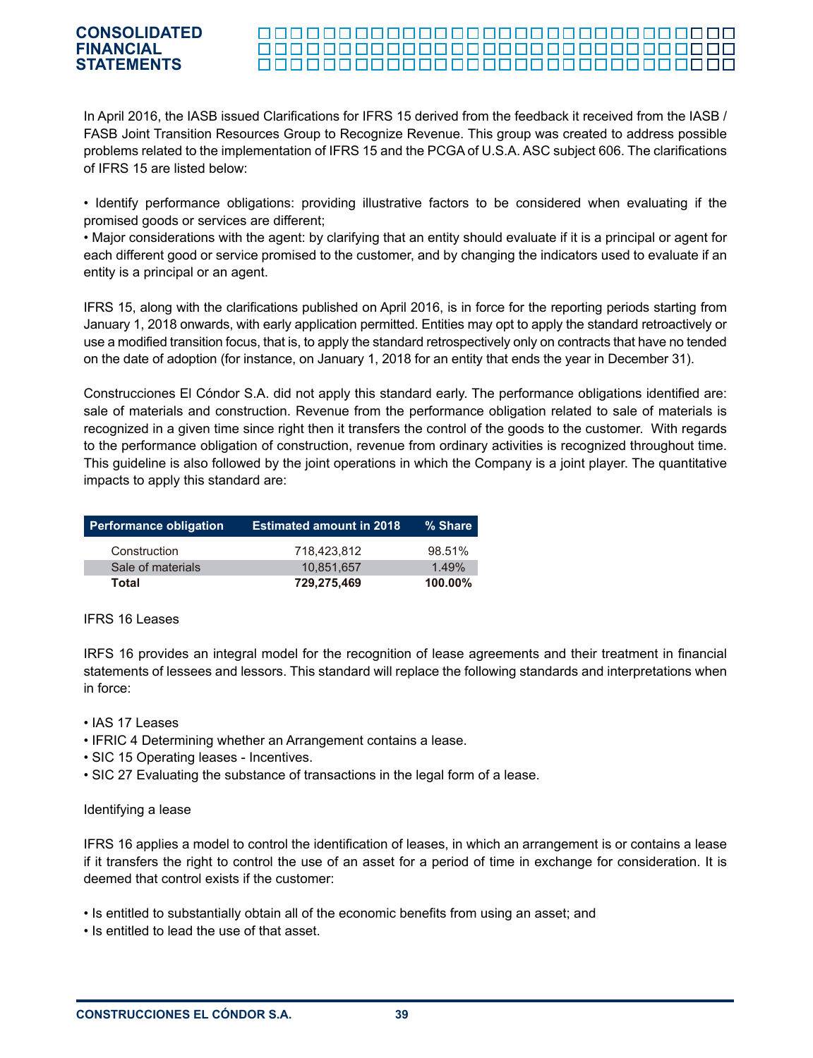In April 2016, the IASB issued Clarifications for IFRS 15 derived from the feedback it received from the IASB / FASB Joint Transition Resources Group to Recognize Revenue. This group was created to address possible problems related to the implementation of IFRS 15 and the PCGA of U.S.A. ASC subject 606. The clarifications of IFRS 15 are listed below:

- Identify performance obligations: providing illustrative factors to be considered when evaluating if the promised goods or services are different;
- Major considerations with the agent: by clarifying that an entity should evaluate if it is a principal or agent for each different good or service promised to the customer, and by changing the indicators used to evaluate if an entity is a principal or an agent.

IFRS 15, along with the clarifications published on April 2016, is in force for the reporting periods starting from January 1, 2018 onwards, with early application permitted. Entities may opt to apply the standard retroactively or use a modified transition focus, that is, to apply the standard retrospectively only on contracts that have no tended on the date of adoption (for instance, on January 1, 2018 for an entity that ends the year in December 31).

Construcciones El Cóndor S.A. did not apply this standard early. The performance obligations identified are: sale of materials and construction. Revenue from the performance obligation related to sale of materials is recognized in a given time since right then it transfers the control of the goods to the customer. With regards to the performance obligation of construction, revenue from ordinary activities is recognized throughout time. This guideline is also followed by the joint operations in which the Company is a joint player. The quantitative impacts to apply this standard are:

| Performance obligation | Estimated amount in 2018 | % Share |
|---|---|---|
| Construction | 718,423,812 | 98.51% |
| Sale of materials | 10,851,657 | 1.49% |
| **Total** | **729,275,469** | **100.00%** |

IFRS 16 Leases

IRFS 16 provides an integral model for the recognition of lease agreements and their treatment in financial statements of lessees and lessors. This standard will replace the following standards and interpretations when in force:

- IAS 17 Leases
- IFRIC 4 Determining whether an Arrangement contains a lease.
- SIC 15 Operating leases - Incentives.
- SIC 27 Evaluating the substance of transactions in the legal form of a lease.

Identifying a lease

IFRS 16 applies a model to control the identification of leases, in which an arrangement is or contains a lease if it transfers the right to control the use of an asset for a period of time in exchange for consideration. It is deemed that control exists if the customer:

- Is entitled to substantially obtain all of the economic benefits from using an asset; and
- Is entitled to lead the use of that asset.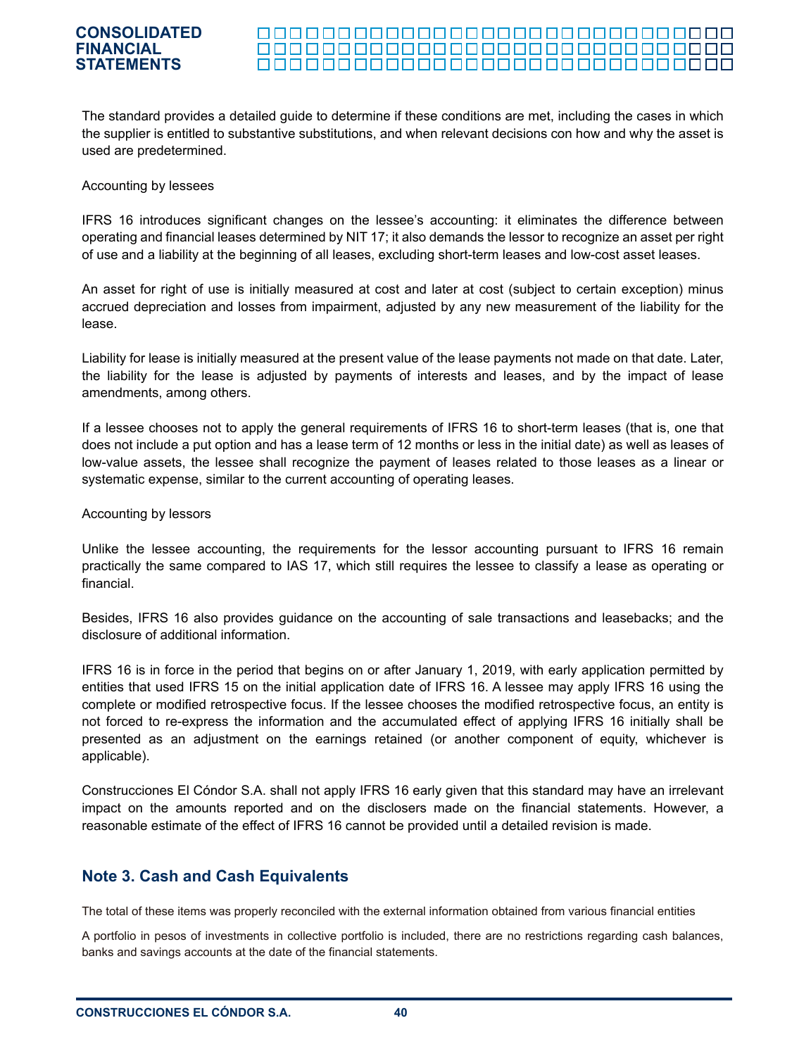The standard provides a detailed guide to determine if these conditions are met, including the cases in which the supplier is entitled to substantive substitutions, and when relevant decisions con how and why the asset is used are predetermined.

Accounting by lessees

IFRS 16 introduces significant changes on the lessee's accounting: it eliminates the difference between operating and financial leases determined by NIT 17; it also demands the lessor to recognize an asset per right of use and a liability at the beginning of all leases, excluding short-term leases and low-cost asset leases.

An asset for right of use is initially measured at cost and later at cost (subject to certain exception) minus accrued depreciation and losses from impairment, adjusted by any new measurement of the liability for the lease.

Liability for lease is initially measured at the present value of the lease payments not made on that date. Later, the liability for the lease is adjusted by payments of interests and leases, and by the impact of lease amendments, among others.

If a lessee chooses not to apply the general requirements of IFRS 16 to short-term leases (that is, one that does not include a put option and has a lease term of 12 months or less in the initial date) as well as leases of low-value assets, the lessee shall recognize the payment of leases related to those leases as a linear or systematic expense, similar to the current accounting of operating leases.

Accounting by lessors

Unlike the lessee accounting, the requirements for the lessor accounting pursuant to IFRS 16 remain practically the same compared to IAS 17, which still requires the lessee to classify a lease as operating or financial.

Besides, IFRS 16 also provides guidance on the accounting of sale transactions and leasebacks; and the disclosure of additional information.

IFRS 16 is in force in the period that begins on or after January 1, 2019, with early application permitted by entities that used IFRS 15 on the initial application date of IFRS 16. A lessee may apply IFRS 16 using the complete or modified retrospective focus. If the lessee chooses the modified retrospective focus, an entity is not forced to re-express the information and the accumulated effect of applying IFRS 16 initially shall be presented as an adjustment on the earnings retained (or another component of equity, whichever is applicable).

Construcciones El Cóndor S.A. shall not apply IFRS 16 early given that this standard may have an irrelevant impact on the amounts reported and on the disclosers made on the financial statements. However, a reasonable estimate of the effect of IFRS 16 cannot be provided until a detailed revision is made.

## Note 3. Cash and Cash Equivalents

The total of these items was properly reconciled with the external information obtained from various financial entities

A portfolio in pesos of investments in collective portfolio is included, there are no restrictions regarding cash balances, banks and savings accounts at the date of the financial statements.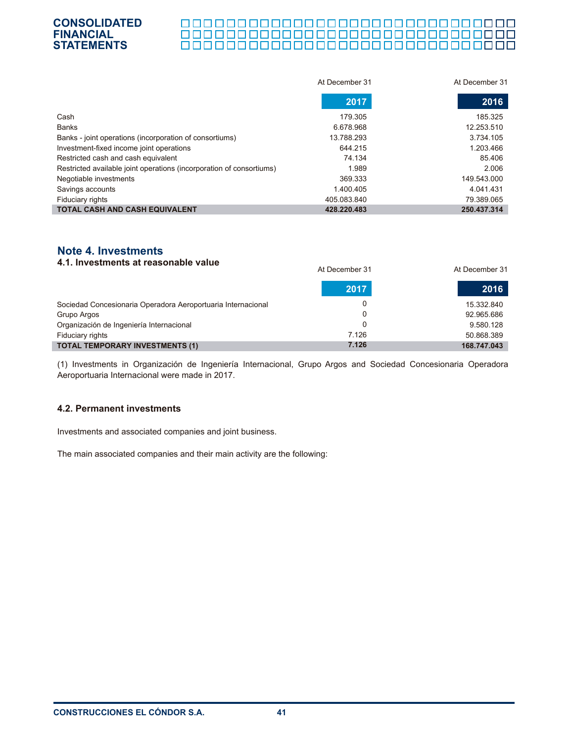| | At December 31 2017 | At December 31 2016 |
|---|---|---|
| Cash | 179.305 | 185.325 |
| Banks | 6.678.968 | 12.253.510 |
| Banks - joint operations (incorporation of consortiums) | 13.788.293 | 3.734.105 |
| Investment-fixed income joint operations | 644.215 | 1.203.466 |
| Restricted cash and cash equivalent | 74.134 | 85.406 |
| Restricted available joint operations (incorporation of consortiums) | 1.989 | 2.006 |
| Negotiable investments | 369.333 | 149.543.000 |
| Savings accounts | 1.400.405 | 4.041.431 |
| Fiduciary rights | 405.083.840 | 79.389.065 |
| **TOTAL CASH AND CASH EQUIVALENT** | **428.220.483** | **250.437.314** |

## Note 4. Investments

### 4.1. Investments at reasonable value

| | At December 31 2017 | At December 31 2016 |
|---|---|---|
| Sociedad Concesionaria Operadora Aeroportuaria Internacional | 0 | 15.332.840 |
| Grupo Argos | 0 | 92.965.686 |
| Organización de Ingeniería Internacional | 0 | 9.580.128 |
| Fiduciary rights | 7.126 | 50.868.389 |
| **TOTAL TEMPORARY INVESTMENTS (1)** | **7.126** | **168.747.043** |

(1) Investments in Organización de Ingeniería Internacional, Grupo Argos and Sociedad Concesionaria Operadora Aeroportuaria Internacional were made in 2017.

### 4.2. Permanent investments

Investments and associated companies and joint business.

The main associated companies and their main activity are the following: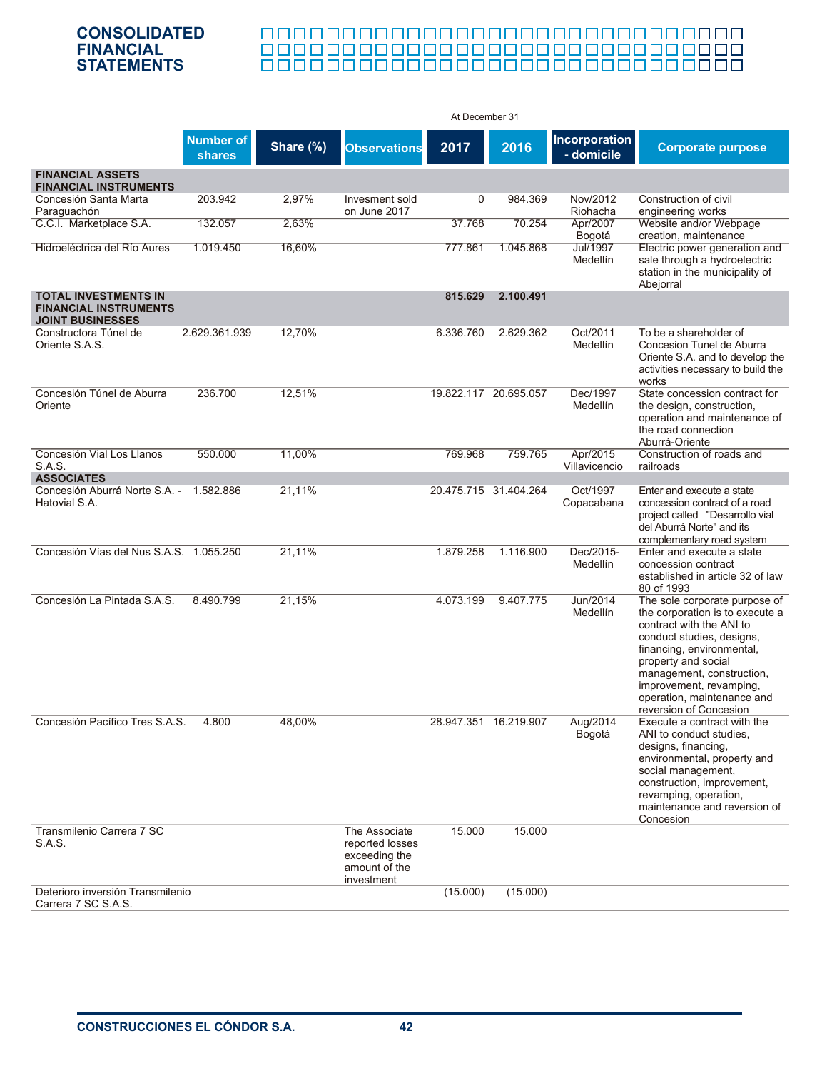## CONSOLIDATED FINANCIAL STATEMENTS

At December 31

| | Number of shares | Share (%) | Observations | 2017 | 2016 | Incorporation - domicile | Corporate purpose |
|---|---|---|---|---|---|---|---|
| **FINANCIAL ASSETS FINANCIAL INSTRUMENTS** | | | | | | | |
| Concesión Santa Marta Paraguachón | 203.942 | 2,97% | Invesment sold on June 2017 | 0 | 984.369 | Nov/2012 Riohacha | Construction of civil engineering works |
| C.C.I. Marketplace S.A. | 132.057 | 2,63% | | 37.768 | 70.254 | Apr/2007 Bogotá | Website and/or Webpage creation, maintenance |
| Hidroeléctrica del Río Aures | 1.019.450 | 16,60% | | 777.861 | 1.045.868 | Jul/1997 Medellín | Electric power generation and sale through a hydroelectric station in the municipality of Abejorral |
| **TOTAL INVESTMENTS IN FINANCIAL INSTRUMENTS** | | | | **815.629** | **2.100.491** | | |
| **JOINT BUSINESSES** | | | | | | | |
| Constructora Túnel de Oriente S.A.S. | 2.629.361.939 | 12,70% | | 6.336.760 | 2.629.362 | Oct/2011 Medellín | To be a shareholder of Concesion Tunel de Aburra Oriente S.A. and to develop the activities necessary to build the works |
| Concesión Túnel de Aburra Oriente | 236.700 | 12,51% | | 19.822.117 | 20.695.057 | Dec/1997 Medellín | State concession contract for the design, construction, operation and maintenance of the road connection Aburrá-Oriente |
| Concesión Vial Los Llanos S.A.S. | 550.000 | 11,00% | | 769.968 | 759.765 | Apr/2015 Villavicencio | Construction of roads and railroads |
| **ASSOCIATES** | | | | | | | |
| Concesión Aburrá Norte S.A. - Hatovial S.A. | 1.582.886 | 21,11% | | 20.475.715 | 31.404.264 | Oct/1997 Copacabana | Enter and execute a state concession contract of a road project called "Desarrollo vial del Aburrá Norte" and its complementary road system |
| Concesión Vías del Nus S.A.S. | 1.055.250 | 21,11% | | 1.879.258 | 1.116.900 | Dec/2015- Medellín | Enter and execute a state concession contract established in article 32 of law 80 of 1993 |
| Concesión La Pintada S.A.S. | 8.490.799 | 21,15% | | 4.073.199 | 9.407.775 | Jun/2014 Medellín | The sole corporate purpose of the corporation is to execute a contract with the ANI to conduct studies, designs, financing, environmental, property and social management, construction, improvement, revamping, operation, maintenance and reversion of Concesion |
| Concesión Pacífico Tres S.A.S. | 4.800 | 48,00% | | 28.947.351 | 16.219.907 | Aug/2014 Bogotá | Execute a contract with the ANI to conduct studies, designs, financing, environmental, property and social management, construction, improvement, revamping, operation, maintenance and reversion of Concesion |
| Transmilenio Carrera 7 SC S.A.S. | | | The Associate reported losses exceeding the amount of the investment | 15.000 | 15.000 | | |
| Deterioro inversión Transmilenio Carrera 7 SC S.A.S. | | | | (15.000) | (15.000) | | |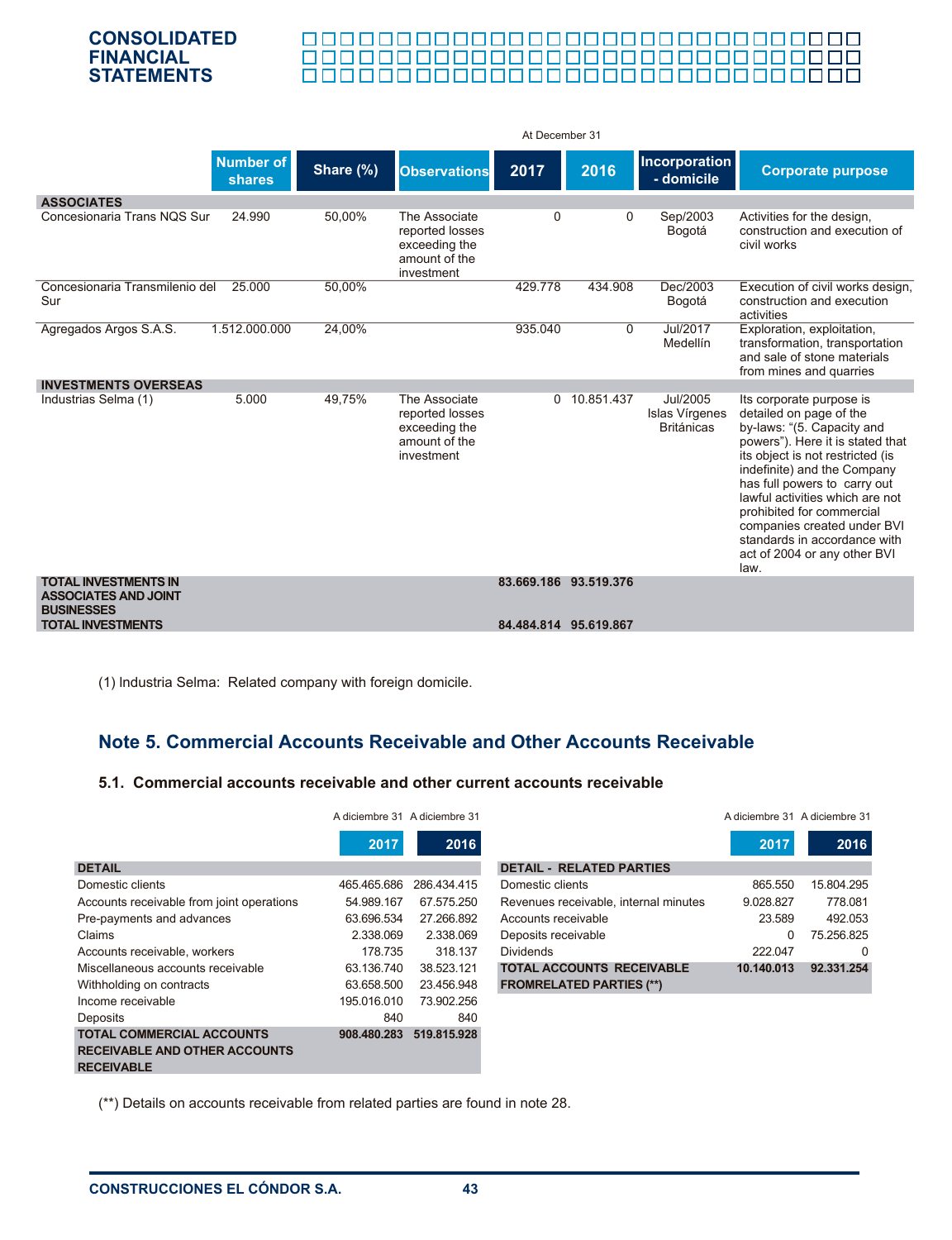|  | Number of shares | Share (%) | Observations | At December 31 2017 | 2016 | Incorporation - domicile | Corporate purpose |
|---|---|---|---|---|---|---|---|
| **ASSOCIATES** | | | | | | | |
| Concesionaria Trans NQS Sur | 24.990 | 50,00% | The Associate reported losses exceeding the amount of the investment | 0 | 0 | Sep/2003 Bogotá | Activities for the design, construction and execution of civil works |
| Concesionaria Transmilenio del Sur | 25.000 | 50,00% | | 429.778 | 434.908 | Dec/2003 Bogotá | Execution of civil works design, construction and execution activities |
| Agregados Argos S.A.S. | 1.512.000.000 | 24,00% | | 935.040 | 0 | Jul/2017 Medellín | Exploration, exploitation, transformation, transportation and sale of stone materials from mines and quarries |
| **INVESTMENTS OVERSEAS** | | | | | | | |
| Industrias Selma (1) | 5.000 | 49,75% | The Associate reported losses exceeding the amount of the investment | 0 | 10.851.437 | Jul/2005 Islas Vírgenes Británicas | Its corporate purpose is detailed on page of the by-laws: "(5. Capacity and powers"). Here it is stated that its object is not restricted (is indefinite) and the Company has full powers to carry out lawful activities which are not prohibited for commercial companies created under BVI standards in accordance with act of 2004 or any other BVI law. |
| **TOTAL INVESTMENTS IN ASSOCIATES AND JOINT BUSINESSES** | | | | **83.669.186** | **93.519.376** | | |
| **TOTAL INVESTMENTS** | | | | **84.484.814** | **95.619.867** | | |

(1) Industria Selma: Related company with foreign domicile.

## Note 5. Commercial Accounts Receivable and Other Accounts Receivable

### 5.1. Commercial accounts receivable and other current accounts receivable

| DETAIL | A diciembre 31 2017 | A diciembre 31 2016 |
|---|---|---|
| Domestic clients | 465.465.686 | 286.434.415 |
| Accounts receivable from joint operations | 54.989.167 | 67.575.250 |
| Pre-payments and advances | 63.696.534 | 27.266.892 |
| Claims | 2.338.069 | 2.338.069 |
| Accounts receivable, workers | 178.735 | 318.137 |
| Miscellaneous accounts receivable | 63.136.740 | 38.523.121 |
| Withholding on contracts | 63.658.500 | 23.456.948 |
| Income receivable | 195.016.010 | 73.902.256 |
| Deposits | 840 | 840 |
| **TOTAL COMMERCIAL ACCOUNTS RECEIVABLE AND OTHER ACCOUNTS RECEIVABLE** | **908.480.283** | **519.815.928** |

| DETAIL - RELATED PARTIES | A diciembre 31 2017 | A diciembre 31 2016 |
|---|---|---|
| Domestic clients | 865.550 | 15.804.295 |
| Revenues receivable, internal minutes | 9.028.827 | 778.081 |
| Accounts receivable | 23.589 | 492.053 |
| Deposits receivable | 0 | 75.256.825 |
| Dividends | 222.047 | 0 |
| **TOTAL ACCOUNTS RECEIVABLE FROMRELATED PARTIES (**)** | **10.140.013** | **92.331.254** |

(**) Details on accounts receivable from related parties are found in note 28.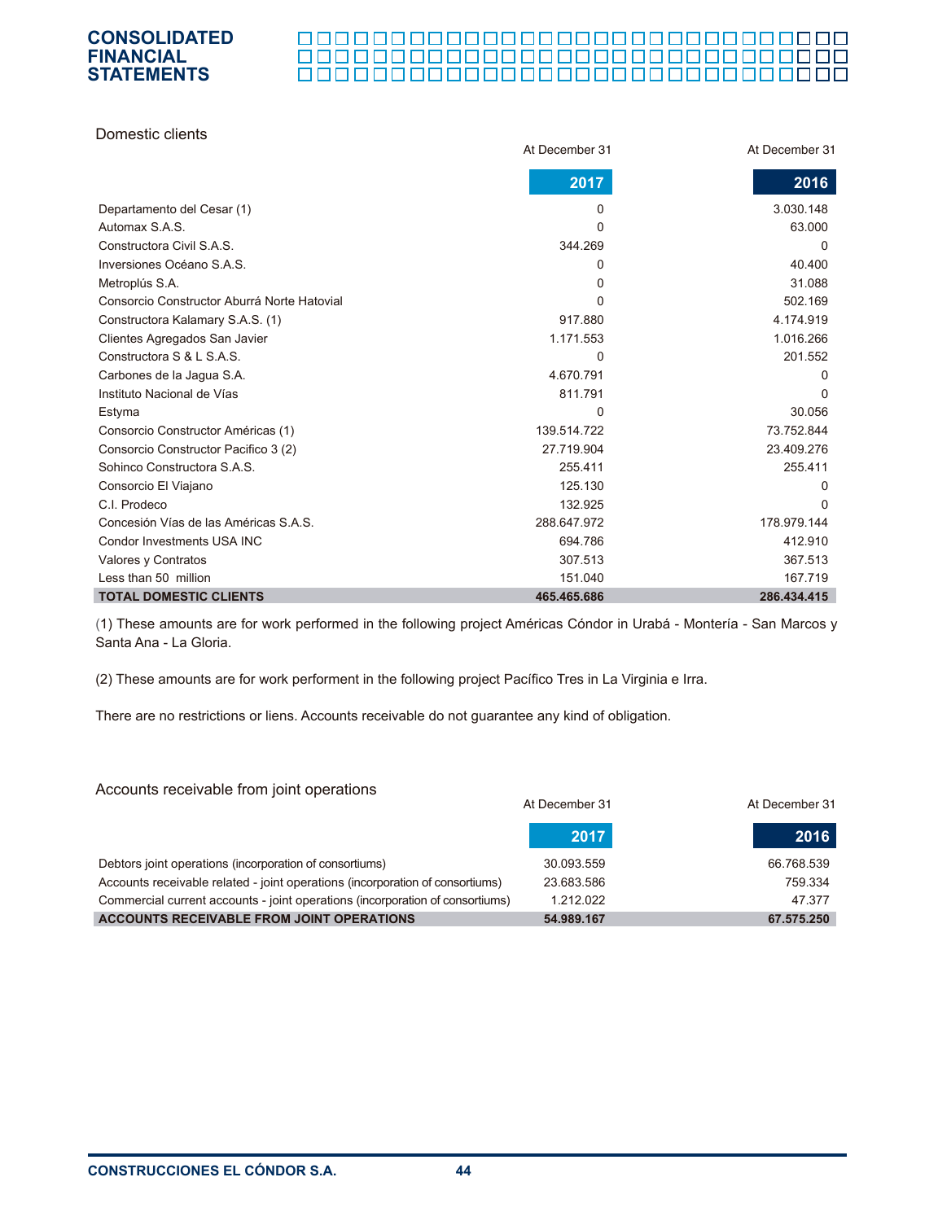## Domestic clients

| | At December 31 2017 | At December 31 2016 |
|---|---|---|
| Departamento del Cesar (1) | 0 | 3.030.148 |
| Automax S.A.S. | 0 | 63.000 |
| Constructora Civil S.A.S. | 344.269 | 0 |
| Inversiones Océano S.A.S. | 0 | 40.400 |
| Metroplús S.A. | 0 | 31.088 |
| Consorcio Constructor Aburrá Norte Hatovial | 0 | 502.169 |
| Constructora Kalamary S.A.S. (1) | 917.880 | 4.174.919 |
| Clientes Agregados San Javier | 1.171.553 | 1.016.266 |
| Constructora S & L S.A.S. | 0 | 201.552 |
| Carbones de la Jagua S.A. | 4.670.791 | 0 |
| Instituto Nacional de Vías | 811.791 | 0 |
| Estyma | 0 | 30.056 |
| Consorcio Constructor Américas (1) | 139.514.722 | 73.752.844 |
| Consorcio Constructor Pacifico 3 (2) | 27.719.904 | 23.409.276 |
| Sohinco Constructora S.A.S. | 255.411 | 255.411 |
| Consorcio El Viajano | 125.130 | 0 |
| C.I. Prodeco | 132.925 | 0 |
| Concesión Vías de las Américas S.A.S. | 288.647.972 | 178.979.144 |
| Condor Investments USA INC | 694.786 | 412.910 |
| Valores y Contratos | 307.513 | 367.513 |
| Less than 50 million | 151.040 | 167.719 |
| **TOTAL DOMESTIC CLIENTS** | **465.465.686** | **286.434.415** |

(1) These amounts are for work performed in the following project Américas Cóndor in Urabá - Montería - San Marcos y Santa Ana - La Gloria.

(2) These amounts are for work performent in the following project Pacífico Tres in La Virginia e Irra.

There are no restrictions or liens. Accounts receivable do not guarantee any kind of obligation.

## Accounts receivable from joint operations

| | At December 31 2017 | At December 31 2016 |
|---|---|---|
| Debtors joint operations (incorporation of consortiums) | 30.093.559 | 66.768.539 |
| Accounts receivable related - joint operations (incorporation of consortiums) | 23.683.586 | 759.334 |
| Commercial current accounts - joint operations (incorporation of consortiums) | 1.212.022 | 47.377 |
| **ACCOUNTS RECEIVABLE FROM JOINT OPERATIONS** | **54.989.167** | **67.575.250** |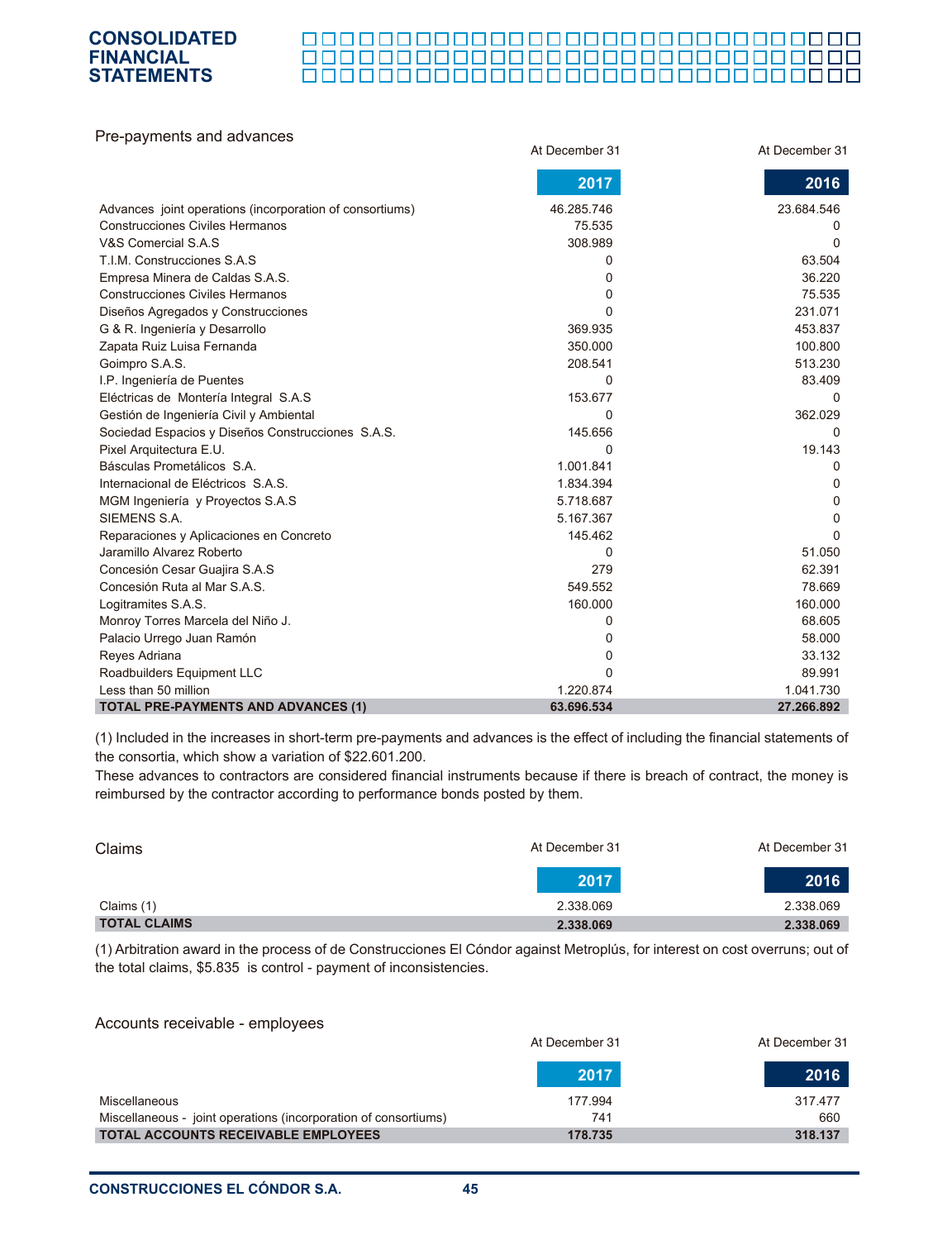## Pre-payments and advances

| | At December 31 2017 | At December 31 2016 |
|---|---|---|
| Advances joint operations (incorporation of consortiums) | 46.285.746 | 23.684.546 |
| Construcciones Civiles Hermanos | 75.535 | 0 |
| V&S Comercial S.A.S | 308.989 | 0 |
| T.I.M. Construcciones S.A.S | 0 | 63.504 |
| Empresa Minera de Caldas S.A.S. | 0 | 36.220 |
| Construcciones Civiles Hermanos | 0 | 75.535 |
| Diseños Agregados y Construcciones | 0 | 231.071 |
| G & R. Ingeniería y Desarrollo | 369.935 | 453.837 |
| Zapata Ruiz Luisa Fernanda | 350.000 | 100.800 |
| Goimpro S.A.S. | 208.541 | 513.230 |
| I.P. Ingeniería de Puentes | 0 | 83.409 |
| Eléctricas de Montería Integral S.A.S | 153.677 | 0 |
| Gestión de Ingeniería Civil y Ambiental | 0 | 362.029 |
| Sociedad Espacios y Diseños Construcciones S.A.S. | 145.656 | 0 |
| Pixel Arquitectura E.U. | 0 | 19.143 |
| Básculas Prometálicos S.A. | 1.001.841 | 0 |
| Internacional de Eléctricos S.A.S. | 1.834.394 | 0 |
| MGM Ingeniería y Proyectos S.A.S | 5.718.687 | 0 |
| SIEMENS S.A. | 5.167.367 | 0 |
| Reparaciones y Aplicaciones en Concreto | 145.462 | 0 |
| Jaramillo Alvarez Roberto | 0 | 51.050 |
| Concesión Cesar Guajira S.A.S | 279 | 62.391 |
| Concesión Ruta al Mar S.A.S. | 549.552 | 78.669 |
| Logitramites S.A.S. | 160.000 | 160.000 |
| Monroy Torres Marcela del Niño J. | 0 | 68.605 |
| Palacio Urrego Juan Ramón | 0 | 58.000 |
| Reyes Adriana | 0 | 33.132 |
| Roadbuilders Equipment LLC | 0 | 89.991 |
| Less than 50 million | 1.220.874 | 1.041.730 |
| **TOTAL PRE-PAYMENTS AND ADVANCES (1)** | **63.696.534** | **27.266.892** |

(1) Included in the increases in short-term pre-payments and advances is the effect of including the financial statements of the consortia, which show a variation of $22.601.200.
These advances to contractors are considered financial instruments because if there is breach of contract, the money is reimbursed by the contractor according to performance bonds posted by them.

## Claims

| | At December 31 2017 | At December 31 2016 |
|---|---|---|
| Claims (1) | 2.338.069 | 2.338.069 |
| **TOTAL CLAIMS** | **2.338.069** | **2.338.069** |

(1) Arbitration award in the process of de Construcciones El Cóndor against Metroplús, for interest on cost overruns; out of the total claims, $5.835 is control - payment of inconsistencies.

## Accounts receivable - employees

| | At December 31 2017 | At December 31 2016 |
|---|---|---|
| Miscellaneous | 177.994 | 317.477 |
| Miscellaneous - joint operations (incorporation of consortiums) | 741 | 660 |
| **TOTAL ACCOUNTS RECEIVABLE EMPLOYEES** | **178.735** | **318.137** |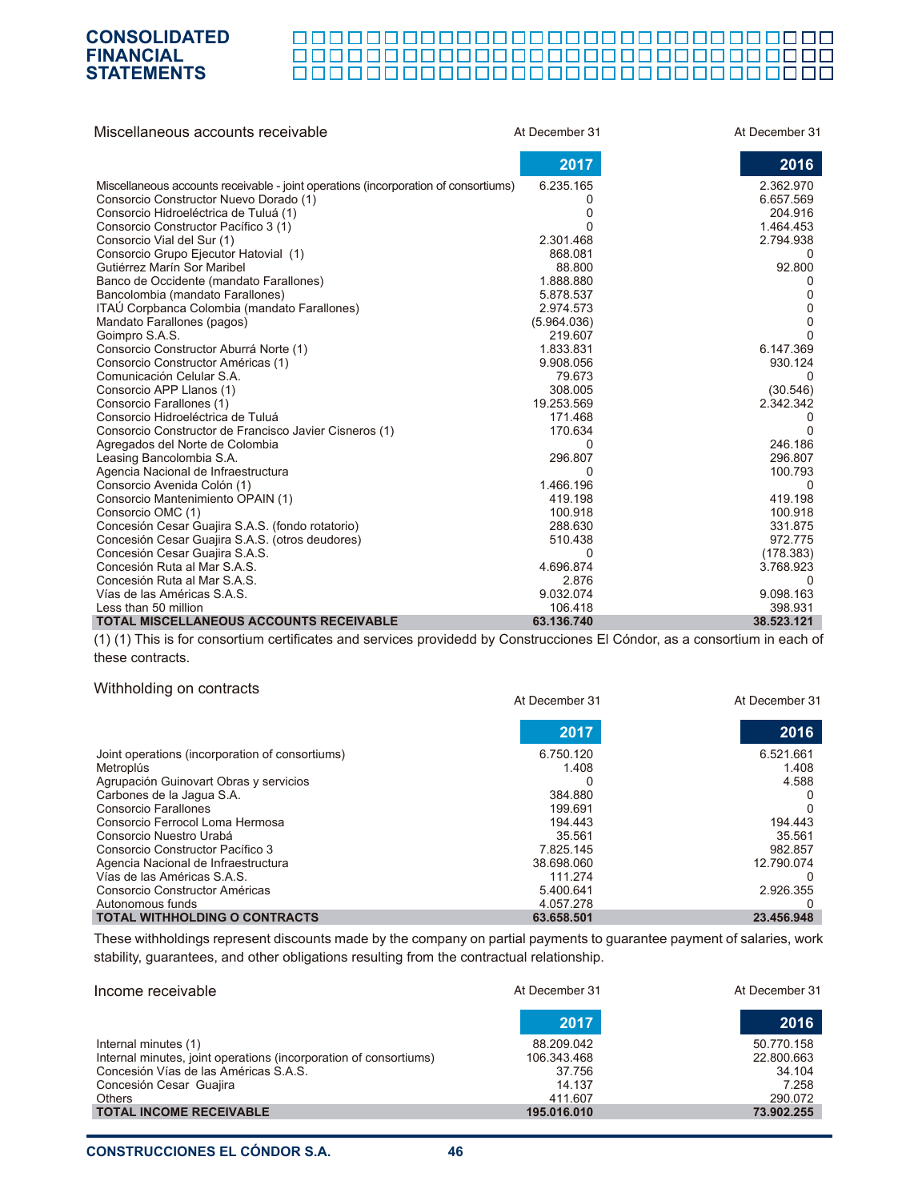### Miscellaneous accounts receivable

| | At December 31 2017 | At December 31 2016 |
|---|---|---|
| Miscellaneous accounts receivable - joint operations (incorporation of consortiums) | 6.235.165 | 2.362.970 |
| Consorcio Constructor Nuevo Dorado (1) | 0 | 6.657.569 |
| Consorcio Hidroeléctrica de Tuluá (1) | 0 | 204.916 |
| Consorcio Constructor Pacífico 3 (1) | 0 | 1.464.453 |
| Consorcio Vial del Sur (1) | 2.301.468 | 2.794.938 |
| Consorcio Grupo Ejecutor Hatovial (1) | 868.081 | 0 |
| Gutiérrez Marín Sor Maribel | 88.800 | 92.800 |
| Banco de Occidente (mandato Farallones) | 1.888.880 | 0 |
| Bancolombia (mandato Farallones) | 5.878.537 | 0 |
| ITAÚ Corpbanca Colombia (mandato Farallones) | 2.974.573 | 0 |
| Mandato Farallones (pagos) | (5.964.036) | 0 |
| Goimpro S.A.S. | 219.607 | 0 |
| Consorcio Constructor Aburrá Norte (1) | 1.833.831 | 6.147.369 |
| Consorcio Constructor Américas (1) | 9.908.056 | 930.124 |
| Comunicación Celular S.A. | 79.673 | 0 |
| Consorcio APP Llanos (1) | 308.005 | (30.546) |
| Consorcio Farallones (1) | 19.253.569 | 2.342.342 |
| Consorcio Hidroeléctrica de Tuluá | 171.468 | 0 |
| Consorcio Constructor de Francisco Javier Cisneros (1) | 170.634 | 0 |
| Agregados del Norte de Colombia | 0 | 246.186 |
| Leasing Bancolombia S.A. | 296.807 | 296.807 |
| Agencia Nacional de Infraestructura | 0 | 100.793 |
| Consorcio Avenida Colón (1) | 1.466.196 | 0 |
| Consorcio Mantenimiento OPAIN (1) | 419.198 | 419.198 |
| Consorcio OMC (1) | 100.918 | 100.918 |
| Concesión Cesar Guajira S.A.S. (fondo rotatorio) | 288.630 | 331.875 |
| Concesión Cesar Guajira S.A.S. (otros deudores) | 510.438 | 972.775 |
| Concesión Cesar Guajira S.A.S. | 0 | (178.383) |
| Concesión Ruta al Mar S.A.S. | 4.696.874 | 3.768.923 |
| Concesión Ruta al Mar S.A.S. | 2.876 | 0 |
| Vías de las Américas S.A.S. | 9.032.074 | 9.098.163 |
| Less than 50 million | 106.418 | 398.931 |
| **TOTAL MISCELLANEOUS ACCOUNTS RECEIVABLE** | **63.136.740** | **38.523.121** |

(1) (1) This is for consortium certificates and services providedd by Construcciones El Cóndor, as a consortium in each of these contracts.

### Withholding on contracts

| | At December 31 2017 | At December 31 2016 |
|---|---|---|
| Joint operations (incorporation of consortiums) | 6.750.120 | 6.521.661 |
| Metroplús | 1.408 | 1.408 |
| Agrupación Guinovart Obras y servicios | 0 | 4.588 |
| Carbones de la Jagua S.A. | 384.880 | 0 |
| Consorcio Farallones | 199.691 | 0 |
| Consorcio Ferrocol Loma Hermosa | 194.443 | 194.443 |
| Consorcio Nuestro Urabá | 35.561 | 35.561 |
| Consorcio Constructor Pacífico 3 | 7.825.145 | 982.857 |
| Agencia Nacional de Infraestructura | 38.698.060 | 12.790.074 |
| Vías de las Américas S.A.S. | 111.274 | 0 |
| Consorcio Constructor Américas | 5.400.641 | 2.926.355 |
| Autonomous funds | 4.057.278 | 0 |
| **TOTAL WITHHOLDING O CONTRACTS** | **63.658.501** | **23.456.948** |

These withholdings represent discounts made by the company on partial payments to guarantee payment of salaries, work stability, guarantees, and other obligations resulting from the contractual relationship.

### Income receivable

| | At December 31 2017 | At December 31 2016 |
|---|---|---|
| Internal minutes (1) | 88.209.042 | 50.770.158 |
| Internal minutes, joint operations (incorporation of consortiums) | 106.343.468 | 22.800.663 |
| Concesión Vías de las Américas S.A.S. | 37.756 | 34.104 |
| Concesión Cesar Guajira | 14.137 | 7.258 |
| Others | 411.607 | 290.072 |
| **TOTAL INCOME RECEIVABLE** | **195.016.010** | **73.902.255** |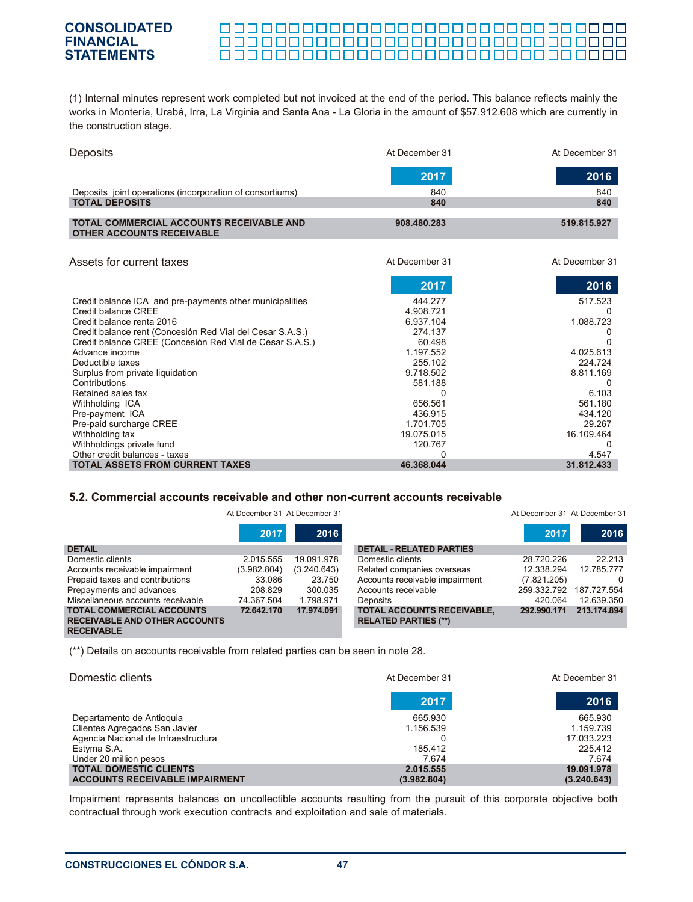(1) Internal minutes represent work completed but not invoiced at the end of the period. This balance reflects mainly the works in Montería, Urabá, Irra, La Virginia and Santa Ana - La Gloria in the amount of $57.912.608 which are currently in the construction stage.

| Deposits | At December 31 2017 | At December 31 2016 |
|---|---|---|
| Deposits joint operations (incorporation of consortiums) | 840 | 840 |
| **TOTAL DEPOSITS** | **840** | **840** |
| **TOTAL COMMERCIAL ACCOUNTS RECEIVABLE AND OTHER ACCOUNTS RECEIVABLE** | **908.480.283** | **519.815.927** |

| Assets for current taxes | At December 31 2017 | At December 31 2016 |
|---|---|---|
| Credit balance ICA and pre-payments other municipalities | 444.277 | 517.523 |
| Credit balance CREE | 4.908.721 | 0 |
| Credit balance renta 2016 | 6.937.104 | 1.088.723 |
| Credit balance rent (Concesión Red Vial del Cesar S.A.S.) | 274.137 | 0 |
| Credit balance CREE (Concesión Red Vial de Cesar S.A.S.) | 60.498 | 0 |
| Advance income | 1.197.552 | 4.025.613 |
| Deductible taxes | 255.102 | 224.724 |
| Surplus from private liquidation | 9.718.502 | 8.811.169 |
| Contributions | 581.188 | 0 |
| Retained sales tax | 0 | 6.103 |
| Withholding ICA | 656.561 | 561.180 |
| Pre-payment ICA | 436.915 | 434.120 |
| Pre-paid surcharge CREE | 1.701.705 | 29.267 |
| Withholding tax | 19.075.015 | 16.109.464 |
| Withholdings private fund | 120.767 | 0 |
| Other credit balances - taxes | 0 | 4.547 |
| **TOTAL ASSETS FROM CURRENT TAXES** | **46.368.044** | **31.812.433** |

### 5.2. Commercial accounts receivable and other non-current accounts receivable

| DETAIL | At December 31 2017 | At December 31 2016 |
|---|---|---|
| Domestic clients | 2.015.555 | 19.091.978 |
| Accounts receivable impairment | (3.982.804) | (3.240.643) |
| Prepaid taxes and contributions | 33.086 | 23.750 |
| Prepayments and advances | 208.829 | 300.035 |
| Miscellaneous accounts receivable | 74.367.504 | 1.798.971 |
| **TOTAL COMMERCIAL ACCOUNTS RECEIVABLE AND OTHER ACCOUNTS RECEIVABLE** | **72.642.170** | **17.974.091** |

| DETAIL - RELATED PARTIES | At December 31 2017 | At December 31 2016 |
|---|---|---|
| Domestic clients | 28.720.226 | 22.213 |
| Related companies overseas | 12.338.294 | 12.785.777 |
| Accounts receivable impairment | (7.821.205) | 0 |
| Accounts receivable | 259.332.792 | 187.727.554 |
| Deposits | 420.064 | 12.639.350 |
| **TOTAL ACCOUNTS RECEIVABLE, RELATED PARTIES (**)** | **292.990.171** | **213.174.894** |

(**) Details on accounts receivable from related parties can be seen in note 28.

| Domestic clients | At December 31 2017 | At December 31 2016 |
|---|---|---|
| Departamento de Antioquia | 665.930 | 665.930 |
| Clientes Agregados San Javier | 1.156.539 | 1.159.739 |
| Agencia Nacional de Infraestructura | 0 | 17.033.223 |
| Estyma S.A. | 185.412 | 225.412 |
| Under 20 million pesos | 7.674 | 7.674 |
| **TOTAL DOMESTIC CLIENTS** | **2.015.555** | **19.091.978** |
| **ACCOUNTS RECEIVABLE IMPAIRMENT** | **(3.982.804)** | **(3.240.643)** |

Impairment represents balances on uncollectible accounts resulting from the pursuit of this corporate objective both contractual through work execution contracts and exploitation and sale of materials.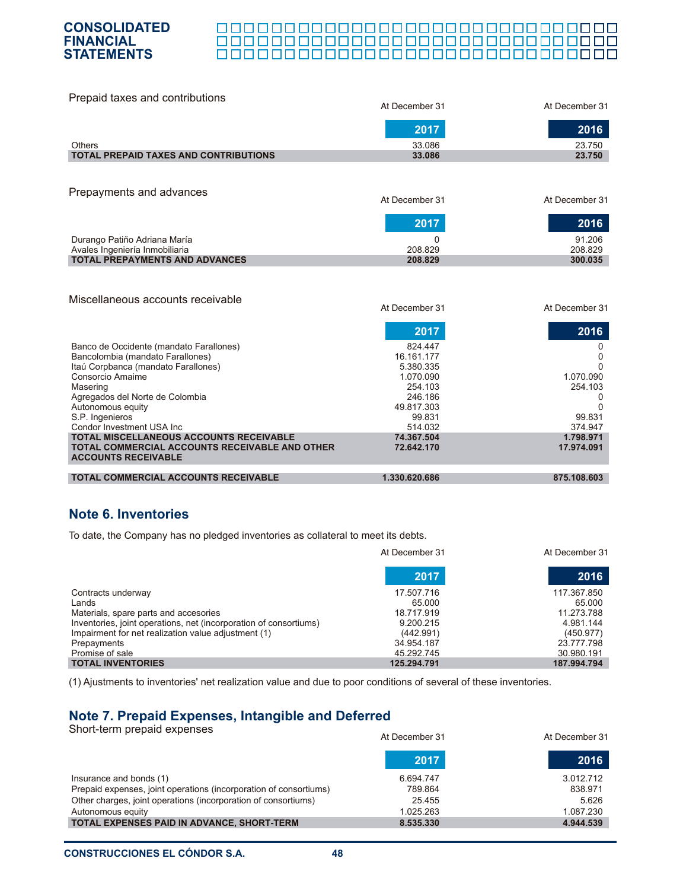Prepaid taxes and contributions

| | At December 31 2017 | At December 31 2016 |
|---|---|---|
| Others | 33.086 | 23.750 |
| **TOTAL PREPAID TAXES AND CONTRIBUTIONS** | **33.086** | **23.750** |

Prepayments and advances

| | At December 31 2017 | At December 31 2016 |
|---|---|---|
| Durango Patiño Adriana María | 0 | 91.206 |
| Avales Ingeniería Inmobiliaria | 208.829 | 208.829 |
| **TOTAL PREPAYMENTS AND ADVANCES** | **208.829** | **300.035** |

Miscellaneous accounts receivable

| | At December 31 2017 | At December 31 2016 |
|---|---|---|
| Banco de Occidente (mandato Farallones) | 824.447 | 0 |
| Bancolombia (mandato Farallones) | 16.161.177 | 0 |
| Itaú Corpbanca (mandato Farallones) | 5.380.335 | 0 |
| Consorcio Amaime | 1.070.090 | 1.070.090 |
| Masering | 254.103 | 254.103 |
| Agregados del Norte de Colombia | 246.186 | 0 |
| Autonomous equity | 49.817.303 | 0 |
| S.P. Ingenieros | 99.831 | 99.831 |
| Condor Investment USA Inc | 514.032 | 374.947 |
| **TOTAL MISCELLANEOUS ACCOUNTS RECEIVABLE** | **74.367.504** | **1.798.971** |
| **TOTAL COMMERCIAL ACCOUNTS RECEIVABLE AND OTHER ACCOUNTS RECEIVABLE** | **72.642.170** | **17.974.091** |
| **TOTAL COMMERCIAL ACCOUNTS RECEIVABLE** | **1.330.620.686** | **875.108.603** |

## Note 6. Inventories

To date, the Company has no pledged inventories as collateral to meet its debts.

| | At December 31 2017 | At December 31 2016 |
|---|---|---|
| Contracts underway | 17.507.716 | 117.367.850 |
| Lands | 65.000 | 65.000 |
| Materials, spare parts and accesories | 18.717.919 | 11.273.788 |
| Inventories, joint operations, net (incorporation of consortiums) | 9.200.215 | 4.981.144 |
| Impairment for net realization value adjustment (1) | (442.991) | (450.977) |
| Prepayments | 34.954.187 | 23.777.798 |
| Promise of sale | 45.292.745 | 30.980.191 |
| **TOTAL INVENTORIES** | **125.294.791** | **187.994.794** |

(1) Ajustments to inventories' net realization value and due to poor conditions of several of these inventories.

## Note 7. Prepaid Expenses, Intangible and Deferred

Short-term prepaid expenses

| | At December 31 2017 | At December 31 2016 |
|---|---|---|
| Insurance and bonds (1) | 6.694.747 | 3.012.712 |
| Prepaid expenses, joint operations (incorporation of consortiums) | 789.864 | 838.971 |
| Other charges, joint operations (incorporation of consortiums) | 25.455 | 5.626 |
| Autonomous equity | 1.025.263 | 1.087.230 |
| **TOTAL EXPENSES PAID IN ADVANCE, SHORT-TERM** | **8.535.330** | **4.944.539** |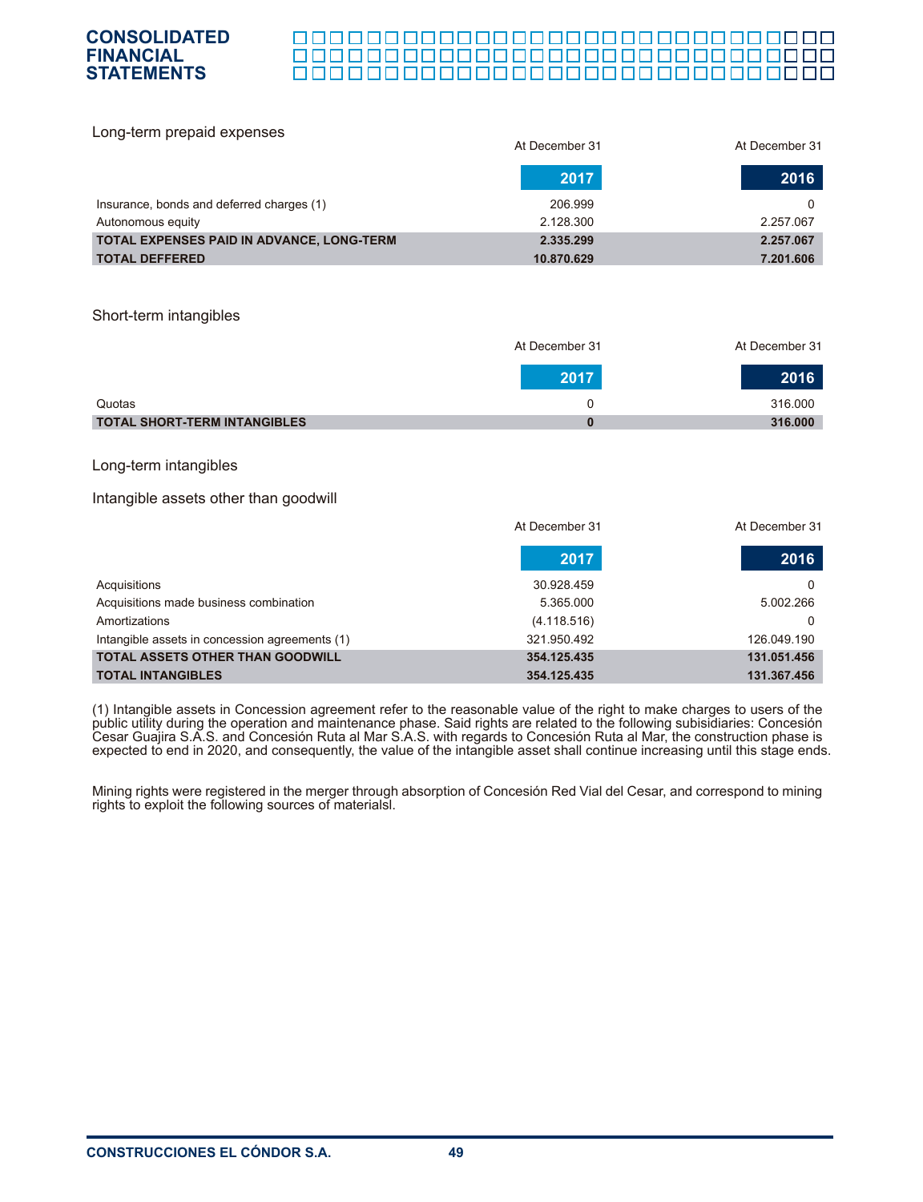Long-term prepaid expenses

| | At December 31 2017 | At December 31 2016 |
|---|---|---|
| Insurance, bonds and deferred charges (1) | 206.999 | 0 |
| Autonomous equity | 2.128.300 | 2.257.067 |
| **TOTAL EXPENSES PAID IN ADVANCE, LONG-TERM** | **2.335.299** | **2.257.067** |
| **TOTAL DEFFERED** | **10.870.629** | **7.201.606** |

Short-term intangibles

| | At December 31 2017 | At December 31 2016 |
|---|---|---|
| Quotas | 0 | 316.000 |
| **TOTAL SHORT-TERM INTANGIBLES** | **0** | **316.000** |

Long-term intangibles

Intangible assets other than goodwill

| | At December 31 2017 | At December 31 2016 |
|---|---|---|
| Acquisitions | 30.928.459 | 0 |
| Acquisitions made business combination | 5.365.000 | 5.002.266 |
| Amortizations | (4.118.516) | 0 |
| Intangible assets in concession agreements (1) | 321.950.492 | 126.049.190 |
| **TOTAL ASSETS OTHER THAN GOODWILL** | **354.125.435** | **131.051.456** |
| **TOTAL INTANGIBLES** | **354.125.435** | **131.367.456** |

(1) Intangible assets in Concession agreement refer to the reasonable value of the right to make charges to users of the public utility during the operation and maintenance phase. Said rights are related to the following subisidiaries: Concesión Cesar Guajira S.A.S. and Concesión Ruta al Mar S.A.S. with regards to Concesión Ruta al Mar, the construction phase is expected to end in 2020, and consequently, the value of the intangible asset shall continue increasing until this stage ends.

Mining rights were registered in the merger through absorption of Concesión Red Vial del Cesar, and correspond to mining rights to exploit the following sources of materialsl.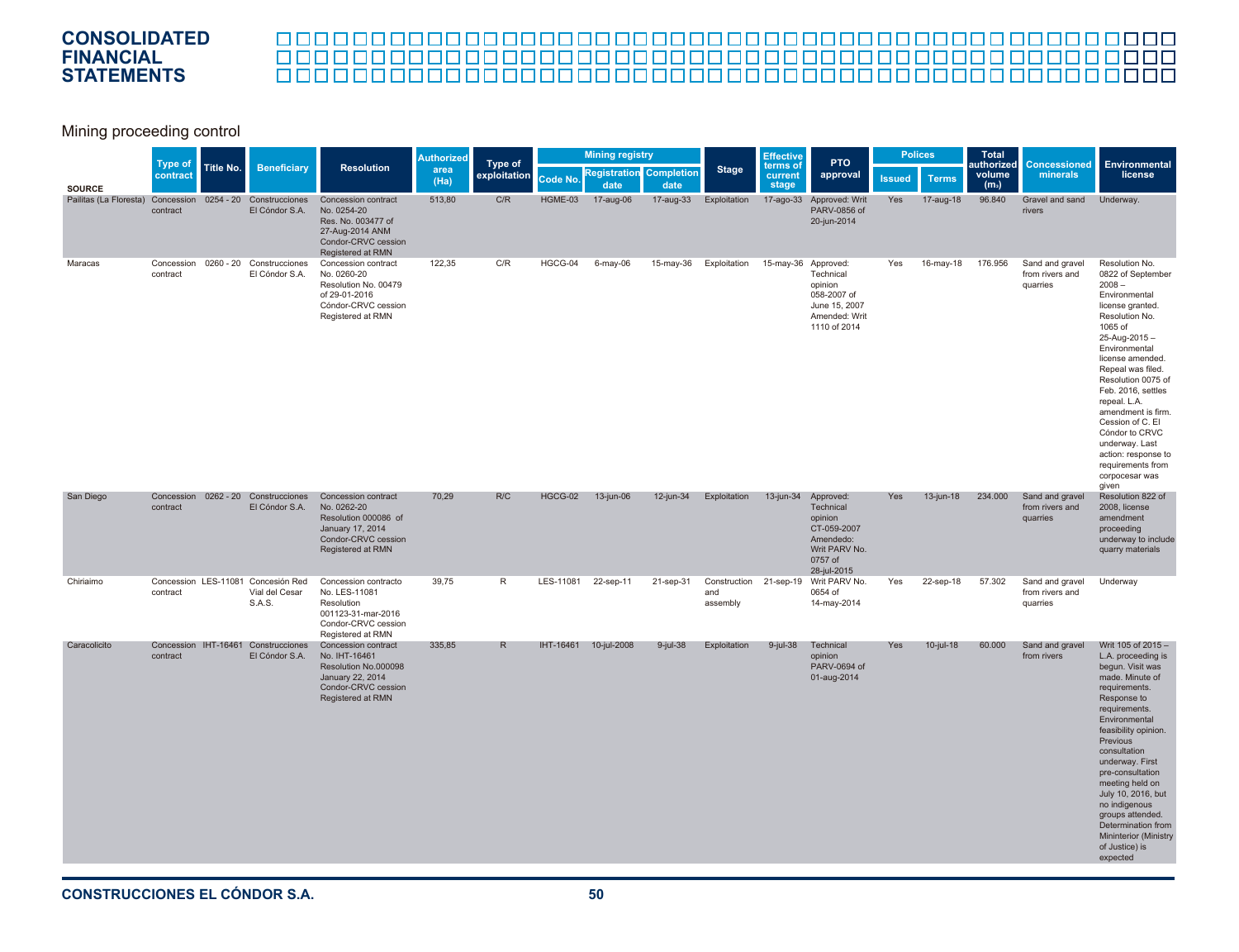## Mining proceeding control

| SOURCE | Type of contract | Title No. | Beneficiary | Resolution | Authorized area (Ha) | Type of exploitation | Mining registry | | | Stage | Effective terms of current stage | PTO approval | Polices | | Total authorized volume (m3) | Concessioned minerals | Environmental license |
|---|---|---|---|---|---|---|---|---|---|---|---|---|---|---|---|---|---|
| | | | | | | | Code No. | Registration date | Completion date | | | | Issued | Terms | | | |
| Pailitas (La Floresta) | Concession contract | 0254 - 20 | Construcciones El Cóndor S.A. | Concession contract No. 0254-20 Res. No. 003477 of 27-Aug-2014 ANM Condor-CRVC cession Registered at RMN | 513,80 | C/R | HGME-03 | 17-aug-06 | 17-aug-33 | Exploitation | 17-ago-33 | Approved: Writ PARV-0856 of 20-jun-2014 | Yes | 17-aug-18 | 96.840 | Gravel and sand rivers | Underway. |
| Maracas | Concession contract | 0260 - 20 | Construcciones El Cóndor S.A. | Concession contract No. 0260-20 Resolution No. 00479 of 29-01-2016 Cóndor-CRVC cession Registered at RMN | 122,35 | C/R | HGCG-04 | 6-may-06 | 15-may-36 | Exploitation | 15-may-36 | Approved: Technical opinion 058-2007 of June 15, 2007 Amended: Writ 1110 of 2014 | Yes | 16-may-18 | 176.956 | Sand and gravel from rivers and quarries | Resolution No. 0822 of September 2008 – Environmental license granted. Resolution No. 1065 of 25-Aug-2015 – Environmental license amended. Repeal was filed. Resolution 0075 of Feb. 2016, settles repeal. L.A. amendment is firm. Cession of C. El Cóndor to CRVC underway. Last action: response to requirements from corpocesar was given |
| San Diego | Concession contract | 0262 - 20 | Construcciones El Cóndor S.A. | Concession contract No. 0262-20 Resolution 000086 of January 17, 2014 Condor-CRVC cession Registered at RMN | 70,29 | R/C | HGCG-02 | 13-jun-06 | 12-jun-34 | Exploitation | 13-jun-34 | Approved: Technical opinion CT-059-2007 Amendedo: Writ PARV No. 0757 of 28-jul-2015 | Yes | 13-jun-18 | 234.000 | Sand and gravel from rivers and quarries | Resolution 822 of 2008, license amendment proceeding underway to include quarry materials |
| Chiriaimo | Concession contract | LES-11081 | Concesión Red Vial del Cesar S.A.S. | Concession contracto No. LES-11081 Resolution 001123-31-mar-2016 Condor-CRVC cession Registered at RMN | 39,75 | R | LES-11081 | 22-sep-11 | 21-sep-31 | Construction and assembly | 21-sep-19 | Writ PARV No. 0654 of 14-may-2014 | Yes | 22-sep-18 | 57.302 | Sand and gravel from rivers and quarries | Underway |
| Caracolicito | Concession contract | IHT-16461 | Construcciones El Cóndor S.A. | Concession contract No. IHT-16461 Resolution No.000098 January 22, 2014 Condor-CRVC cession Registered at RMN | 335,85 | R | IHT-16461 | 10-jul-2008 | 9-jul-38 | Exploitation | 9-jul-38 | Technical opinion PARV-0694 of 01-aug-2014 | Yes | 10-jul-18 | 60.000 | Sand and gravel from rivers | Writ 105 of 2015 – L.A. proceeding is begun. Visit was made. Minute of requirements. Response to requirements. Environmental feasibility opinion. Previous consultation underway. First pre-consultation meeting held on July 10, 2016, but no indigenous groups attended. Determination from Mininterior (Ministry of Justice) is expected |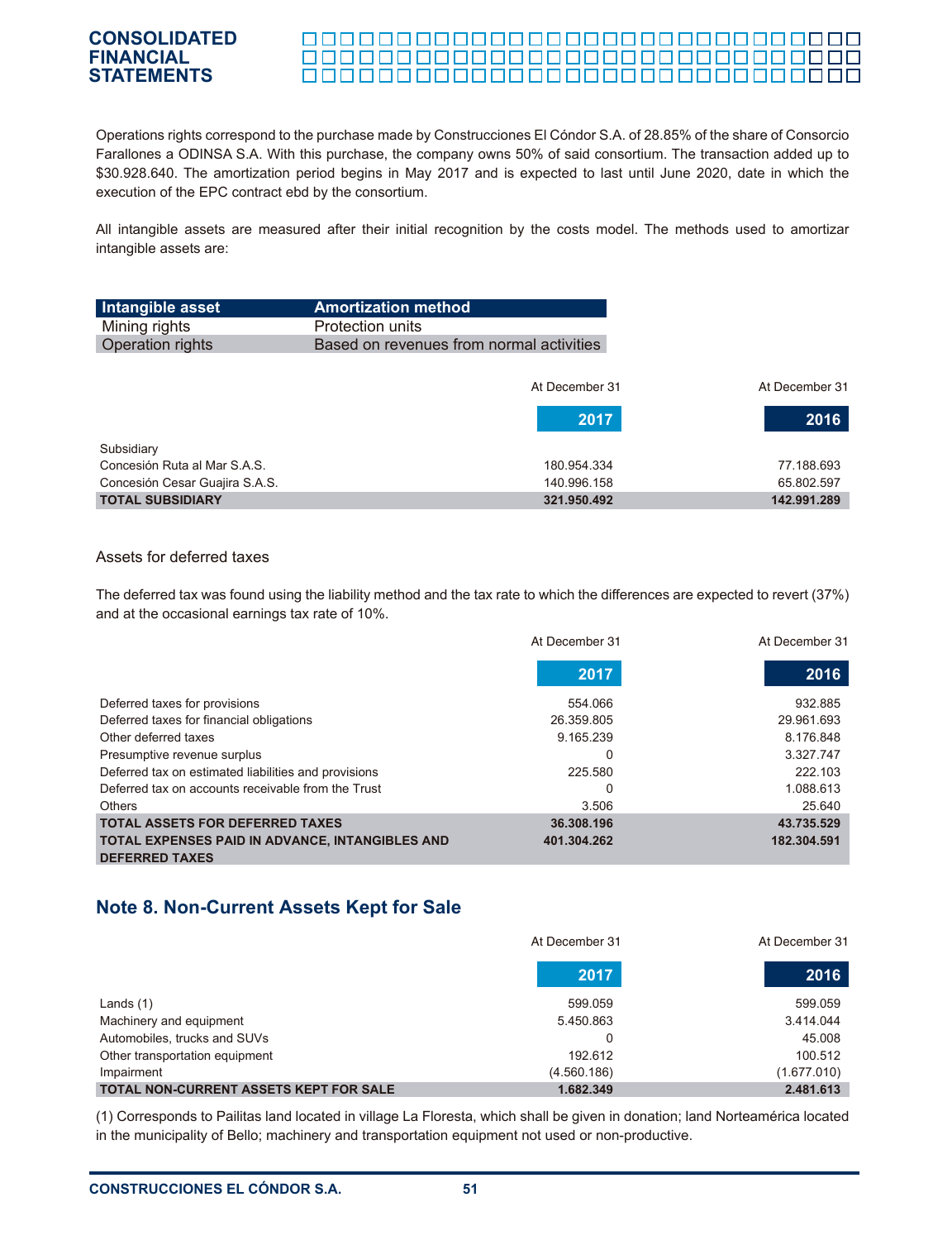Operations rights correspond to the purchase made by Construcciones El Cóndor S.A. of 28.85% of the share of Consorcio Farallones a ODINSA S.A. With this purchase, the company owns 50% of said consortium. The transaction added up to $30.928.640. The amortization period begins in May 2017 and is expected to last until June 2020, date in which the execution of the EPC contract ebd by the consortium.

All intangible assets are measured after their initial recognition by the costs model. The methods used to amortizar intangible assets are:

| Intangible asset | Amortization method |
|---|---|
| Mining rights | Protection units |
| Operation rights | Based on revenues from normal activities |

| | At December 31 2017 | At December 31 2016 |
|---|---|---|
| Subsidiary | | |
| Concesión Ruta al Mar S.A.S. | 180.954.334 | 77.188.693 |
| Concesión Cesar Guajira S.A.S. | 140.996.158 | 65.802.597 |
| **TOTAL SUBSIDIARY** | **321.950.492** | **142.991.289** |

Assets for deferred taxes

The deferred tax was found using the liability method and the tax rate to which the differences are expected to revert (37%) and at the occasional earnings tax rate of 10%.

| | At December 31 2017 | At December 31 2016 |
|---|---|---|
| Deferred taxes for provisions | 554.066 | 932.885 |
| Deferred taxes for financial obligations | 26.359.805 | 29.961.693 |
| Other deferred taxes | 9.165.239 | 8.176.848 |
| Presumptive revenue surplus | 0 | 3.327.747 |
| Deferred tax on estimated liabilities and provisions | 225.580 | 222.103 |
| Deferred tax on accounts receivable from the Trust | 0 | 1.088.613 |
| Others | 3.506 | 25.640 |
| **TOTAL ASSETS FOR DEFERRED TAXES** | **36.308.196** | **43.735.529** |
| **TOTAL EXPENSES PAID IN ADVANCE, INTANGIBLES AND DEFERRED TAXES** | **401.304.262** | **182.304.591** |

## Note 8. Non-Current Assets Kept for Sale

| | At December 31 2017 | At December 31 2016 |
|---|---|---|
| Lands (1) | 599.059 | 599.059 |
| Machinery and equipment | 5.450.863 | 3.414.044 |
| Automobiles, trucks and SUVs | 0 | 45.008 |
| Other transportation equipment | 192.612 | 100.512 |
| Impairment | (4.560.186) | (1.677.010) |
| **TOTAL NON-CURRENT ASSETS KEPT FOR SALE** | **1.682.349** | **2.481.613** |

(1) Corresponds to Pailitas land located in village La Floresta, which shall be given in donation; land Norteamérica located in the municipality of Bello; machinery and transportation equipment not used or non-productive.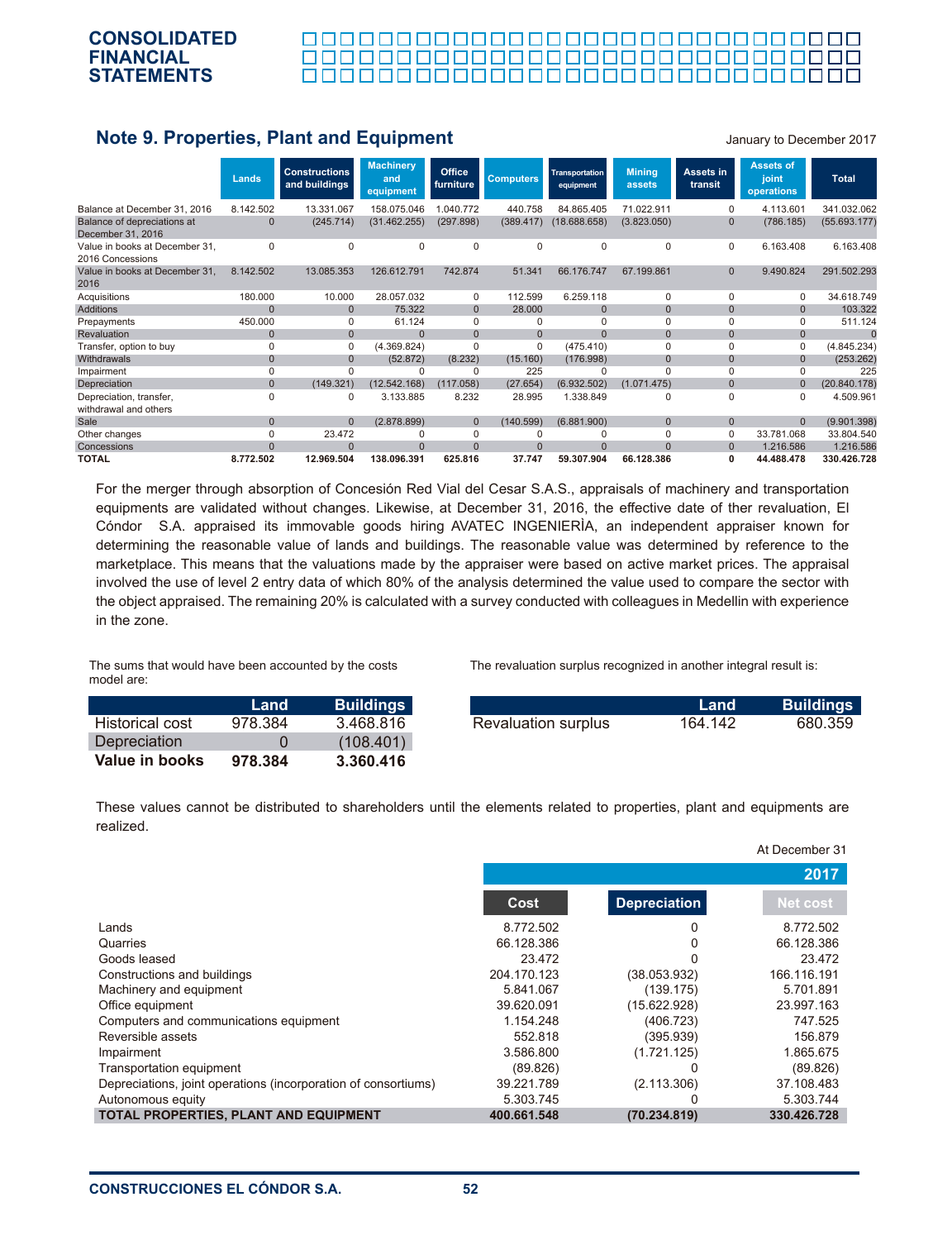# Note 9. Properties, Plant and Equipment

January to December 2017

| | Lands | Constructions and buildings | Machinery and equipment | Office furniture | Computers | Transportation equipment | Mining assets | Assets in transit | Assets of joint operations | Total |
|---|---|---|---|---|---|---|---|---|---|---|
| Balance at December 31, 2016 | 8.142.502 | 13.331.067 | 158.075.046 | 1.040.772 | 440.758 | 84.865.405 | 71.022.911 | 0 | 4.113.601 | 341.032.062 |
| Balance of depreciations at December 31, 2016 | 0 | (245.714) | (31.462.255) | (297.898) | (389.417) | (18.688.658) | (3.823.050) | 0 | (786.185) | (55.693.177) |
| Value in books at December 31, 2016 Concessions | 0 | 0 | 0 | 0 | 0 | 0 | 0 | 0 | 6.163.408 | 6.163.408 |
| Value in books at December 31, 2016 | 8.142.502 | 13.085.353 | 126.612.791 | 742.874 | 51.341 | 66.176.747 | 67.199.861 | 0 | 9.490.824 | 291.502.293 |
| Acquisitions | 180.000 | 10.000 | 28.057.032 | 0 | 112.599 | 6.259.118 | 0 | 0 | 0 | 34.618.749 |
| Additions | 0 | 0 | 75.322 | 0 | 28.000 | 0 | 0 | 0 | 0 | 103.322 |
| Prepayments | 450.000 | 0 | 61.124 | 0 | 0 | 0 | 0 | 0 | 0 | 511.124 |
| Revaluation | 0 | 0 | 0 | 0 | 0 | 0 | 0 | 0 | 0 | 0 |
| Transfer, option to buy | 0 | 0 | (4.369.824) | 0 | 0 | (475.410) | 0 | 0 | 0 | (4.845.234) |
| Withdrawals | 0 | 0 | (52.872) | (8.232) | (15.160) | (176.998) | 0 | 0 | 0 | (253.262) |
| Impairment | 0 | 0 | 0 | 0 | 225 | 0 | 0 | 0 | 0 | 225 |
| Depreciation | 0 | (149.321) | (12.542.168) | (117.058) | (27.654) | (6.932.502) | (1.071.475) | 0 | 0 | (20.840.178) |
| Depreciation, transfer, withdrawal and others | 0 | 0 | 3.133.885 | 8.232 | 28.995 | 1.338.849 | 0 | 0 | 0 | 4.509.961 |
| Sale | 0 | 0 | (2.878.899) | 0 | (140.599) | (6.881.900) | 0 | 0 | 0 | (9.901.398) |
| Other changes | 0 | 23.472 | 0 | 0 | 0 | 0 | 0 | 0 | 33.781.068 | 33.804.540 |
| Concessions | 0 | 0 | 0 | 0 | 0 | 0 | 0 | 0 | 1.216.586 | 1.216.586 |
| **TOTAL** | **8.772.502** | **12.969.504** | **138.096.391** | **625.816** | **37.747** | **59.307.904** | **66.128.386** | **0** | **44.488.478** | **330.426.728** |

For the merger through absorption of Concesión Red Vial del Cesar S.A.S., appraisals of machinery and transportation equipments are validated without changes. Likewise, at December 31, 2016, the effective date of ther revaluation, El Cóndor S.A. appraised its immovable goods hiring AVATEC INGENIERÌA, an independent appraiser known for determining the reasonable value of lands and buildings. The reasonable value was determined by reference to the marketplace. This means that the valuations made by the appraiser were based on active market prices. The appraisal involved the use of level 2 entry data of which 80% of the analysis determined the value used to compare the sector with the object appraised. The remaining 20% is calculated with a survey conducted with colleagues in Medellin with experience in the zone.

The sums that would have been accounted by the costs model are:

| | Land | Buildings |
|---|---|---|
| Historical cost | 978.384 | 3.468.816 |
| Depreciation | 0 | (108.401) |
| **Value in books** | **978.384** | **3.360.416** |

The revaluation surplus recognized in another integral result is:

| | Land | Buildings |
|---|---|---|
| Revaluation surplus | 164.142 | 680.359 |

These values cannot be distributed to shareholders until the elements related to properties, plant and equipments are realized.

At December 31

| | 2017 | | |
|---|---|---|---|
| | Cost | Depreciation | Net cost |
| Lands | 8.772.502 | 0 | 8.772.502 |
| Quarries | 66.128.386 | 0 | 66.128.386 |
| Goods leased | 23.472 | 0 | 23.472 |
| Constructions and buildings | 204.170.123 | (38.053.932) | 166.116.191 |
| Machinery and equipment | 5.841.067 | (139.175) | 5.701.891 |
| Office equipment | 39.620.091 | (15.622.928) | 23.997.163 |
| Computers and communications equipment | 1.154.248 | (406.723) | 747.525 |
| Reversible assets | 552.818 | (395.939) | 156.879 |
| Impairment | 3.586.800 | (1.721.125) | 1.865.675 |
| Transportation equipment | (89.826) | 0 | (89.826) |
| Depreciations, joint operations (incorporation of consortiums) | 39.221.789 | (2.113.306) | 37.108.483 |
| Autonomous equity | 5.303.745 | 0 | 5.303.744 |
| **TOTAL PROPERTIES, PLANT AND EQUIPMENT** | **400.661.548** | **(70.234.819)** | **330.426.728** |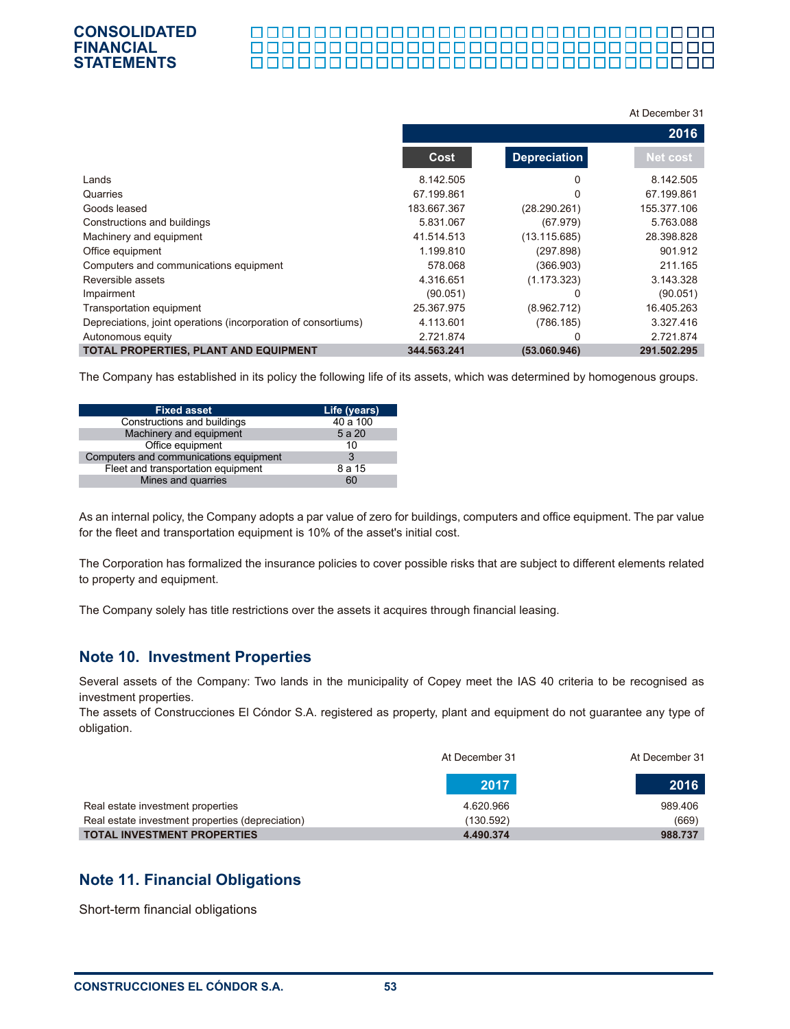| | At December 31 | | |
|---|---|---|---|
| | 2016 | | |
| | Cost | Depreciation | Net cost |
| Lands | 8.142.505 | 0 | 8.142.505 |
| Quarries | 67.199.861 | 0 | 67.199.861 |
| Goods leased | 183.667.367 | (28.290.261) | 155.377.106 |
| Constructions and buildings | 5.831.067 | (67.979) | 5.763.088 |
| Machinery and equipment | 41.514.513 | (13.115.685) | 28.398.828 |
| Office equipment | 1.199.810 | (297.898) | 901.912 |
| Computers and communications equipment | 578.068 | (366.903) | 211.165 |
| Reversible assets | 4.316.651 | (1.173.323) | 3.143.328 |
| Impairment | (90.051) | 0 | (90.051) |
| Transportation equipment | 25.367.975 | (8.962.712) | 16.405.263 |
| Depreciations, joint operations (incorporation of consortiums) | 4.113.601 | (786.185) | 3.327.416 |
| Autonomous equity | 2.721.874 | 0 | 2.721.874 |
| **TOTAL PROPERTIES, PLANT AND EQUIPMENT** | **344.563.241** | **(53.060.946)** | **291.502.295** |

The Company has established in its policy the following life of its assets, which was determined by homogenous groups.

| Fixed asset | Life (years) |
|---|---|
| Constructions and buildings | 40 a 100 |
| Machinery and equipment | 5 a 20 |
| Office equipment | 10 |
| Computers and communications equipment | 3 |
| Fleet and transportation equipment | 8 a 15 |
| Mines and quarries | 60 |

As an internal policy, the Company adopts a par value of zero for buildings, computers and office equipment. The par value for the fleet and transportation equipment is 10% of the asset's initial cost.

The Corporation has formalized the insurance policies to cover possible risks that are subject to different elements related to property and equipment.

The Company solely has title restrictions over the assets it acquires through financial leasing.

## Note 10. Investment Properties

Several assets of the Company: Two lands in the municipality of Copey meet the IAS 40 criteria to be recognised as investment properties.
The assets of Construcciones El Cóndor S.A. registered as property, plant and equipment do not guarantee any type of obligation.

| | At December 31 2017 | At December 31 2016 |
|---|---|---|
| Real estate investment properties | 4.620.966 | 989.406 |
| Real estate investment properties (depreciation) | (130.592) | (669) |
| **TOTAL INVESTMENT PROPERTIES** | **4.490.374** | **988.737** |

## Note 11. Financial Obligations

Short-term financial obligations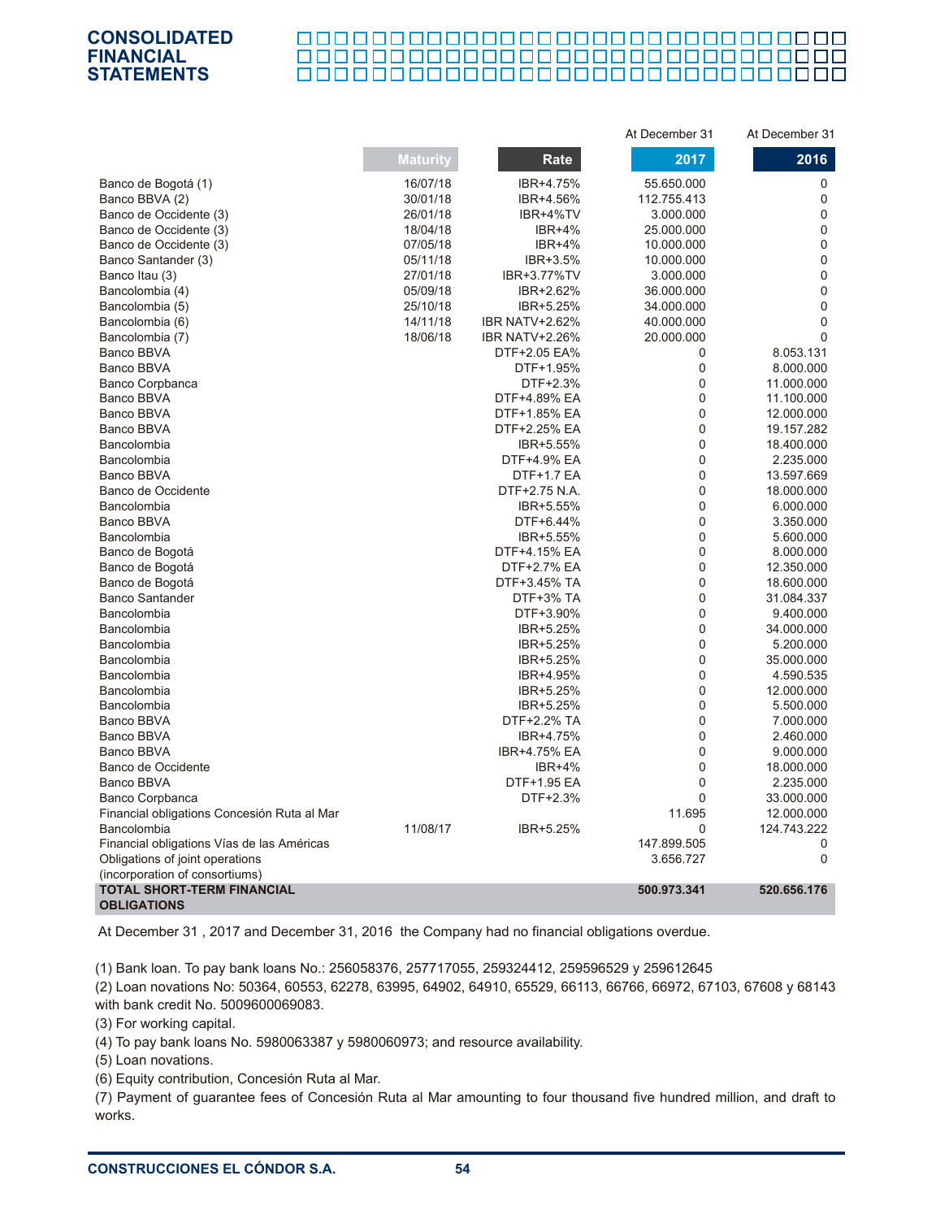|  | Maturity | Rate | At December 31 2017 | At December 31 2016 |
|---|---|---|---|---|
| Banco de Bogotá (1) | 16/07/18 | IBR+4.75% | 55.650.000 | 0 |
| Banco BBVA (2) | 30/01/18 | IBR+4.56% | 112.755.413 | 0 |
| Banco de Occidente (3) | 26/01/18 | IBR+4%TV | 3.000.000 | 0 |
| Banco de Occidente (3) | 18/04/18 | IBR+4% | 25.000.000 | 0 |
| Banco de Occidente (3) | 07/05/18 | IBR+4% | 10.000.000 | 0 |
| Banco Santander (3) | 05/11/18 | IBR+3.5% | 10.000.000 | 0 |
| Banco Itau (3) | 27/01/18 | IBR+3.77%TV | 3.000.000 | 0 |
| Bancolombia (4) | 05/09/18 | IBR+2.62% | 36.000.000 | 0 |
| Bancolombia (5) | 25/10/18 | IBR+5.25% | 34.000.000 | 0 |
| Bancolombia (6) | 14/11/18 | IBR NATV+2.62% | 40.000.000 | 0 |
| Bancolombia (7) | 18/06/18 | IBR NATV+2.26% | 20.000.000 | 0 |
| Banco BBVA |  | DTF+2.05 EA% | 0 | 8.053.131 |
| Banco BBVA |  | DTF+1.95% | 0 | 8.000.000 |
| Banco Corpbanca |  | DTF+2.3% | 0 | 11.000.000 |
| Banco BBVA |  | DTF+4.89% EA | 0 | 11.100.000 |
| Banco BBVA |  | DTF+1.85% EA | 0 | 12.000.000 |
| Banco BBVA |  | DTF+2.25% EA | 0 | 19.157.282 |
| Bancolombia |  | IBR+5.55% | 0 | 18.400.000 |
| Bancolombia |  | DTF+4.9% EA | 0 | 2.235.000 |
| Banco BBVA |  | DTF+1.7 EA | 0 | 13.597.669 |
| Banco de Occidente |  | DTF+2.75 N.A. | 0 | 18.000.000 |
| Bancolombia |  | IBR+5.55% | 0 | 6.000.000 |
| Banco BBVA |  | DTF+6.44% | 0 | 3.350.000 |
| Bancolombia |  | IBR+5.55% | 0 | 5.600.000 |
| Banco de Bogotá |  | DTF+4.15% EA | 0 | 8.000.000 |
| Banco de Bogotá |  | DTF+2.7% EA | 0 | 12.350.000 |
| Banco de Bogotá |  | DTF+3.45% TA | 0 | 18.600.000 |
| Banco Santander |  | DTF+3% TA | 0 | 31.084.337 |
| Bancolombia |  | DTF+3.90% | 0 | 9.400.000 |
| Bancolombia |  | IBR+5.25% | 0 | 34.000.000 |
| Bancolombia |  | IBR+5.25% | 0 | 5.200.000 |
| Bancolombia |  | IBR+5.25% | 0 | 35.000.000 |
| Bancolombia |  | IBR+4.95% | 0 | 4.590.535 |
| Bancolombia |  | IBR+5.25% | 0 | 12.000.000 |
| Bancolombia |  | IBR+5.25% | 0 | 5.500.000 |
| Banco BBVA |  | DTF+2.2% TA | 0 | 7.000.000 |
| Banco BBVA |  | IBR+4.75% | 0 | 2.460.000 |
| Banco BBVA |  | IBR+4.75% EA | 0 | 9.000.000 |
| Banco de Occidente |  | IBR+4% | 0 | 18.000.000 |
| Banco BBVA |  | DTF+1.95 EA | 0 | 2.235.000 |
| Banco Corpbanca |  | DTF+2.3% | 0 | 33.000.000 |
| Financial obligations Concesión Ruta al Mar |  |  | 11.695 | 12.000.000 |
| Bancolombia | 11/08/17 | IBR+5.25% | 0 | 124.743.222 |
| Financial obligations Vías de las Américas |  |  | 147.899.505 | 0 |
| Obligations of joint operations (incorporation of consortiums) |  |  | 3.656.727 | 0 |
| **TOTAL SHORT-TERM FINANCIAL OBLIGATIONS** |  |  | **500.973.341** | **520.656.176** |

At December 31 , 2017 and December 31, 2016 the Company had no financial obligations overdue.

(1) Bank loan. To pay bank loans No.: 256058376, 257717055, 259324412, 259596529 y 259612645
(2) Loan novations No: 50364, 60553, 62278, 63995, 64902, 64910, 65529, 66113, 66766, 66972, 67103, 67608 y 68143 with bank credit No. 5009600069083.
(3) For working capital.
(4) To pay bank loans No. 5980063387 y 5980060973; and resource availability.
(5) Loan novations.
(6) Equity contribution, Concesión Ruta al Mar.
(7) Payment of guarantee fees of Concesión Ruta al Mar amounting to four thousand five hundred million, and draft to works.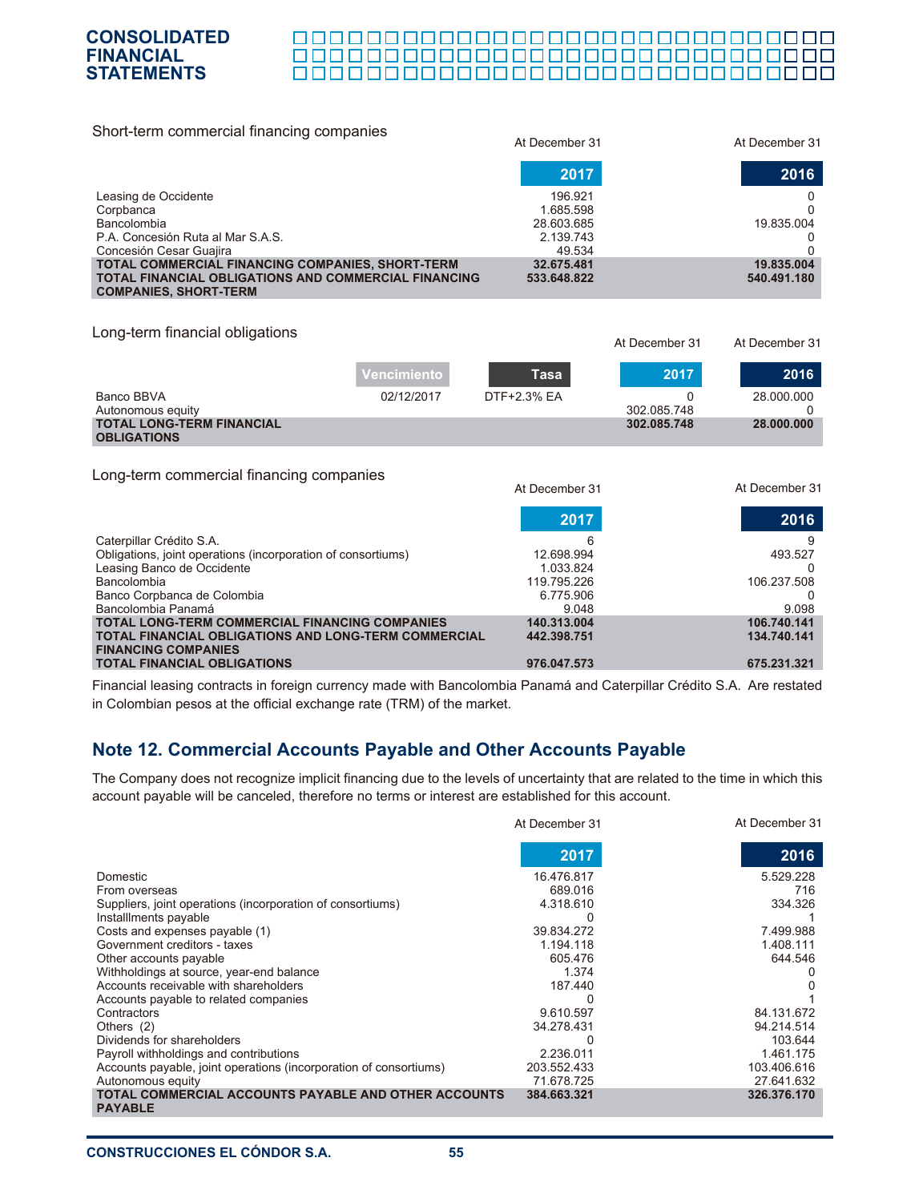### Short-term commercial financing companies

| | At December 31 2017 | At December 31 2016 |
|---|---|---|
| Leasing de Occidente | 196.921 | 0 |
| Corpbanca | 1.685.598 | 0 |
| Bancolombia | 28.603.685 | 19.835.004 |
| P.A. Concesión Ruta al Mar S.A.S. | 2.139.743 | 0 |
| Concesión Cesar Guajira | 49.534 | 0 |
| **TOTAL COMMERCIAL FINANCING COMPANIES, SHORT-TERM** | **32.675.481** | **19.835.004** |
| **TOTAL FINANCIAL OBLIGATIONS AND COMMERCIAL FINANCING COMPANIES, SHORT-TERM** | **533.648.822** | **540.491.180** |

### Long-term financial obligations

| | Vencimiento | Tasa | At December 31 2017 | At December 31 2016 |
|---|---|---|---|---|
| Banco BBVA | 02/12/2017 | DTF+2.3% EA | 0 | 28.000.000 |
| Autonomous equity | | | 302.085.748 | 0 |
| **TOTAL LONG-TERM FINANCIAL OBLIGATIONS** | | | **302.085.748** | **28.000.000** |

### Long-term commercial financing companies

| | At December 31 2017 | At December 31 2016 |
|---|---|---|
| Caterpillar Crédito S.A. | 6 | 9 |
| Obligations, joint operations (incorporation of consortiums) | 12.698.994 | 493.527 |
| Leasing Banco de Occidente | 1.033.824 | 0 |
| Bancolombia | 119.795.226 | 106.237.508 |
| Banco Corpbanca de Colombia | 6.775.906 | 0 |
| Bancolombia Panamá | 9.048 | 9.098 |
| **TOTAL LONG-TERM COMMERCIAL FINANCING COMPANIES** | **140.313.004** | **106.740.141** |
| **TOTAL FINANCIAL OBLIGATIONS AND LONG-TERM COMMERCIAL FINANCING COMPANIES** | **442.398.751** | **134.740.141** |
| **TOTAL FINANCIAL OBLIGATIONS** | **976.047.573** | **675.231.321** |

Financial leasing contracts in foreign currency made with Bancolombia Panamá and Caterpillar Crédito S.A. Are restated in Colombian pesos at the official exchange rate (TRM) of the market.

## Note 12. Commercial Accounts Payable and Other Accounts Payable

The Company does not recognize implicit financing due to the levels of uncertainty that are related to the time in which this account payable will be canceled, therefore no terms or interest are established for this account.

| | At December 31 2017 | At December 31 2016 |
|---|---|---|
| Domestic | 16.476.817 | 5.529.228 |
| From overseas | 689.016 | 716 |
| Suppliers, joint operations (incorporation of consortiums) | 4.318.610 | 334.326 |
| Installlments payable | 0 | 1 |
| Costs and expenses payable (1) | 39.834.272 | 7.499.988 |
| Government creditors - taxes | 1.194.118 | 1.408.111 |
| Other accounts payable | 605.476 | 644.546 |
| Withholdings at source, year-end balance | 1.374 | 0 |
| Accounts receivable with shareholders | 187.440 | 0 |
| Accounts payable to related companies | 0 | 1 |
| Contractors | 9.610.597 | 84.131.672 |
| Others (2) | 34.278.431 | 94.214.514 |
| Dividends for shareholders | 0 | 103.644 |
| Payroll withholdings and contributions | 2.236.011 | 1.461.175 |
| Accounts payable, joint operations (incorporation of consortiums) | 203.552.433 | 103.406.616 |
| Autonomous equity | 71.678.725 | 27.641.632 |
| **TOTAL COMMERCIAL ACCOUNTS PAYABLE AND OTHER ACCOUNTS PAYABLE** | **384.663.321** | **326.376.170** |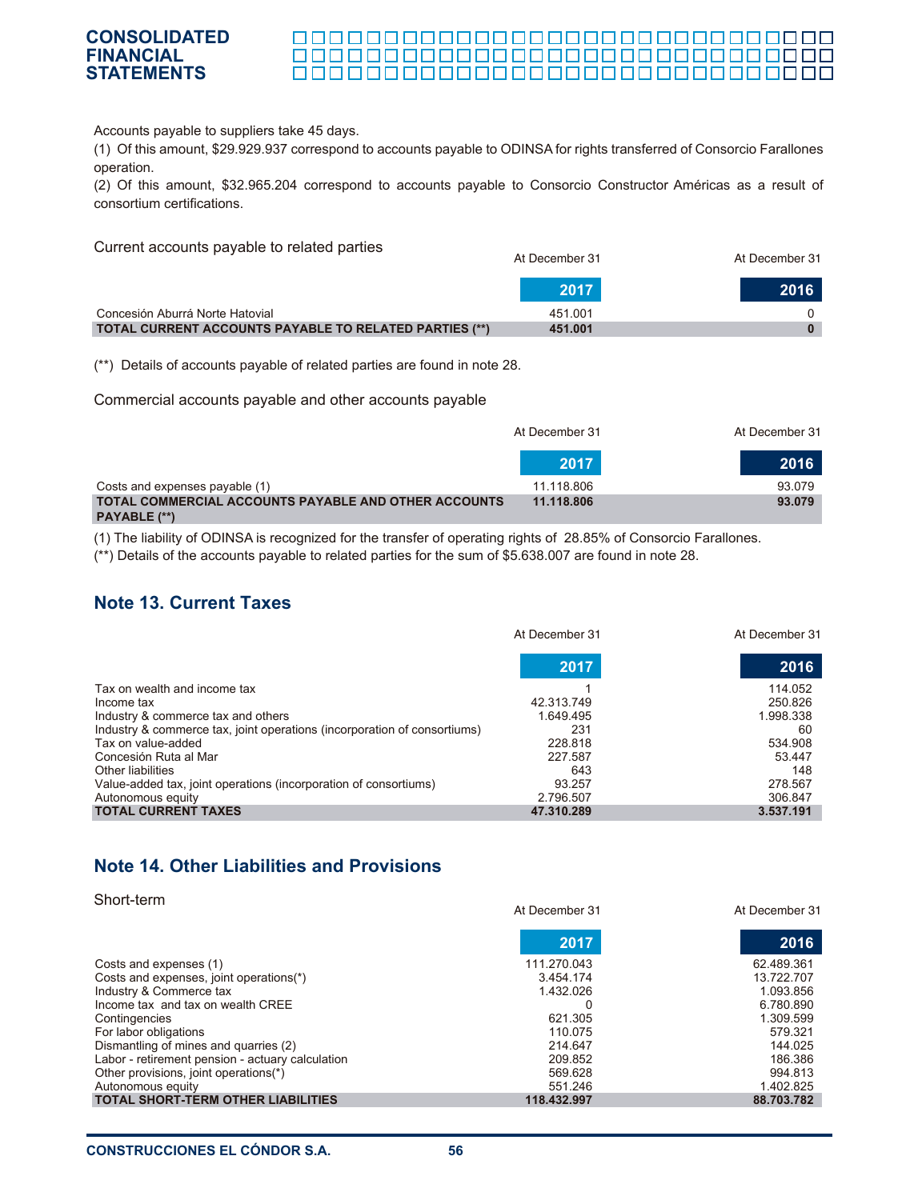Accounts payable to suppliers take 45 days.

(1) Of this amount, $29.929.937 correspond to accounts payable to ODINSA for rights transferred of Consorcio Farallones operation.

(2) Of this amount, $32.965.204 correspond to accounts payable to Consorcio Constructor Américas as a result of consortium certifications.

Current accounts payable to related parties

| | At December 31 2017 | At December 31 2016 |
|---|---|---|
| Concesión Aburrá Norte Hatovial | 451.001 | 0 |
| **TOTAL CURRENT ACCOUNTS PAYABLE TO RELATED PARTIES (**)** | **451.001** | **0** |

(**) Details of accounts payable of related parties are found in note 28.

Commercial accounts payable and other accounts payable

| | At December 31 2017 | At December 31 2016 |
|---|---|---|
| Costs and expenses payable (1) | 11.118.806 | 93.079 |
| **TOTAL COMMERCIAL ACCOUNTS PAYABLE AND OTHER ACCOUNTS PAYABLE (**)** | **11.118.806** | **93.079** |

(1) The liability of ODINSA is recognized for the transfer of operating rights of 28.85% of Consorcio Farallones.

(**) Details of the accounts payable to related parties for the sum of $5.638.007 are found in note 28.

## Note 13. Current Taxes

| | At December 31 2017 | At December 31 2016 |
|---|---|---|
| Tax on wealth and income tax | 1 | 114.052 |
| Income tax | 42.313.749 | 250.826 |
| Industry & commerce tax and others | 1.649.495 | 1.998.338 |
| Industry & commerce tax, joint operations (incorporation of consortiums) | 231 | 60 |
| Tax on value-added | 228.818 | 534.908 |
| Concesión Ruta al Mar | 227.587 | 53.447 |
| Other liabilities | 643 | 148 |
| Value-added tax, joint operations (incorporation of consortiums) | 93.257 | 278.567 |
| Autonomous equity | 2.796.507 | 306.847 |
| **TOTAL CURRENT TAXES** | **47.310.289** | **3.537.191** |

## Note 14. Other Liabilities and Provisions

Short-term

| | At December 31 2017 | At December 31 2016 |
|---|---|---|
| Costs and expenses (1) | 111.270.043 | 62.489.361 |
| Costs and expenses, joint operations(*) | 3.454.174 | 13.722.707 |
| Industry & Commerce tax | 1.432.026 | 1.093.856 |
| Income tax and tax on wealth CREE | 0 | 6.780.890 |
| Contingencies | 621.305 | 1.309.599 |
| For labor obligations | 110.075 | 579.321 |
| Dismantling of mines and quarries (2) | 214.647 | 144.025 |
| Labor - retirement pension - actuary calculation | 209.852 | 186.386 |
| Other provisions, joint operations(*) | 569.628 | 994.813 |
| Autonomous equity | 551.246 | 1.402.825 |
| **TOTAL SHORT-TERM OTHER LIABILITIES** | **118.432.997** | **88.703.782** |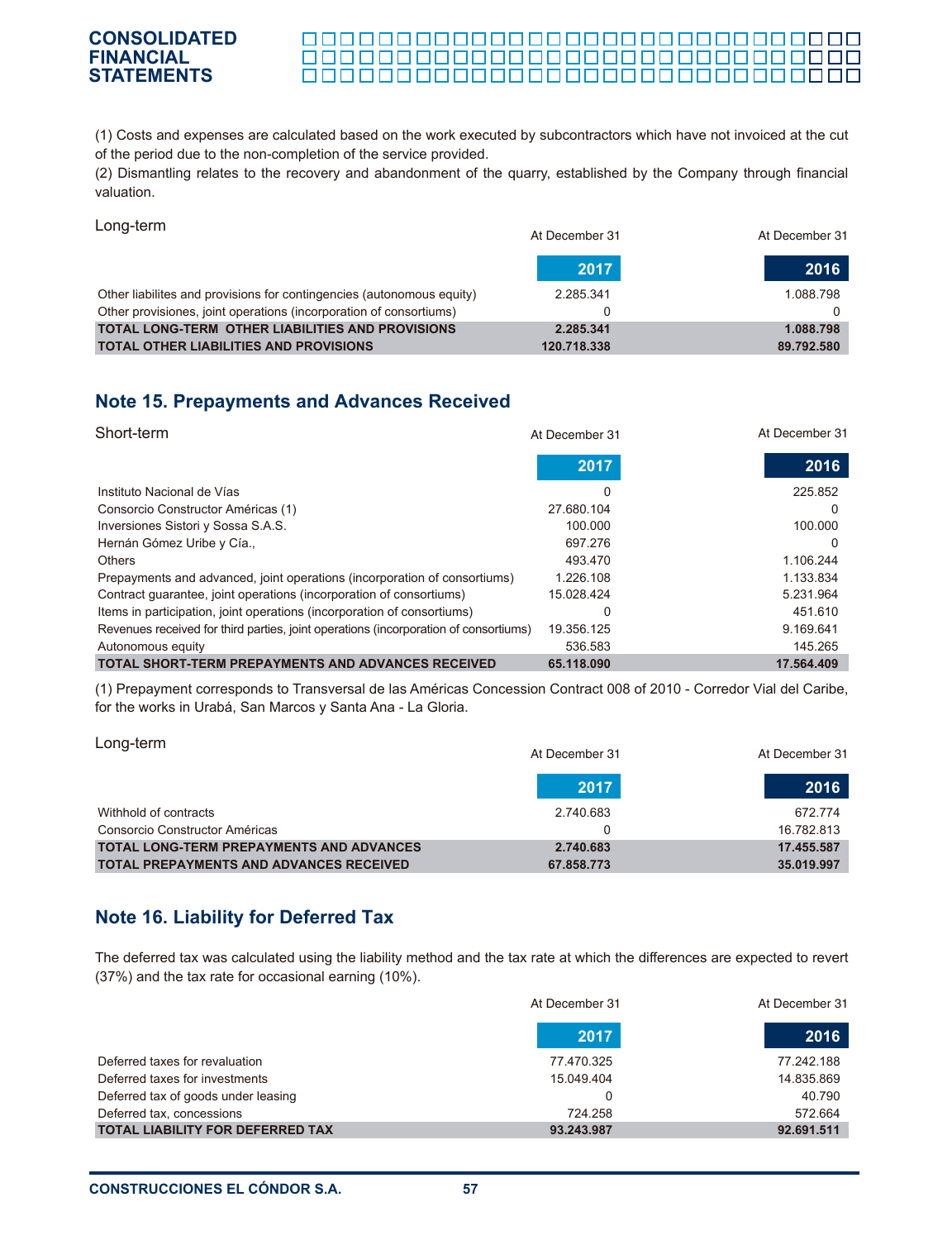(1) Costs and expenses are calculated based on the work executed by subcontractors which have not invoiced at the cut of the period due to the non-completion of the service provided.
(2) Dismantling relates to the recovery and abandonment of the quarry, established by the Company through financial valuation.

Long-term

| | At December 31 2017 | At December 31 2016 |
|---|---|---|
| Other liabilites and provisions for contingencies (autonomous equity) | 2.285.341 | 1.088.798 |
| Other provisiones, joint operations (incorporation of consortiums) | 0 | 0 |
| **TOTAL LONG-TERM OTHER LIABILITIES AND PROVISIONS** | **2.285.341** | **1.088.798** |
| **TOTAL OTHER LIABILITIES AND PROVISIONS** | **120.718.338** | **89.792.580** |

## Note 15. Prepayments and Advances Received

Short-term

| | At December 31 2017 | At December 31 2016 |
|---|---|---|
| Instituto Nacional de Vías | 0 | 225.852 |
| Consorcio Constructor Américas (1) | 27.680.104 | 0 |
| Inversiones Sistori y Sossa S.A.S. | 100.000 | 100.000 |
| Hernán Gómez Uribe y Cía., | 697.276 | 0 |
| Others | 493.470 | 1.106.244 |
| Prepayments and advanced, joint operations (incorporation of consortiums) | 1.226.108 | 1.133.834 |
| Contract guarantee, joint operations (incorporation of consortiums) | 15.028.424 | 5.231.964 |
| Items in participation, joint operations (incorporation of consortiums) | 0 | 451.610 |
| Revenues received for third parties, joint operations (incorporation of consortiums) | 19.356.125 | 9.169.641 |
| Autonomous equity | 536.583 | 145.265 |
| **TOTAL SHORT-TERM PREPAYMENTS AND ADVANCES RECEIVED** | **65.118.090** | **17.564.409** |

(1) Prepayment corresponds to Transversal de las Américas Concession Contract 008 of 2010 - Corredor Vial del Caribe, for the works in Urabá, San Marcos y Santa Ana - La Gloria.

Long-term

| | At December 31 2017 | At December 31 2016 |
|---|---|---|
| Withhold of contracts | 2.740.683 | 672.774 |
| Consorcio Constructor Américas | 0 | 16.782.813 |
| **TOTAL LONG-TERM PREPAYMENTS AND ADVANCES** | **2.740.683** | **17.455.587** |
| **TOTAL PREPAYMENTS AND ADVANCES RECEIVED** | **67.858.773** | **35.019.997** |

## Note 16. Liability for Deferred Tax

The deferred tax was calculated using the liability method and the tax rate at which the differences are expected to revert (37%) and the tax rate for occasional earning (10%).

| | At December 31 2017 | At December 31 2016 |
|---|---|---|
| Deferred taxes for revaluation | 77.470.325 | 77.242.188 |
| Deferred taxes for investments | 15.049.404 | 14.835.869 |
| Deferred tax of goods under leasing | 0 | 40.790 |
| Deferred tax, concessions | 724.258 | 572.664 |
| **TOTAL LIABILITY FOR DEFERRED TAX** | **93.243.987** | **92.691.511** |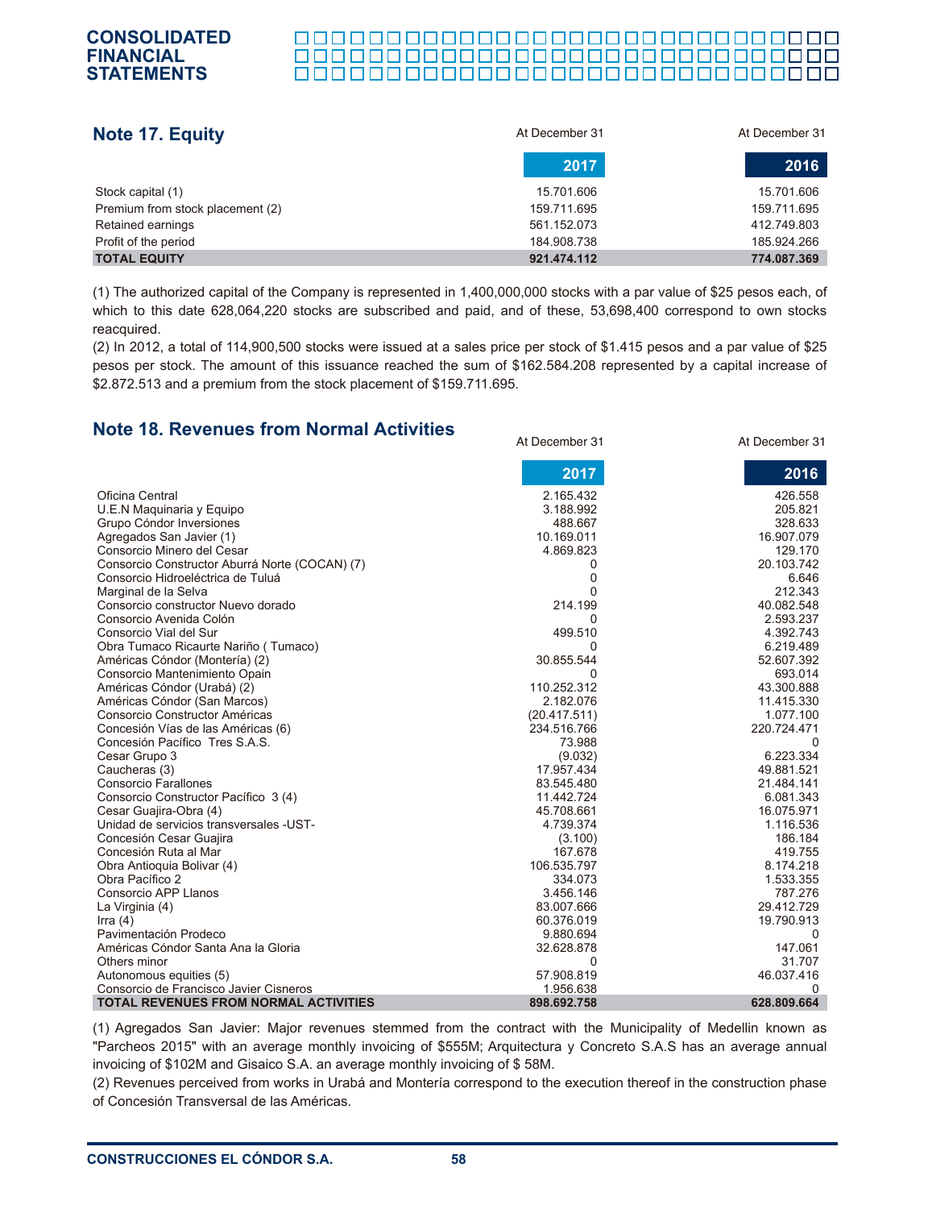## Note 17. Equity

| | At December 31 2017 | At December 31 2016 |
|---|---|---|
| Stock capital (1) | 15.701.606 | 15.701.606 |
| Premium from stock placement (2) | 159.711.695 | 159.711.695 |
| Retained earnings | 561.152.073 | 412.749.803 |
| Profit of the period | 184.908.738 | 185.924.266 |
| **TOTAL EQUITY** | **921.474.112** | **774.087.369** |

(1) The authorized capital of the Company is represented in 1,400,000,000 stocks with a par value of $25 pesos each, of which to this date 628,064,220 stocks are subscribed and paid, and of these, 53,698,400 correspond to own stocks reacquired.

(2) In 2012, a total of 114,900,500 stocks were issued at a sales price per stock of $1.415 pesos and a par value of $25 pesos per stock. The amount of this issuance reached the sum of $162.584.208 represented by a capital increase of $2.872.513 and a premium from the stock placement of $159.711.695.

## Note 18. Revenues from Normal Activities

| | At December 31 2017 | At December 31 2016 |
|---|---|---|
| Oficina Central | 2.165.432 | 426.558 |
| U.E.N Maquinaria y Equipo | 3.188.992 | 205.821 |
| Grupo Cóndor Inversiones | 488.667 | 328.633 |
| Agregados San Javier (1) | 10.169.011 | 16.907.079 |
| Consorcio Minero del Cesar | 4.869.823 | 129.170 |
| Consorcio Constructor Aburrá Norte (COCAN) (7) | 0 | 20.103.742 |
| Consorcio Hidroeléctrica de Tuluá | 0 | 6.646 |
| Marginal de la Selva | 0 | 212.343 |
| Consorcio constructor Nuevo dorado | 214.199 | 40.082.548 |
| Consorcio Avenida Colón | 0 | 2.593.237 |
| Consorcio Vial del Sur | 499.510 | 4.392.743 |
| Obra Tumaco Ricaurte Nariño ( Tumaco) | 0 | 6.219.489 |
| Américas Cóndor (Montería) (2) | 30.855.544 | 52.607.392 |
| Consorcio Mantenimiento Opain | 0 | 693.014 |
| Américas Cóndor (Urabá) (2) | 110.252.312 | 43.300.888 |
| Américas Cóndor (San Marcos) | 2.182.076 | 11.415.330 |
| Consorcio Constructor Américas | (20.417.511) | 1.077.100 |
| Concesión Vías de las Américas (6) | 234.516.766 | 220.724.471 |
| Concesión Pacífico Tres S.A.S. | 73.988 | 0 |
| Cesar Grupo 3 | (9.032) | 6.223.334 |
| Caucheras (3) | 17.957.434 | 49.881.521 |
| Consorcio Farallones | 83.545.480 | 21.484.141 |
| Consorcio Constructor Pacífico 3 (4) | 11.442.724 | 6.081.343 |
| Cesar Guajira-Obra (4) | 45.708.661 | 16.075.971 |
| Unidad de servicios transversales -UST- | 4.739.374 | 1.116.536 |
| Concesión Cesar Guajira | (3.100) | 186.184 |
| Concesión Ruta al Mar | 167.678 | 419.755 |
| Obra Antioquia Bolivar (4) | 106.535.797 | 8.174.218 |
| Obra Pacífico 2 | 334.073 | 1.533.355 |
| Consorcio APP Llanos | 3.456.146 | 787.276 |
| La Virginia (4) | 83.007.666 | 29.412.729 |
| Irra (4) | 60.376.019 | 19.790.913 |
| Pavimentación Prodeco | 9.880.694 | 0 |
| Américas Cóndor Santa Ana la Gloria | 32.628.878 | 147.061 |
| Others minor | 0 | 31.707 |
| Autonomous equities (5) | 57.908.819 | 46.037.416 |
| Consorcio de Francisco Javier Cisneros | 1.956.638 | 0 |
| **TOTAL REVENUES FROM NORMAL ACTIVITIES** | **898.692.758** | **628.809.664** |

(1) Agregados San Javier: Major revenues stemmed from the contract with the Municipality of Medellin known as "Parcheos 2015" with an average monthly invoicing of $555M; Arquitectura y Concreto S.A.S has an average annual invoicing of $102M and Gisaico S.A. an average monthly invoicing of $ 58M.

(2) Revenues perceived from works in Urabá and Montería correspond to the execution thereof in the construction phase of Concesión Transversal de las Américas.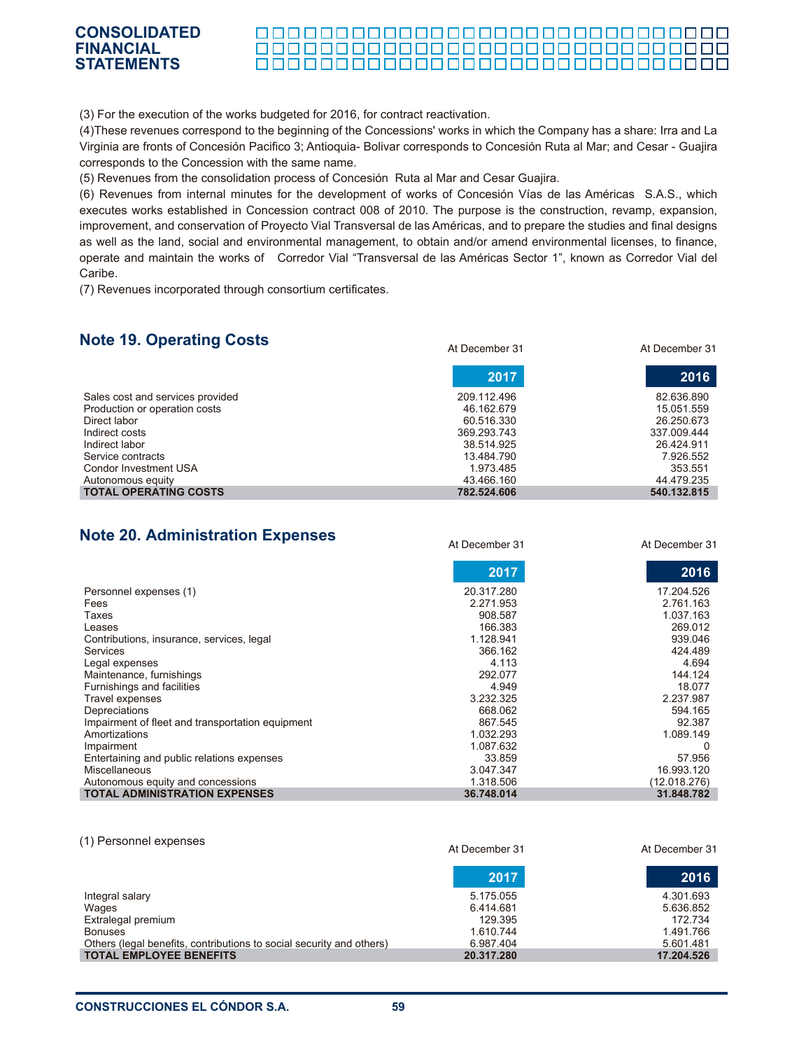(3) For the execution of the works budgeted for 2016, for contract reactivation.

(4)These revenues correspond to the beginning of the Concessions' works in which the Company has a share: Irra and La Virginia are fronts of Concesión Pacifico 3; Antioquia- Bolivar corresponds to Concesión Ruta al Mar; and Cesar - Guajira corresponds to the Concession with the same name.

(5) Revenues from the consolidation process of Concesión Ruta al Mar and Cesar Guajira.

(6) Revenues from internal minutes for the development of works of Concesión Vías de las Américas S.A.S., which executes works established in Concession contract 008 of 2010. The purpose is the construction, revamp, expansion, improvement, and conservation of Proyecto Vial Transversal de las Américas, and to prepare the studies and final designs as well as the land, social and environmental management, to obtain and/or amend environmental licenses, to finance, operate and maintain the works of Corredor Vial "Transversal de las Américas Sector 1", known as Corredor Vial del Caribe.

(7) Revenues incorporated through consortium certificates.

## Note 19. Operating Costs

| | At December 31 2017 | At December 31 2016 |
|---|---|---|
| Sales cost and services provided | 209.112.496 | 82.636.890 |
| Production or operation costs | 46.162.679 | 15.051.559 |
| Direct labor | 60.516.330 | 26.250.673 |
| Indirect costs | 369.293.743 | 337.009.444 |
| Indirect labor | 38.514.925 | 26.424.911 |
| Service contracts | 13.484.790 | 7.926.552 |
| Condor Investment USA | 1.973.485 | 353.551 |
| Autonomous equity | 43.466.160 | 44.479.235 |
| **TOTAL OPERATING COSTS** | **782.524.606** | **540.132.815** |

## Note 20. Administration Expenses

| | At December 31 2017 | At December 31 2016 |
|---|---|---|
| Personnel expenses (1) | 20.317.280 | 17.204.526 |
| Fees | 2.271.953 | 2.761.163 |
| Taxes | 908.587 | 1.037.163 |
| Leases | 166.383 | 269.012 |
| Contributions, insurance, services, legal | 1.128.941 | 939.046 |
| Services | 366.162 | 424.489 |
| Legal expenses | 4.113 | 4.694 |
| Maintenance, furnishings | 292.077 | 144.124 |
| Furnishings and facilities | 4.949 | 18.077 |
| Travel expenses | 3.232.325 | 2.237.987 |
| Depreciations | 668.062 | 594.165 |
| Impairment of fleet and transportation equipment | 867.545 | 92.387 |
| Amortizations | 1.032.293 | 1.089.149 |
| Impairment | 1.087.632 | 0 |
| Entertaining and public relations expenses | 33.859 | 57.956 |
| Miscellaneous | 3.047.347 | 16.993.120 |
| Autonomous equity and concessions | 1.318.506 | (12.018.276) |
| **TOTAL ADMINISTRATION EXPENSES** | **36.748.014** | **31.848.782** |

(1) Personnel expenses

| | At December 31 2017 | At December 31 2016 |
|---|---|---|
| Integral salary | 5.175.055 | 4.301.693 |
| Wages | 6.414.681 | 5.636.852 |
| Extralegal premium | 129.395 | 172.734 |
| Bonuses | 1.610.744 | 1.491.766 |
| Others (legal benefits, contributions to social security and others) | 6.987.404 | 5.601.481 |
| **TOTAL EMPLOYEE BENEFITS** | **20.317.280** | **17.204.526** |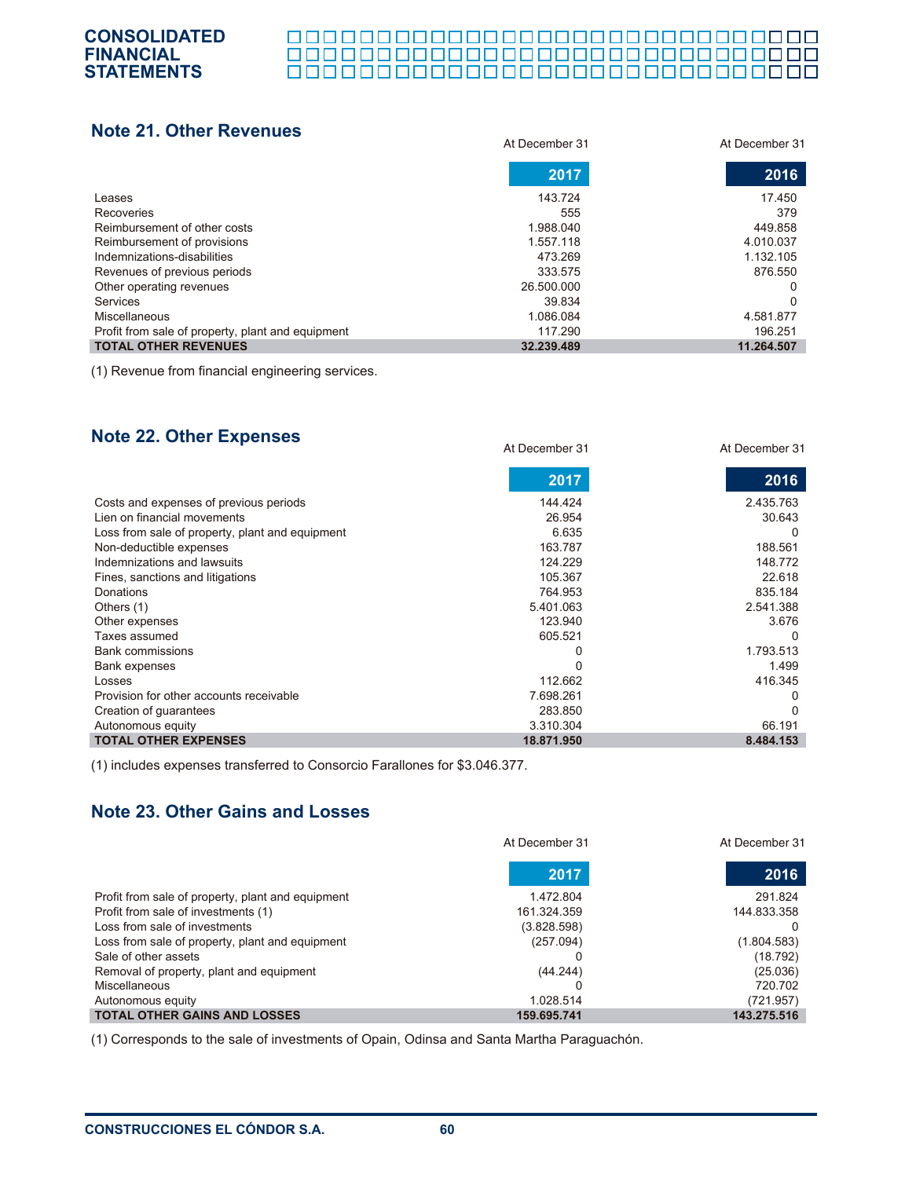## Note 21. Other Revenues

| | At December 31 2017 | At December 31 2016 |
|---|---|---|
| Leases | 143.724 | 17.450 |
| Recoveries | 555 | 379 |
| Reimbursement of other costs | 1.988.040 | 449.858 |
| Reimbursement of provisions | 1.557.118 | 4.010.037 |
| Indemnizations-disabilities | 473.269 | 1.132.105 |
| Revenues of previous periods | 333.575 | 876.550 |
| Other operating revenues | 26.500.000 | 0 |
| Services | 39.834 | 0 |
| Miscellaneous | 1.086.084 | 4.581.877 |
| Profit from sale of property, plant and equipment | 117.290 | 196.251 |
| **TOTAL OTHER REVENUES** | **32.239.489** | **11.264.507** |

(1) Revenue from financial engineering services.

## Note 22. Other Expenses

| | At December 31 2017 | At December 31 2016 |
|---|---|---|
| Costs and expenses of previous periods | 144.424 | 2.435.763 |
| Lien on financial movements | 26.954 | 30.643 |
| Loss from sale of property, plant and equipment | 6.635 | 0 |
| Non-deductible expenses | 163.787 | 188.561 |
| Indemnizations and lawsuits | 124.229 | 148.772 |
| Fines, sanctions and litigations | 105.367 | 22.618 |
| Donations | 764.953 | 835.184 |
| Others (1) | 5.401.063 | 2.541.388 |
| Other expenses | 123.940 | 3.676 |
| Taxes assumed | 605.521 | 0 |
| Bank commissions | 0 | 1.793.513 |
| Bank expenses | 0 | 1.499 |
| Losses | 112.662 | 416.345 |
| Provision for other accounts receivable | 7.698.261 | 0 |
| Creation of guarantees | 283.850 | 0 |
| Autonomous equity | 3.310.304 | 66.191 |
| **TOTAL OTHER EXPENSES** | **18.871.950** | **8.484.153** |

(1) includes expenses transferred to Consorcio Farallones for $3.046.377.

## Note 23. Other Gains and Losses

| | At December 31 2017 | At December 31 2016 |
|---|---|---|
| Profit from sale of property, plant and equipment | 1.472.804 | 291.824 |
| Profit from sale of investments (1) | 161.324.359 | 144.833.358 |
| Loss from sale of investments | (3.828.598) | 0 |
| Loss from sale of property, plant and equipment | (257.094) | (1.804.583) |
| Sale of other assets | 0 | (18.792) |
| Removal of property, plant and equipment | (44.244) | (25.036) |
| Miscellaneous | 0 | 720.702 |
| Autonomous equity | 1.028.514 | (721.957) |
| **TOTAL OTHER GAINS AND LOSSES** | **159.695.741** | **143.275.516** |

(1) Corresponds to the sale of investments of Opain, Odinsa and Santa Martha Paraguachón.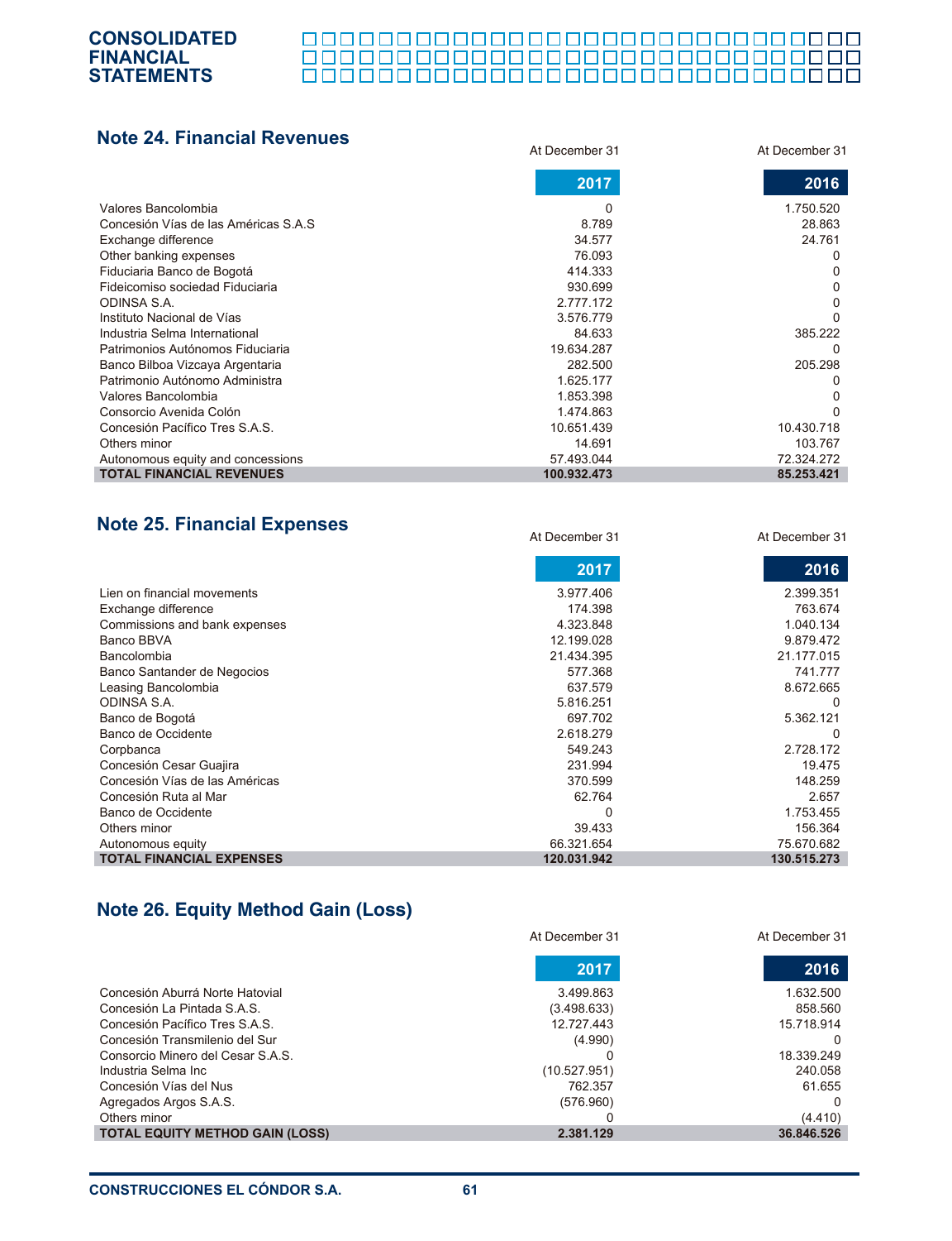## Note 24. Financial Revenues

| | At December 31 2017 | At December 31 2016 |
|---|---|---|
| Valores Bancolombia | 0 | 1.750.520 |
| Concesión Vías de las Américas S.A.S | 8.789 | 28.863 |
| Exchange difference | 34.577 | 24.761 |
| Other banking expenses | 76.093 | 0 |
| Fiduciaria Banco de Bogotá | 414.333 | 0 |
| Fideicomiso sociedad Fiduciaria | 930.699 | 0 |
| ODINSA S.A. | 2.777.172 | 0 |
| Instituto Nacional de Vías | 3.576.779 | 0 |
| Industria Selma International | 84.633 | 385.222 |
| Patrimonios Autónomos Fiduciaria | 19.634.287 | 0 |
| Banco Bilboa Vizcaya Argentaria | 282.500 | 205.298 |
| Patrimonio Autónomo Administra | 1.625.177 | 0 |
| Valores Bancolombia | 1.853.398 | 0 |
| Consorcio Avenida Colón | 1.474.863 | 0 |
| Concesión Pacífico Tres S.A.S. | 10.651.439 | 10.430.718 |
| Others minor | 14.691 | 103.767 |
| Autonomous equity and concessions | 57.493.044 | 72.324.272 |
| **TOTAL FINANCIAL REVENUES** | **100.932.473** | **85.253.421** |

## Note 25. Financial Expenses

| | At December 31 2017 | At December 31 2016 |
|---|---|---|
| Lien on financial movements | 3.977.406 | 2.399.351 |
| Exchange difference | 174.398 | 763.674 |
| Commissions and bank expenses | 4.323.848 | 1.040.134 |
| Banco BBVA | 12.199.028 | 9.879.472 |
| Bancolombia | 21.434.395 | 21.177.015 |
| Banco Santander de Negocios | 577.368 | 741.777 |
| Leasing Bancolombia | 637.579 | 8.672.665 |
| ODINSA S.A. | 5.816.251 | 0 |
| Banco de Bogotá | 697.702 | 5.362.121 |
| Banco de Occidente | 2.618.279 | 0 |
| Corpbanca | 549.243 | 2.728.172 |
| Concesión Cesar Guajira | 231.994 | 19.475 |
| Concesión Vías de las Américas | 370.599 | 148.259 |
| Concesión Ruta al Mar | 62.764 | 2.657 |
| Banco de Occidente | 0 | 1.753.455 |
| Others minor | 39.433 | 156.364 |
| Autonomous equity | 66.321.654 | 75.670.682 |
| **TOTAL FINANCIAL EXPENSES** | **120.031.942** | **130.515.273** |

## Note 26. Equity Method Gain (Loss)

| | At December 31 2017 | At December 31 2016 |
|---|---|---|
| Concesión Aburrá Norte Hatovial | 3.499.863 | 1.632.500 |
| Concesión La Pintada S.A.S. | (3.498.633) | 858.560 |
| Concesión Pacífico Tres S.A.S. | 12.727.443 | 15.718.914 |
| Concesión Transmilenio del Sur | (4.990) | 0 |
| Consorcio Minero del Cesar S.A.S. | 0 | 18.339.249 |
| Industria Selma Inc | (10.527.951) | 240.058 |
| Concesión Vías del Nus | 762.357 | 61.655 |
| Agregados Argos S.A.S. | (576.960) | 0 |
| Others minor | 0 | (4.410) |
| **TOTAL EQUITY METHOD GAIN (LOSS)** | **2.381.129** | **36.846.526** |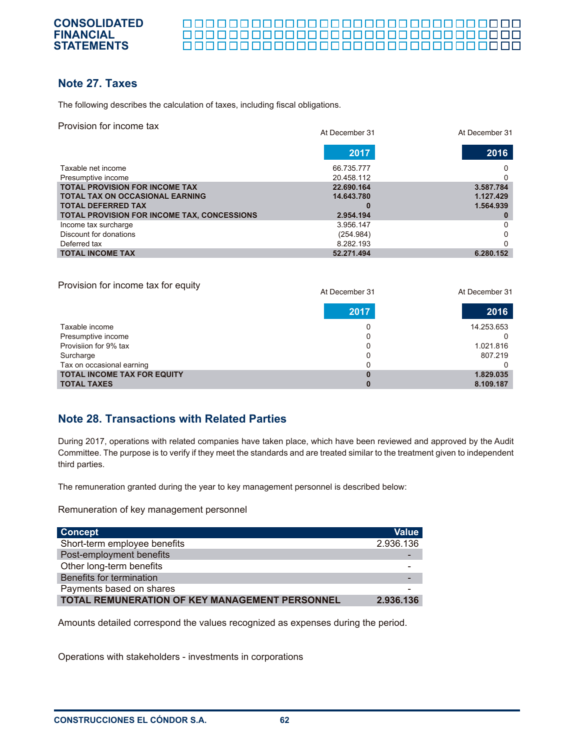## Note 27. Taxes

The following describes the calculation of taxes, including fiscal obligations.

Provision for income tax

| | At December 31 2017 | At December 31 2016 |
|---|---|---|
| Taxable net income | 66.735.777 | 0 |
| Presumptive income | 20.458.112 | 0 |
| **TOTAL PROVISION FOR INCOME TAX** | **22.690.164** | **3.587.784** |
| **TOTAL TAX ON OCCASIONAL EARNING** | **14.643.780** | **1.127.429** |
| **TOTAL DEFERRED TAX** | **0** | **1.564.939** |
| **TOTAL PROVISION FOR INCOME TAX, CONCESSIONS** | **2.954.194** | **0** |
| Income tax surcharge | 3.956.147 | 0 |
| Discount for donations | (254.984) | 0 |
| Deferred tax | 8.282.193 | 0 |
| **TOTAL INCOME TAX** | **52.271.494** | **6.280.152** |

Provision for income tax for equity

| | At December 31 2017 | At December 31 2016 |
|---|---|---|
| Taxable income | 0 | 14.253.653 |
| Presumptive income | 0 | 0 |
| Provisiion for 9% tax | 0 | 1.021.816 |
| Surcharge | 0 | 807.219 |
| Tax on occasional earning | 0 | 0 |
| **TOTAL INCOME TAX FOR EQUITY** | **0** | **1.829.035** |
| **TOTAL TAXES** | **0** | **8.109.187** |

## Note 28. Transactions with Related Parties

During 2017, operations with related companies have taken place, which have been reviewed and approved by the Audit Committee. The purpose is to verify if they meet the standards and are treated similar to the treatment given to independent third parties.

The remuneration granted during the year to key management personnel is described below:

Remuneration of key management personnel

| Concept | Value |
|---|---|
| Short-term employee benefits | 2.936.136 |
| Post-employment benefits | - |
| Other long-term benefits | - |
| Benefits for termination | - |
| Payments based on shares | - |
| **TOTAL REMUNERATION OF KEY MANAGEMENT PERSONNEL** | **2.936.136** |

Amounts detailed correspond the values recognized as expenses during the period.

Operations with stakeholders - investments in corporations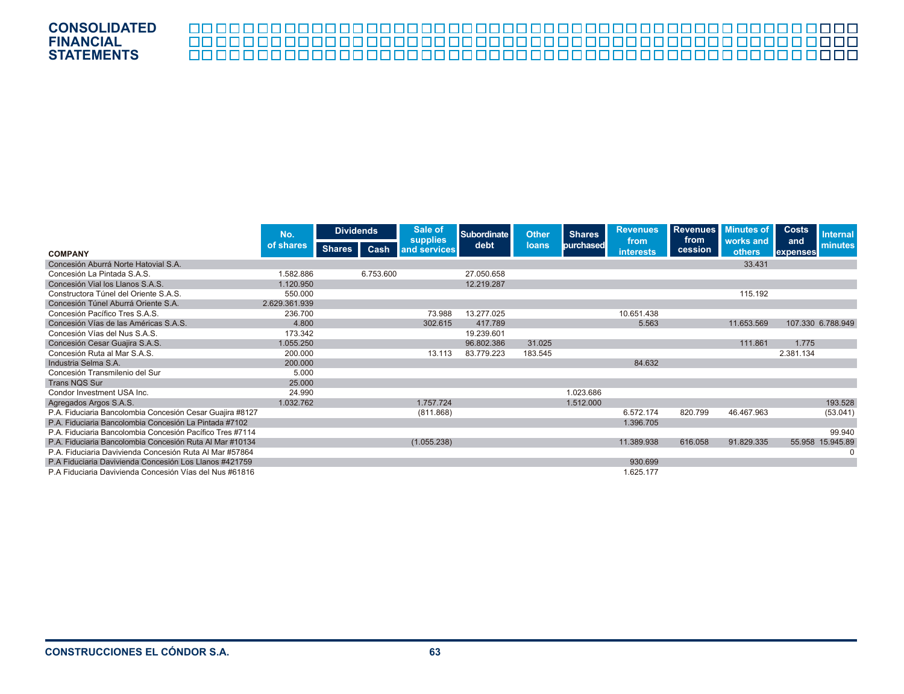| COMPANY | No. of shares | Dividends | | Sale of supplies and services | Subordinate debt | Other loans | Shares purchased | Revenues from interests | Revenues from cession | Minutes of works and others | Costs and expenses | Internal minutes |
|---|---|---|---|---|---|---|---|---|---|---|---|---|
| | | Shares | Cash | | | | | | | | | |
| Concesión Aburrá Norte Hatovial S.A. | | | | | | | | | | 33.431 | | |
| Concesión La Pintada S.A.S. | 1.582.886 | | 6.753.600 | | 27.050.658 | | | | | | | |
| Concesión Vial los Llanos S.A.S. | 1.120.950 | | | | 12.219.287 | | | | | | | |
| Constructora Túnel del Oriente S.A.S. | 550.000 | | | | | | | | | 115.192 | | |
| Concesión Túnel Aburrá Oriente S.A. | 2.629.361.939 | | | | | | | | | | | |
| Concesión Pacífico Tres S.A.S. | 236.700 | | | 73.988 | 13.277.025 | | | 10.651.438 | | | | |
| Concesión Vías de las Américas S.A.S. | 4.800 | | | 302.615 | 417.789 | | | 5.563 | | 11.653.569 | 107.330 | 6.788.949 |
| Concesión Vías del Nus S.A.S. | 173.342 | | | | 19.239.601 | | | | | | | |
| Concesión Cesar Guajira S.A.S. | 1.055.250 | | | | 96.802.386 | 31.025 | | | | 111.861 | 1.775 | |
| Concesión Ruta al Mar S.A.S. | 200.000 | | | 13.113 | 83.779.223 | 183.545 | | | | | 2.381.134 | |
| Industria Selma S.A. | 200.000 | | | | | | | 84.632 | | | | |
| Concesión Transmilenio del Sur | 5.000 | | | | | | | | | | | |
| Trans NQS Sur | 25.000 | | | | | | | | | | | |
| Condor Investment USA Inc. | 24.990 | | | | | | 1.023.686 | | | | | |
| Agregados Argos S.A.S. | 1.032.762 | | | 1.757.724 | | | 1.512.000 | | | | | 193.528 |
| P.A. Fiduciaria Bancolombia Concesión Cesar Guajira #8127 | | | | (811.868) | | | | 6.572.174 | 820.799 | 46.467.963 | | (53.041) |
| P.A. Fiduciaria Bancolombia Concesión La Pintada #7102 | | | | | | | | 1.396.705 | | | | |
| P.A. Fiduciaria Bancolombia Concesión Pacífico Tres #7114 | | | | | | | | | | | | 99.940 |
| P.A. Fiduciaria Bancolombia Concesión Ruta Al Mar #10134 | | | | (1.055.238) | | | | 11.389.938 | 616.058 | 91.829.335 | 55.958 | 15.945.89 |
| P.A. Fiduciaria Davivienda Concesión Ruta Al Mar #57864 | | | | | | | | | | | | 0 |
| P.A Fiduciaria Davivienda Concesión Los Llanos #421759 | | | | | | | | 930.699 | | | | |
| P.A Fiduciaria Davivienda Concesión Vías del Nus #61816 | | | | | | | | 1.625.177 | | | | |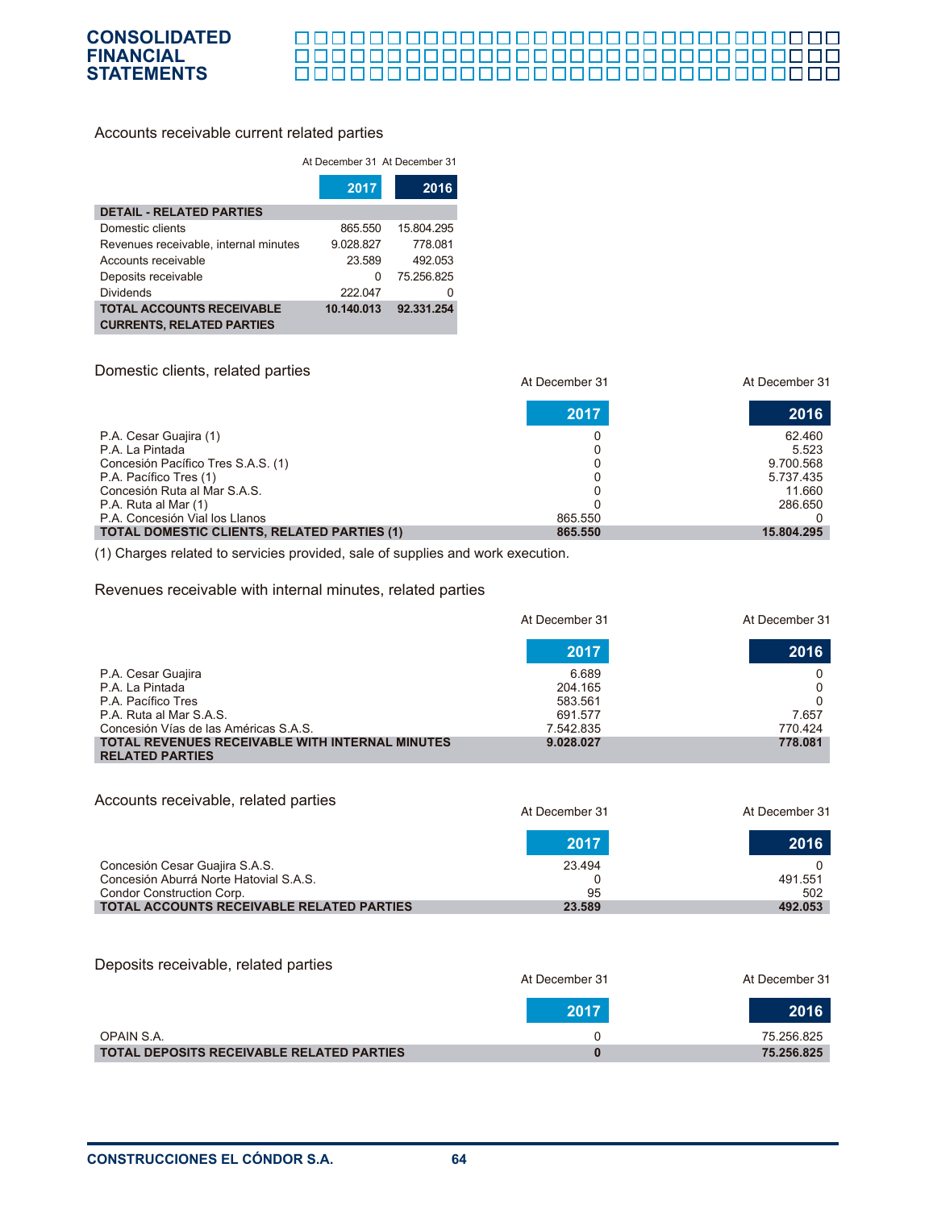### Accounts receivable current related parties

| | At December 31 2017 | At December 31 2016 |
|---|---|---|
| **DETAIL - RELATED PARTIES** | | |
| Domestic clients | 865.550 | 15.804.295 |
| Revenues receivable, internal minutes | 9.028.827 | 778.081 |
| Accounts receivable | 23.589 | 492.053 |
| Deposits receivable | 0 | 75.256.825 |
| Dividends | 222.047 | 0 |
| **TOTAL ACCOUNTS RECEIVABLE CURRENTS, RELATED PARTIES** | **10.140.013** | **92.331.254** |

### Domestic clients, related parties

| | At December 31 2017 | At December 31 2016 |
|---|---|---|
| P.A. Cesar Guajira (1) | 0 | 62.460 |
| P.A. La Pintada | 0 | 5.523 |
| Concesión Pacífico Tres S.A.S. (1) | 0 | 9.700.568 |
| P.A. Pacífico Tres (1) | 0 | 5.737.435 |
| Concesión Ruta al Mar S.A.S. | 0 | 11.660 |
| P.A. Ruta al Mar (1) | 0 | 286.650 |
| P.A. Concesión Vial los Llanos | 865.550 | 0 |
| **TOTAL DOMESTIC CLIENTS, RELATED PARTIES (1)** | **865.550** | **15.804.295** |

(1) Charges related to servicies provided, sale of supplies and work execution.

### Revenues receivable with internal minutes, related parties

| | At December 31 2017 | At December 31 2016 |
|---|---|---|
| P.A. Cesar Guajira | 6.689 | 0 |
| P.A. La Pintada | 204.165 | 0 |
| P.A. Pacífico Tres | 583.561 | 0 |
| P.A. Ruta al Mar S.A.S. | 691.577 | 7.657 |
| Concesión Vías de las Américas S.A.S. | 7.542.835 | 770.424 |
| **TOTAL REVENUES RECEIVABLE WITH INTERNAL MINUTES RELATED PARTIES** | **9.028.027** | **778.081** |

### Accounts receivable, related parties

| | At December 31 2017 | At December 31 2016 |
|---|---|---|
| Concesión Cesar Guajira S.A.S. | 23.494 | 0 |
| Concesión Aburrá Norte Hatovial S.A.S. | 0 | 491.551 |
| Condor Construction Corp. | 95 | 502 |
| **TOTAL ACCOUNTS RECEIVABLE RELATED PARTIES** | **23.589** | **492.053** |

### Deposits receivable, related parties

| | At December 31 2017 | At December 31 2016 |
|---|---|---|
| OPAIN S.A. | 0 | 75.256.825 |
| **TOTAL DEPOSITS RECEIVABLE RELATED PARTIES** | **0** | **75.256.825** |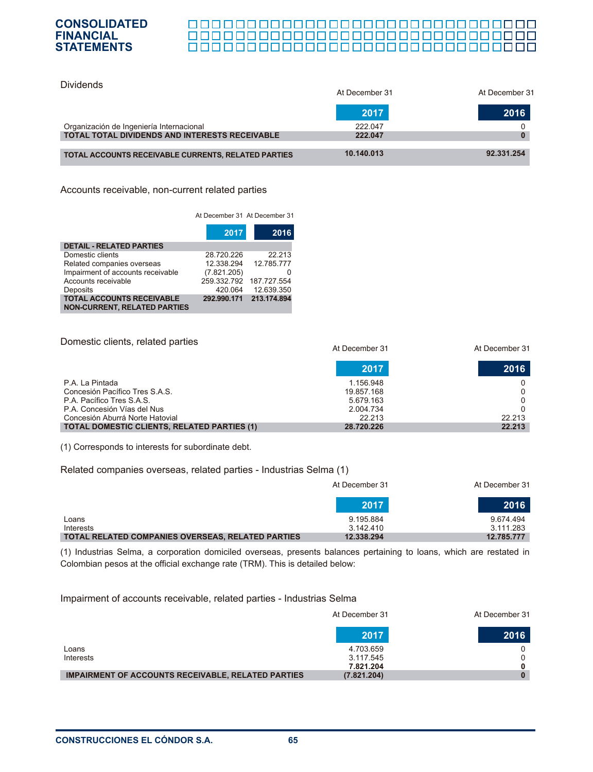Dividends

| | At December 31 2017 | At December 31 2016 |
|---|---|---|
| Organización de Ingeniería Internacional | 222.047 | 0 |
| **TOTAL TOTAL DIVIDENDS AND INTERESTS RECEIVABLE** | **222.047** | **0** |
| **TOTAL ACCOUNTS RECEIVABLE CURRENTS, RELATED PARTIES** | **10.140.013** | **92.331.254** |

Accounts receivable, non-current related parties

| | At December 31 2017 | At December 31 2016 |
|---|---|---|
| **DETAIL - RELATED PARTIES** | | |
| Domestic clients | 28.720.226 | 22.213 |
| Related companies overseas | 12.338.294 | 12.785.777 |
| Impairment of accounts receivable | (7.821.205) | 0 |
| Accounts receivable | 259.332.792 | 187.727.554 |
| Deposits | 420.064 | 12.639.350 |
| **TOTAL ACCOUNTS RECEIVABLE NON-CURRENT, RELATED PARTIES** | **292.990.171** | **213.174.894** |

Domestic clients, related parties

| | At December 31 2017 | At December 31 2016 |
|---|---|---|
| P.A. La Pintada | 1.156.948 | 0 |
| Concesión Pacífico Tres S.A.S. | 19.857.168 | 0 |
| P.A. Pacífico Tres S.A.S. | 5.679.163 | 0 |
| P.A. Concesión Vías del Nus | 2.004.734 | 0 |
| Concesión Aburrá Norte Hatovial | 22.213 | 22.213 |
| **TOTAL DOMESTIC CLIENTS, RELATED PARTIES (1)** | **28.720.226** | **22.213** |

(1) Corresponds to interests for subordinate debt.

Related companies overseas, related parties - Industrias Selma (1)

| | At December 31 2017 | At December 31 2016 |
|---|---|---|
| Loans | 9.195.884 | 9.674.494 |
| Interests | 3.142.410 | 3.111.283 |
| **TOTAL RELATED COMPANIES OVERSEAS, RELATED PARTIES** | **12.338.294** | **12.785.777** |

(1) Industrias Selma, a corporation domiciled overseas, presents balances pertaining to loans, which are restated in Colombian pesos at the official exchange rate (TRM). This is detailed below:

Impairment of accounts receivable, related parties - Industrias Selma

| | At December 31 2017 | At December 31 2016 |
|---|---|---|
| Loans | 4.703.659 | 0 |
| Interests | 3.117.545 | 0 |
| | **7.821.204** | **0** |
| **IMPAIRMENT OF ACCOUNTS RECEIVABLE, RELATED PARTIES** | **(7.821.204)** | **0** |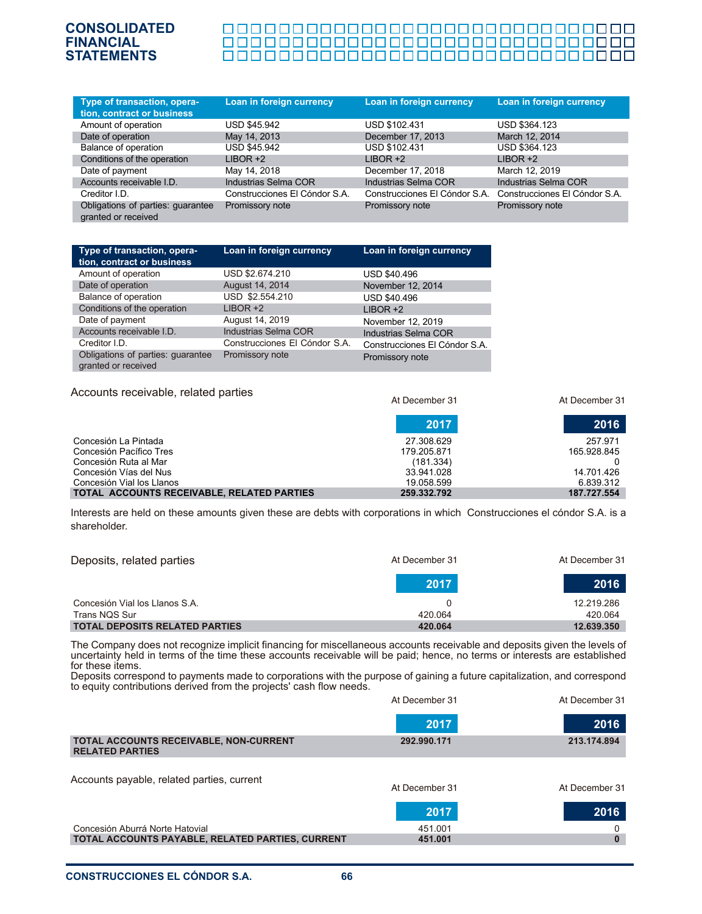| Type of transaction, operation, contract or business | Loan in foreign currency | Loan in foreign currency | Loan in foreign currency |
|---|---|---|---|
| Amount of operation | USD $45.942 | USD $102.431 | USD $364.123 |
| Date of operation | May 14, 2013 | December 17, 2013 | March 12, 2014 |
| Balance of operation | USD $45.942 | USD $102.431 | USD $364.123 |
| Conditions of the operation | LIBOR +2 | LIBOR +2 | LIBOR +2 |
| Date of payment | May 14, 2018 | December 17, 2018 | March 12, 2019 |
| Accounts receivable I.D. | Industrias Selma COR | Industrias Selma COR | Industrias Selma COR |
| Creditor I.D. | Construcciones El Cóndor S.A. | Construcciones El Cóndor S.A. | Construcciones El Cóndor S.A. |
| Obligations of parties: guarantee granted or received | Promissory note | Promissory note | Promissory note |

| Type of transaction, operation, contract or business | Loan in foreign currency | Loan in foreign currency |
|---|---|---|
| Amount of operation | USD $2.674.210 | USD $40.496 |
| Date of operation | August 14, 2014 | November 12, 2014 |
| Balance of operation | USD $2.554.210 | USD $40.496 |
| Conditions of the operation | LIBOR +2 | LIBOR +2 |
| Date of payment | August 14, 2019 | November 12, 2019 |
| Accounts receivable I.D. | Industrias Selma COR | Industrias Selma COR |
| Creditor I.D. | Construcciones El Cóndor S.A. | Construcciones El Cóndor S.A. |
| Obligations of parties: guarantee granted or received | Promissory note | Promissory note |

Accounts receivable, related parties

| | At December 31 2017 | At December 31 2016 |
|---|---|---|
| Concesión La Pintada | 27.308.629 | 257.971 |
| Concesión Pacífico Tres | 179.205.871 | 165.928.845 |
| Concesión Ruta al Mar | (181.334) | 0 |
| Concesión Vías del Nus | 33.941.028 | 14.701.426 |
| Concesión Vial los Llanos | 19.058.599 | 6.839.312 |
| **TOTAL ACCOUNTS RECEIVABLE, RELATED PARTIES** | **259.332.792** | **187.727.554** |

Interests are held on these amounts given these are debts with corporations in which Construcciones el cóndor S.A. is a shareholder.

Deposits, related parties

| | At December 31 2017 | At December 31 2016 |
|---|---|---|
| Concesión Vial los Llanos S.A. | 0 | 12.219.286 |
| Trans NQS Sur | 420.064 | 420.064 |
| **TOTAL DEPOSITS RELATED PARTIES** | **420.064** | **12.639.350** |

The Company does not recognize implicit financing for miscellaneous accounts receivable and deposits given the levels of uncertainty held in terms of the time these accounts receivable will be paid; hence, no terms or interests are established for these items.

Deposits correspond to payments made to corporations with the purpose of gaining a future capitalization, and correspond to equity contributions derived from the projects' cash flow needs.

| | At December 31 2017 | At December 31 2016 |
|---|---|---|
| **TOTAL ACCOUNTS RECEIVABLE, NON-CURRENT RELATED PARTIES** | **292.990.171** | **213.174.894** |

Accounts payable, related parties, current

| | At December 31 2017 | At December 31 2016 |
|---|---|---|
| Concesión Aburrá Norte Hatovial | 451.001 | 0 |
| **TOTAL ACCOUNTS PAYABLE, RELATED PARTIES, CURRENT** | **451.001** | **0** |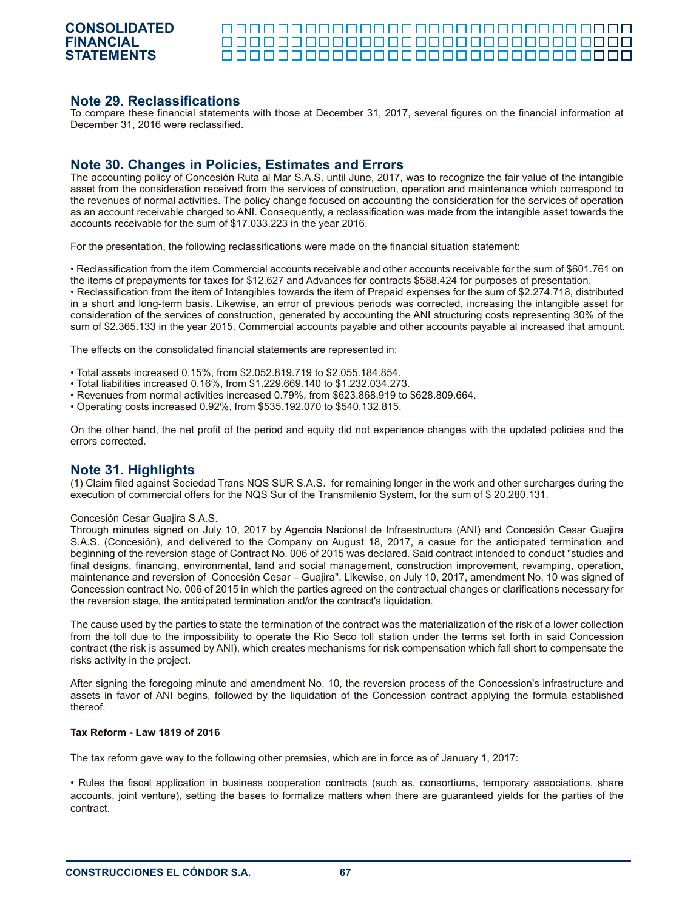## Note 29. Reclassifications

To compare these financial statements with those at December 31, 2017, several figures on the financial information at December 31, 2016 were reclassified.

## Note 30. Changes in Policies, Estimates and Errors

The accounting policy of Concesión Ruta al Mar S.A.S. until June, 2017, was to recognize the fair value of the intangible asset from the consideration received from the services of construction, operation and maintenance which correspond to the revenues of normal activities. The policy change focused on accounting the consideration for the services of operation as an account receivable charged to ANI. Consequently, a reclassification was made from the intangible asset towards the accounts receivable for the sum of $17.033.223 in the year 2016.

For the presentation, the following reclassifications were made on the financial situation statement:

• Reclassification from the item Commercial accounts receivable and other accounts receivable for the sum of $601.761 on the items of prepayments for taxes for $12.627 and Advances for contracts $588.424 for purposes of presentation.
• Reclassification from the item of Intangibles towards the item of Prepaid expenses for the sum of $2.274.718, distributed in a short and long-term basis. Likewise, an error of previous periods was corrected, increasing the intangible asset for consideration of the services of construction, generated by accounting the ANI structuring costs representing 30% of the sum of $2.365.133 in the year 2015. Commercial accounts payable and other accounts payable al increased that amount.

The effects on the consolidated financial statements are represented in:

• Total assets increased 0.15%, from $2.052.819.719 to $2.055.184.854.
• Total liabilities increased 0.16%, from $1.229.669.140 to $1.232.034.273.
• Revenues from normal activities increased 0.79%, from $623.868.919 to $628.809.664.
• Operating costs increased 0.92%, from $535.192.070 to $540.132.815.

On the other hand, the net profit of the period and equity did not experience changes with the updated policies and the errors corrected.

## Note 31. Highlights

(1) Claim filed against Sociedad Trans NQS SUR S.A.S. for remaining longer in the work and other surcharges during the execution of commercial offers for the NQS Sur of the Transmilenio System, for the sum of $ 20.280.131.

Concesión Cesar Guajira S.A.S.

Through minutes signed on July 10, 2017 by Agencia Nacional de Infraestructura (ANI) and Concesión Cesar Guajira S.A.S. (Concesión), and delivered to the Company on August 18, 2017, a casue for the anticipated termination and beginning of the reversion stage of Contract No. 006 of 2015 was declared. Said contract intended to conduct "studies and final designs, financing, environmental, land and social management, construction improvement, revamping, operation, maintenance and reversion of Concesión Cesar – Guajira". Likewise, on July 10, 2017, amendment No. 10 was signed of Concession contract No. 006 of 2015 in which the parties agreed on the contractual changes or clarifications necessary for the reversion stage, the anticipated termination and/or the contract's liquidation.

The cause used by the parties to state the termination of the contract was the materialization of the risk of a lower collection from the toll due to the impossibility to operate the Rio Seco toll station under the terms set forth in said Concession contract (the risk is assumed by ANI), which creates mechanisms for risk compensation which fall short to compensate the risks activity in the project.

After signing the foregoing minute and amendment No. 10, the reversion process of the Concession's infrastructure and assets in favor of ANI begins, followed by the liquidation of the Concession contract applying the formula established thereof.

**Tax Reform - Law 1819 of 2016**

The tax reform gave way to the following other premsies, which are in force as of January 1, 2017:

• Rules the fiscal application in business cooperation contracts (such as, consortiums, temporary associations, share accounts, joint venture), setting the bases to formalize matters when there are guaranteed yields for the parties of the contract.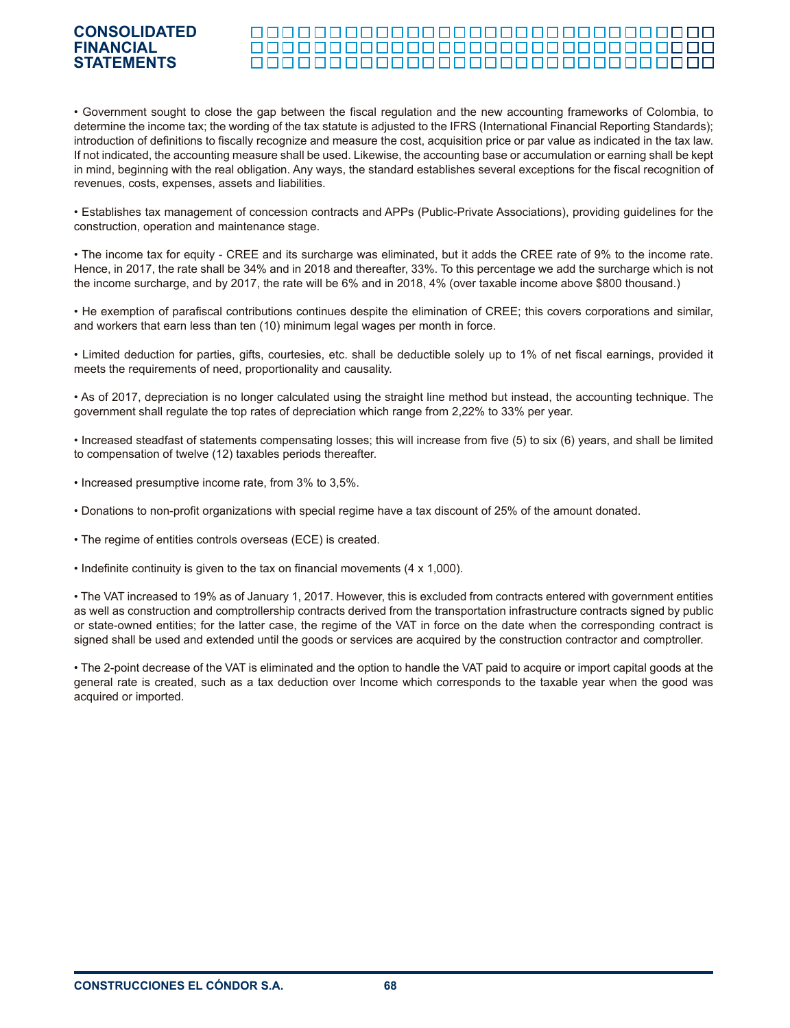- Government sought to close the gap between the fiscal regulation and the new accounting frameworks of Colombia, to determine the income tax; the wording of the tax statute is adjusted to the IFRS (International Financial Reporting Standards); introduction of definitions to fiscally recognize and measure the cost, acquisition price or par value as indicated in the tax law. If not indicated, the accounting measure shall be used. Likewise, the accounting base or accumulation or earning shall be kept in mind, beginning with the real obligation. Any ways, the standard establishes several exceptions for the fiscal recognition of revenues, costs, expenses, assets and liabilities.

- Establishes tax management of concession contracts and APPs (Public-Private Associations), providing guidelines for the construction, operation and maintenance stage.

- The income tax for equity - CREE and its surcharge was eliminated, but it adds the CREE rate of 9% to the income rate. Hence, in 2017, the rate shall be 34% and in 2018 and thereafter, 33%. To this percentage we add the surcharge which is not the income surcharge, and by 2017, the rate will be 6% and in 2018, 4% (over taxable income above $800 thousand.)

- He exemption of parafiscal contributions continues despite the elimination of CREE; this covers corporations and similar, and workers that earn less than ten (10) minimum legal wages per month in force.

- Limited deduction for parties, gifts, courtesies, etc. shall be deductible solely up to 1% of net fiscal earnings, provided it meets the requirements of need, proportionality and causality.

- As of 2017, depreciation is no longer calculated using the straight line method but instead, the accounting technique. The government shall regulate the top rates of depreciation which range from 2,22% to 33% per year.

- Increased steadfast of statements compensating losses; this will increase from five (5) to six (6) years, and shall be limited to compensation of twelve (12) taxables periods thereafter.

- Increased presumptive income rate, from 3% to 3,5%.

- Donations to non-profit organizations with special regime have a tax discount of 25% of the amount donated.

- The regime of entities controls overseas (ECE) is created.

- Indefinite continuity is given to the tax on financial movements (4 x 1,000).

- The VAT increased to 19% as of January 1, 2017. However, this is excluded from contracts entered with government entities as well as construction and comptrollership contracts derived from the transportation infrastructure contracts signed by public or state-owned entities; for the latter case, the regime of the VAT in force on the date when the corresponding contract is signed shall be used and extended until the goods or services are acquired by the construction contractor and comptroller.

- The 2-point decrease of the VAT is eliminated and the option to handle the VAT paid to acquire or import capital goods at the general rate is created, such as a tax deduction over Income which corresponds to the taxable year when the good was acquired or imported.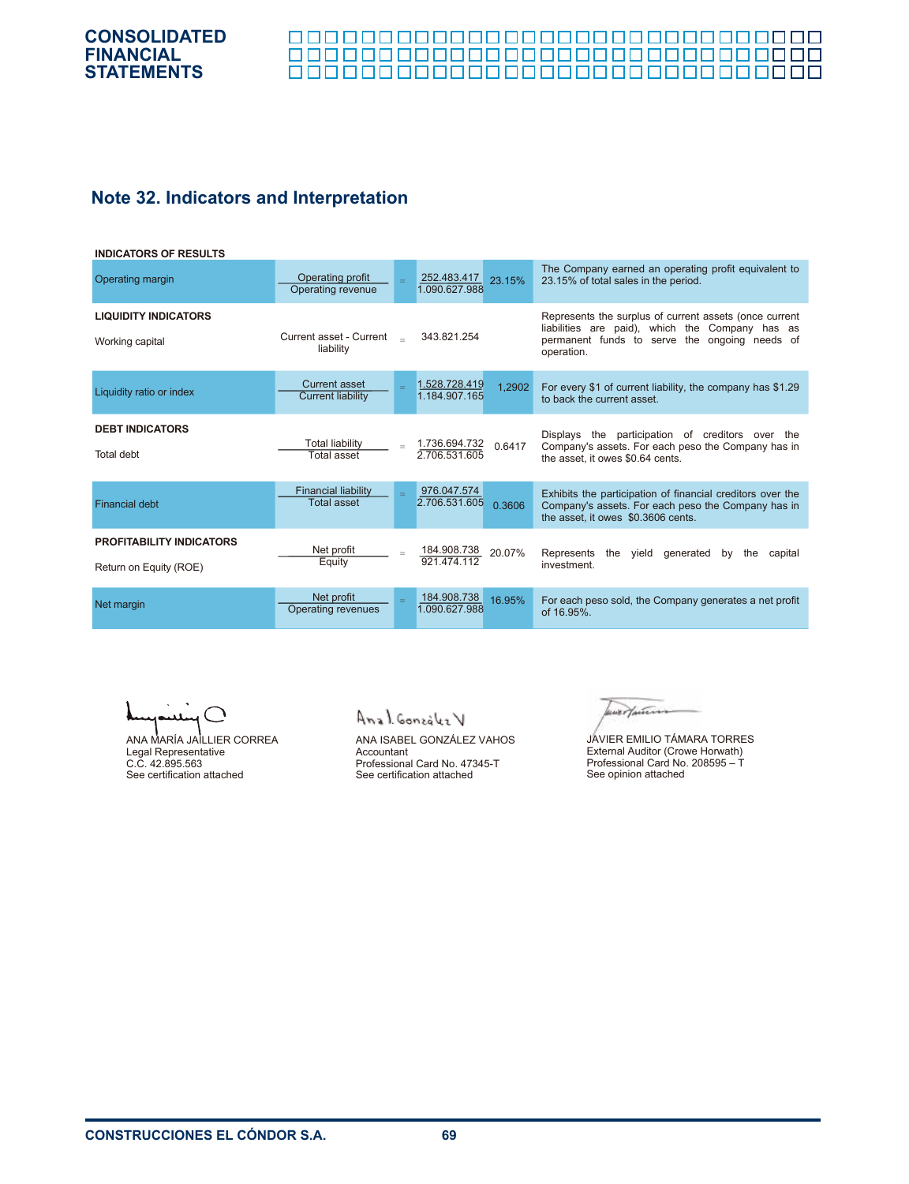## Note 32. Indicators and Interpretation

| | | | | | |
|---|---|---|---|---|---|
| **INDICATORS OF RESULTS** | | | | | |
| Operating margin | Operating profit / Operating revenue | = | 252.483.417 / 1.090.627.988 | 23.15% | The Company earned an operating profit equivalent to 23.15% of total sales in the period. |
| **LIQUIDITY INDICATORS** | | | | | |
| Working capital | Current asset - Current liability | = | 343.821.254 | | Represents the surplus of current assets (once current liabilities are paid), which the Company has as permanent funds to serve the ongoing needs of operation. |
| Liquidity ratio or index | Current asset / Current liability | = | 1.528.728.419 / 1.184.907.165 | 1,2902 | For every $1 of current liability, the company has $1.29 to back the current asset. |
| **DEBT INDICATORS** | | | | | |
| Total debt | Total liability / Total asset | = | 1.736.694.732 / 2.706.531.605 | 0.6417 | Displays the participation of creditors over the Company's assets. For each peso the Company has in the asset, it owes $0.64 cents. |
| Financial debt | Financial liability / Total asset | = | 976.047.574 / 2.706.531.605 | 0.3606 | Exhibits the participation of financial creditors over the Company's assets. For each peso the Company has in the asset, it owes $0.3606 cents. |
| **PROFITABILITY INDICATORS** | | | | | |
| Return on Equity (ROE) | Net profit / Equity | = | 184.908.738 / 921.474.112 | 20.07% | Represents the yield generated by the capital investment. |
| Net margin | Net profit / Operating revenues | = | 184.908.738 / 1.090.627.988 | 16.95% | For each peso sold, the Company generates a net profit of 16.95%. |

ANA MARÍA JAILLIER CORREA
Legal Representative
C.C. 42.895.563
See certification attached

ANA ISABEL GONZÁLEZ VAHOS
Accountant
Professional Card No. 47345-T
See certification attached

JAVIER EMILIO TÁMARA TORRES
External Auditor (Crowe Horwath)
Professional Card No. 208595 – T
See opinion attached